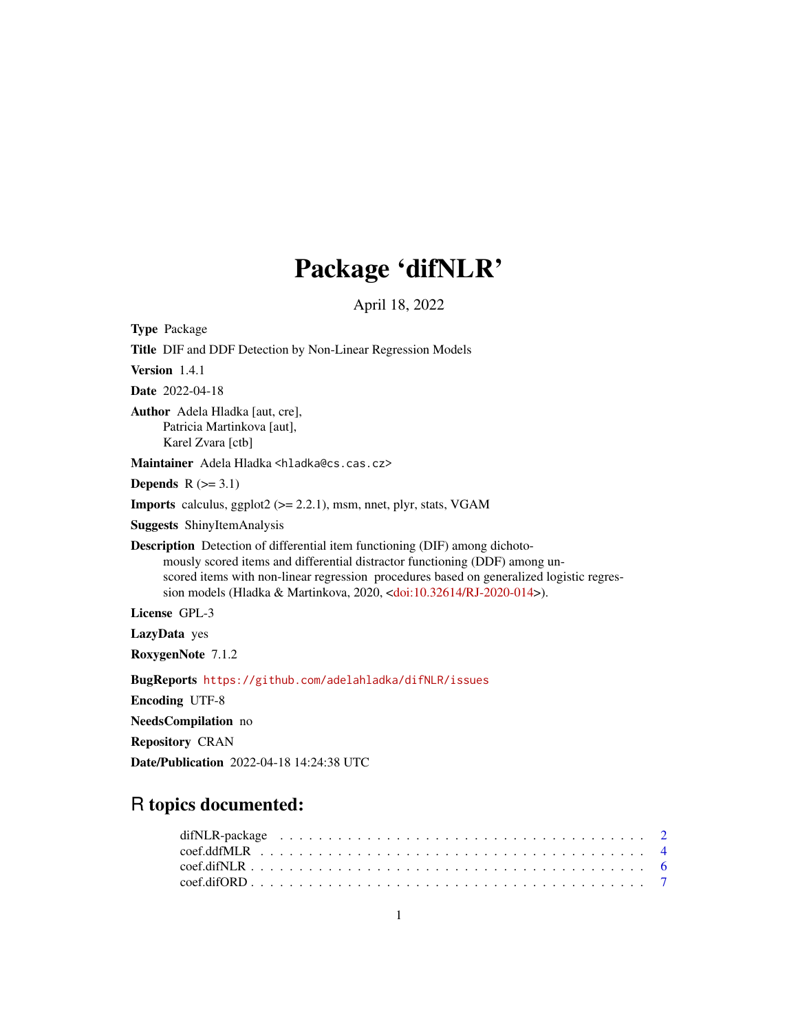# Package 'difNLR'

April 18, 2022

**Type** Package

**Title** DIF and DDF Detection by Non-Linear Regression Models

**Version** 1.4.1

**Date** 2022-04-18

**Author** Adela Hladka [aut, cre],
Patricia Martinkova [aut],
Karel Zvara [ctb]

**Maintainer** Adela Hladka <hladka@cs.cas.cz>

**Depends** R (>= 3.1)

**Imports** calculus, ggplot2 (>= 2.2.1), msm, nnet, plyr, stats, VGAM

**Suggests** ShinyItemAnalysis

**Description** Detection of differential item functioning (DIF) among dichotomously scored items and differential distractor functioning (DDF) among unscored items with non-linear regression procedures based on generalized logistic regression models (Hladka & Martinkova, 2020, <doi:10.32614/RJ-2020-014>).

**License** GPL-3

**LazyData** yes

**RoxygenNote** 7.1.2

**BugReports** https://github.com/adelahladka/difNLR/issues

**Encoding** UTF-8

**NeedsCompilation** no

**Repository** CRAN

**Date/Publication** 2022-04-18 14:24:38 UTC

## R topics documented:

difNLR-package . . . . . . . . . . . . . . . . . . . . . . . . . . . . . . . . . . . . 2
coef.ddfMLR . . . . . . . . . . . . . . . . . . . . . . . . . . . . . . . . . . . . . 4
coef.difNLR . . . . . . . . . . . . . . . . . . . . . . . . . . . . . . . . . . . . . 6
coef.difORD . . . . . . . . . . . . . . . . . . . . . . . . . . . . . . . . . . . . . 7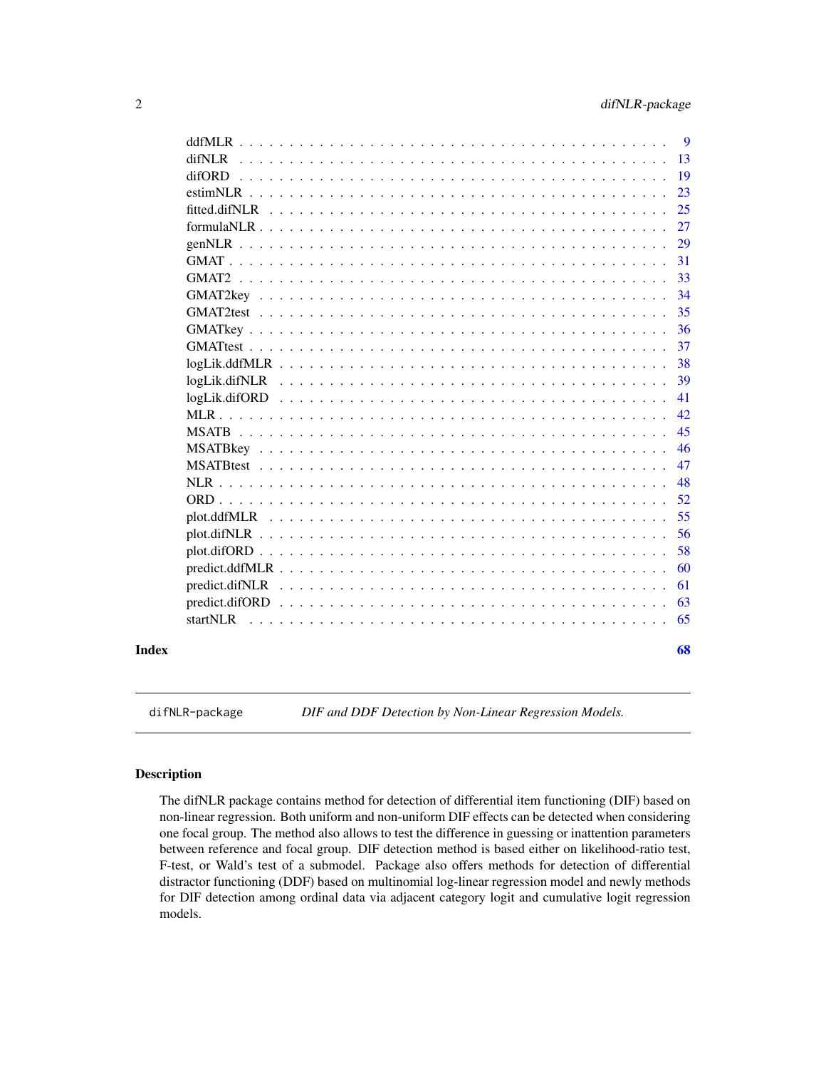| | |
|---|---|
| ddfMLR | 9 |
| difNLR | 13 |
| difORD | 19 |
| estimNLR | 23 |
| fitted.difNLR | 25 |
| formulaNLR | 27 |
| genNLR | 29 |
| GMAT | 31 |
| GMAT2 | 33 |
| GMAT2key | 34 |
| GMAT2test | 35 |
| GMATkey | 36 |
| GMATtest | 37 |
| logLik.ddfMLR | 38 |
| logLik.difNLR | 39 |
| logLik.difORD | 41 |
| MLR | 42 |
| MSATB | 45 |
| MSATBkey | 46 |
| MSATBtest | 47 |
| NLR | 48 |
| ORD | 52 |
| plot.ddfMLR | 55 |
| plot.difNLR | 56 |
| plot.difORD | 58 |
| predict.ddfMLR | 60 |
| predict.difNLR | 61 |
| predict.difORD | 63 |
| startNLR | 65 |

**Index** **68**

---

`difNLR-package` *DIF and DDF Detection by Non-Linear Regression Models.*

---

## Description

The difNLR package contains method for detection of differential item functioning (DIF) based on non-linear regression. Both uniform and non-uniform DIF effects can be detected when considering one focal group. The method also allows to test the difference in guessing or inattention parameters between reference and focal group. DIF detection method is based either on likelihood-ratio test, F-test, or Wald's test of a submodel. Package also offers methods for detection of differential distractor functioning (DDF) based on multinomial log-linear regression model and newly methods for DIF detection among ordinal data via adjacent category logit and cumulative logit regression models.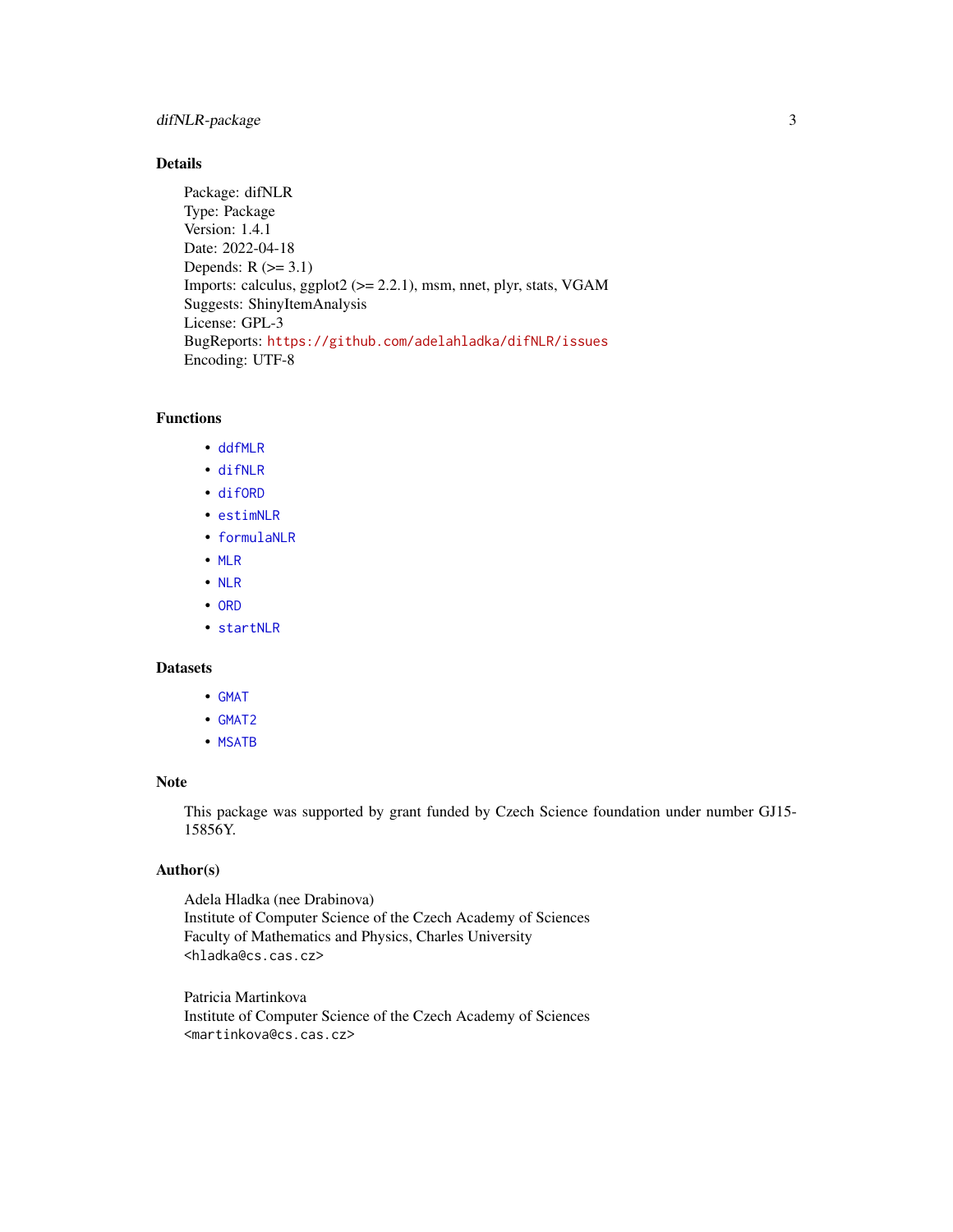### Details

Package: difNLR
Type: Package
Version: 1.4.1
Date: 2022-04-18
Depends: R (>= 3.1)
Imports: calculus, ggplot2 (>= 2.2.1), msm, nnet, plyr, stats, VGAM
Suggests: ShinyItemAnalysis
License: GPL-3
BugReports: https://github.com/adelahladka/difNLR/issues
Encoding: UTF-8

### Functions

- ddfMLR
- difNLR
- difORD
- estimNLR
- formulaNLR
- MLR
- NLR
- ORD
- startNLR

### Datasets

- GMAT
- GMAT2
- MSATB

### Note

This package was supported by grant funded by Czech Science foundation under number GJ15-15856Y.

### Author(s)

Adela Hladka (nee Drabinova)
Institute of Computer Science of the Czech Academy of Sciences
Faculty of Mathematics and Physics, Charles University
<hladka@cs.cas.cz>

Patricia Martinkova
Institute of Computer Science of the Czech Academy of Sciences
<martinkova@cs.cas.cz>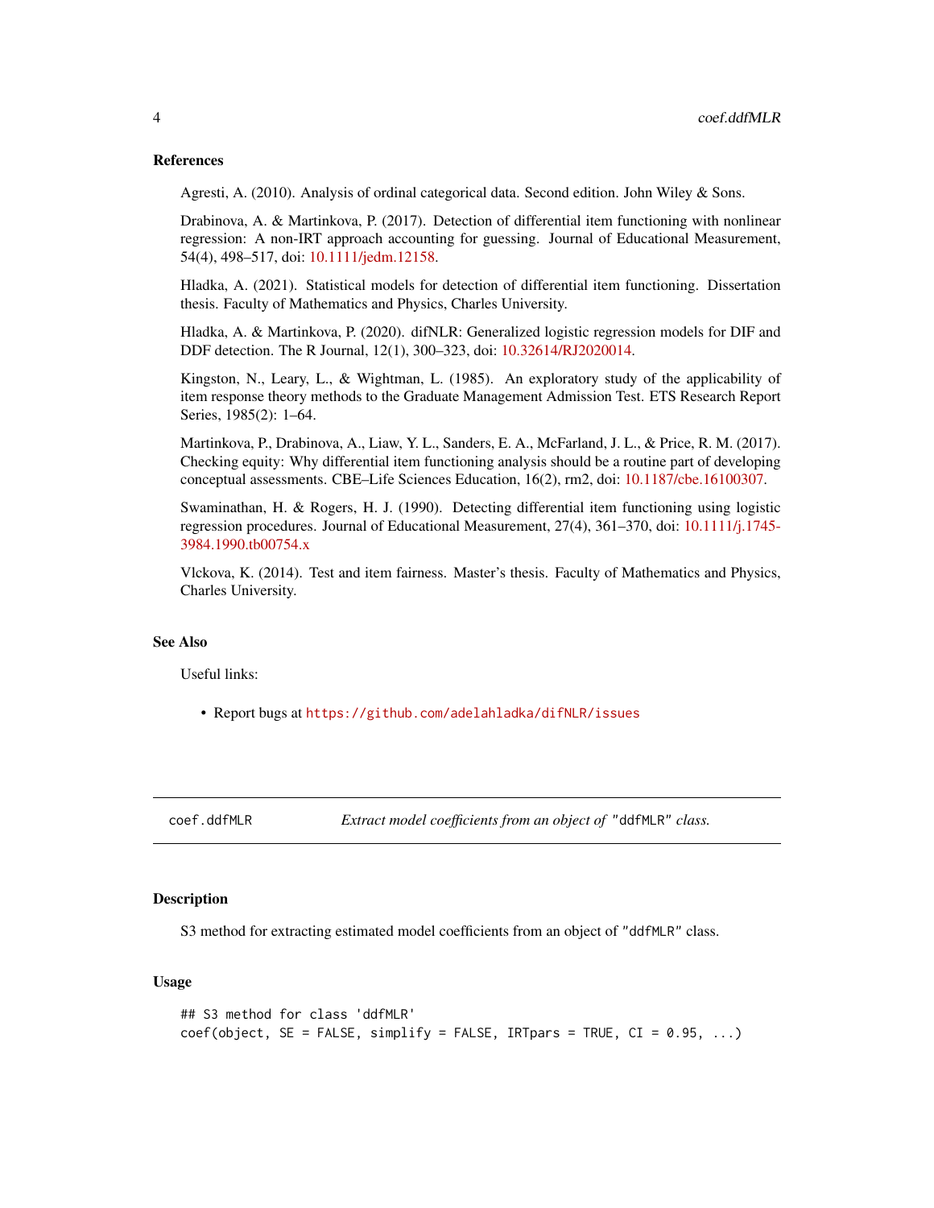### References

Agresti, A. (2010). Analysis of ordinal categorical data. Second edition. John Wiley & Sons.

Drabinova, A. & Martinkova, P. (2017). Detection of differential item functioning with nonlinear regression: A non-IRT approach accounting for guessing. Journal of Educational Measurement, 54(4), 498–517, doi: 10.1111/jedm.12158.

Hladka, A. (2021). Statistical models for detection of differential item functioning. Dissertation thesis. Faculty of Mathematics and Physics, Charles University.

Hladka, A. & Martinkova, P. (2020). difNLR: Generalized logistic regression models for DIF and DDF detection. The R Journal, 12(1), 300–323, doi: 10.32614/RJ2020014.

Kingston, N., Leary, L., & Wightman, L. (1985). An exploratory study of the applicability of item response theory methods to the Graduate Management Admission Test. ETS Research Report Series, 1985(2): 1–64.

Martinkova, P., Drabinova, A., Liaw, Y. L., Sanders, E. A., McFarland, J. L., & Price, R. M. (2017). Checking equity: Why differential item functioning analysis should be a routine part of developing conceptual assessments. CBE–Life Sciences Education, 16(2), rm2, doi: 10.1187/cbe.16100307.

Swaminathan, H. & Rogers, H. J. (1990). Detecting differential item functioning using logistic regression procedures. Journal of Educational Measurement, 27(4), 361–370, doi: 10.1111/j.1745-3984.1990.tb00754.x

Vlckova, K. (2014). Test and item fairness. Master's thesis. Faculty of Mathematics and Physics, Charles University.

### See Also

Useful links:

- Report bugs at https://github.com/adelahladka/difNLR/issues

---

## coef.ddfMLR — *Extract model coefficients from an object of "ddfMLR" class.*

### Description

S3 method for extracting estimated model coefficients from an object of "ddfMLR" class.

### Usage

```
## S3 method for class 'ddfMLR'
coef(object, SE = FALSE, simplify = FALSE, IRTpars = TRUE, CI = 0.95, ...)
```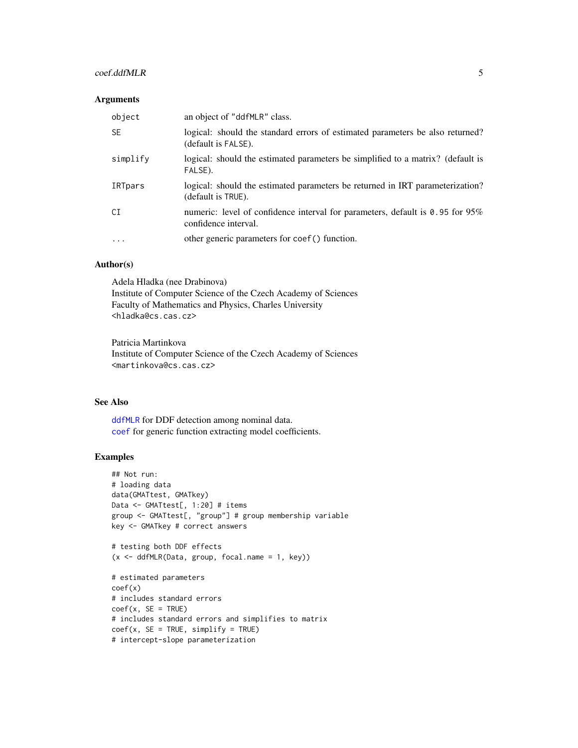### Arguments

| | |
|---|---|
| object | an object of "ddfMLR" class. |
| SE | logical: should the standard errors of estimated parameters be also returned? (default is FALSE). |
| simplify | logical: should the estimated parameters be simplified to a matrix? (default is FALSE). |
| IRTpars | logical: should the estimated parameters be returned in IRT parameterization? (default is TRUE). |
| CI | numeric: level of confidence interval for parameters, default is 0.95 for 95% confidence interval. |
| ... | other generic parameters for coef() function. |

### Author(s)

Adela Hladka (nee Drabinova)
Institute of Computer Science of the Czech Academy of Sciences
Faculty of Mathematics and Physics, Charles University
<hladka@cs.cas.cz>

Patricia Martinkova
Institute of Computer Science of the Czech Academy of Sciences
<martinkova@cs.cas.cz>

### See Also

ddfMLR for DDF detection among nominal data.
coef for generic function extracting model coefficients.

### Examples

```
## Not run:
# loading data
data(GMATtest, GMATkey)
Data <- GMATtest[, 1:20] # items
group <- GMATtest[, "group"] # group membership variable
key <- GMATkey # correct answers

# testing both DDF effects
(x <- ddfMLR(Data, group, focal.name = 1, key))

# estimated parameters
coef(x)
# includes standard errors
coef(x, SE = TRUE)
# includes standard errors and simplifies to matrix
coef(x, SE = TRUE, simplify = TRUE)
# intercept-slope parameterization
```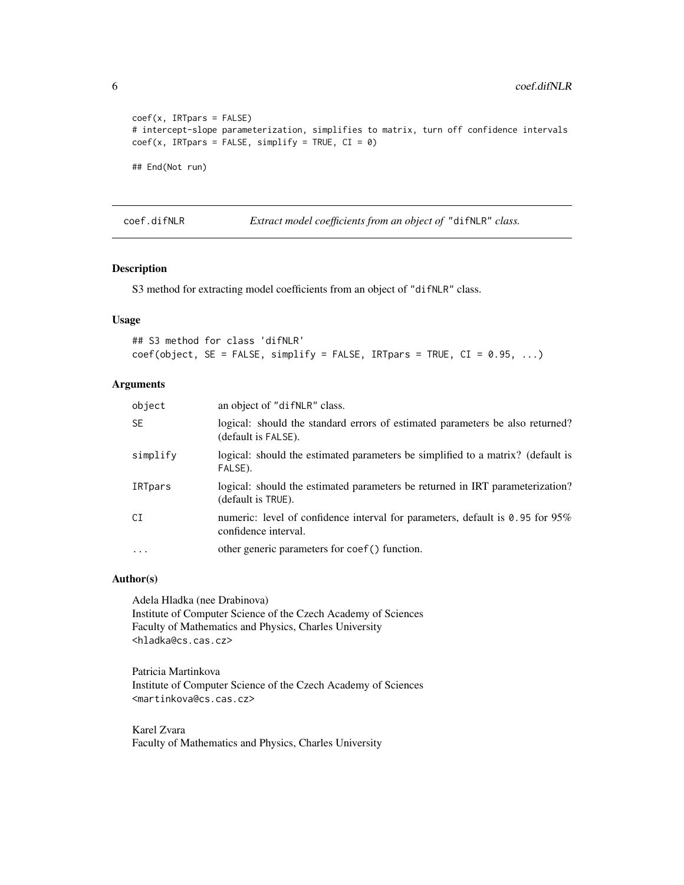```
coef(x, IRTpars = FALSE)
# intercept-slope parameterization, simplifies to matrix, turn off confidence intervals
coef(x, IRTpars = FALSE, simplify = TRUE, CI = 0)

## End(Not run)
```

## coef.difNLR — *Extract model coefficients from an object of "difNLR" class.*

### Description

S3 method for extracting model coefficients from an object of "difNLR" class.

### Usage

```
## S3 method for class 'difNLR'
coef(object, SE = FALSE, simplify = FALSE, IRTpars = TRUE, CI = 0.95, ...)
```

### Arguments

| | |
|---|---|
| object | an object of "difNLR" class. |
| SE | logical: should the standard errors of estimated parameters be also returned? (default is FALSE). |
| simplify | logical: should the estimated parameters be simplified to a matrix? (default is FALSE). |
| IRTpars | logical: should the estimated parameters be returned in IRT parameterization? (default is TRUE). |
| CI | numeric: level of confidence interval for parameters, default is 0.95 for 95% confidence interval. |
| ... | other generic parameters for coef() function. |

### Author(s)

Adela Hladka (nee Drabinova)
Institute of Computer Science of the Czech Academy of Sciences
Faculty of Mathematics and Physics, Charles University
<hladka@cs.cas.cz>

Patricia Martinkova
Institute of Computer Science of the Czech Academy of Sciences
<martinkova@cs.cas.cz>

Karel Zvara
Faculty of Mathematics and Physics, Charles University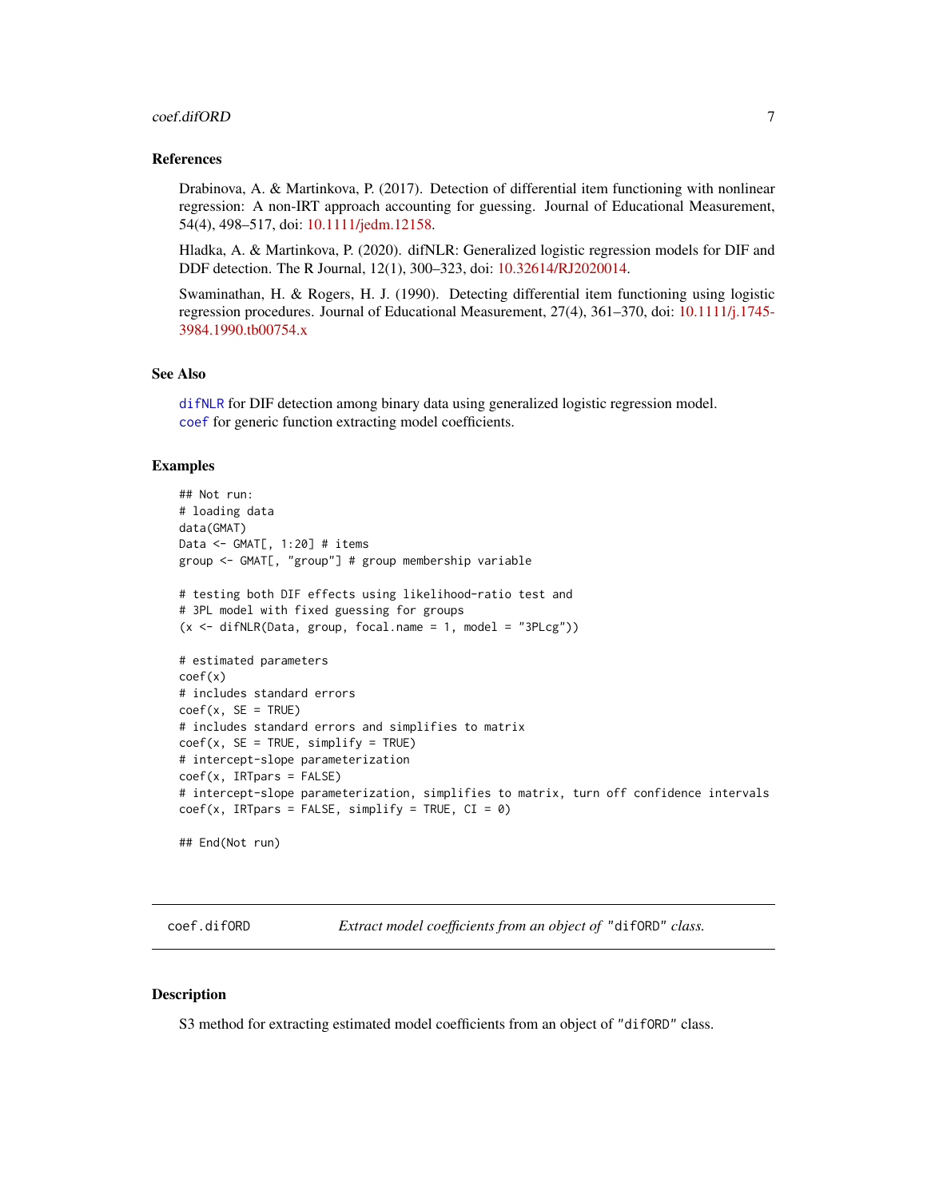### References

Drabinova, A. & Martinkova, P. (2017). Detection of differential item functioning with nonlinear regression: A non-IRT approach accounting for guessing. Journal of Educational Measurement, 54(4), 498–517, doi: 10.1111/jedm.12158.

Hladka, A. & Martinkova, P. (2020). difNLR: Generalized logistic regression models for DIF and DDF detection. The R Journal, 12(1), 300–323, doi: 10.32614/RJ2020014.

Swaminathan, H. & Rogers, H. J. (1990). Detecting differential item functioning using logistic regression procedures. Journal of Educational Measurement, 27(4), 361–370, doi: 10.1111/j.1745-3984.1990.tb00754.x

### See Also

difNLR for DIF detection among binary data using generalized logistic regression model.
coef for generic function extracting model coefficients.

### Examples

```
## Not run:
# loading data
data(GMAT)
Data <- GMAT[, 1:20] # items
group <- GMAT[, "group"] # group membership variable

# testing both DIF effects using likelihood-ratio test and
# 3PL model with fixed guessing for groups
(x <- difNLR(Data, group, focal.name = 1, model = "3PLcg"))

# estimated parameters
coef(x)
# includes standard errors
coef(x, SE = TRUE)
# includes standard errors and simplifies to matrix
coef(x, SE = TRUE, simplify = TRUE)
# intercept-slope parameterization
coef(x, IRTpars = FALSE)
# intercept-slope parameterization, simplifies to matrix, turn off confidence intervals
coef(x, IRTpars = FALSE, simplify = TRUE, CI = 0)

## End(Not run)
```

---

## coef.difORD — *Extract model coefficients from an object of "difORD" class.*

### Description

S3 method for extracting estimated model coefficients from an object of "difORD" class.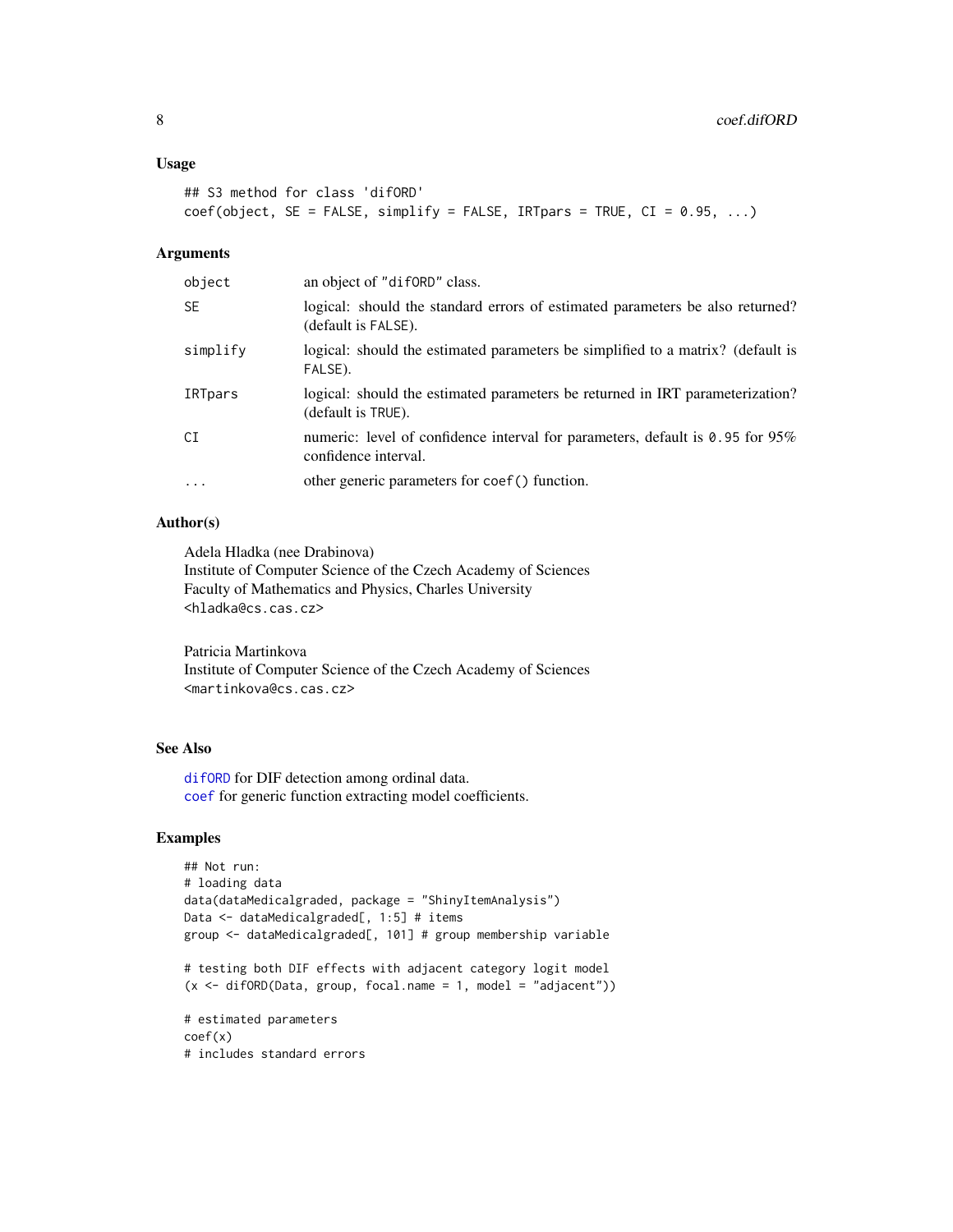### Usage

```
## S3 method for class 'difORD'
coef(object, SE = FALSE, simplify = FALSE, IRTpars = TRUE, CI = 0.95, ...)
```

### Arguments

| | |
|---|---|
| object | an object of "difORD" class. |
| SE | logical: should the standard errors of estimated parameters be also returned? (default is FALSE). |
| simplify | logical: should the estimated parameters be simplified to a matrix? (default is FALSE). |
| IRTpars | logical: should the estimated parameters be returned in IRT parameterization? (default is TRUE). |
| CI | numeric: level of confidence interval for parameters, default is 0.95 for 95% confidence interval. |
| ... | other generic parameters for coef() function. |

### Author(s)

Adela Hladka (nee Drabinova)
Institute of Computer Science of the Czech Academy of Sciences
Faculty of Mathematics and Physics, Charles University
<hladka@cs.cas.cz>

Patricia Martinkova
Institute of Computer Science of the Czech Academy of Sciences
<martinkova@cs.cas.cz>

### See Also

difORD for DIF detection among ordinal data.
coef for generic function extracting model coefficients.

### Examples

```
## Not run:
# loading data
data(dataMedicalgraded, package = "ShinyItemAnalysis")
Data <- dataMedicalgraded[, 1:5] # items
group <- dataMedicalgraded[, 101] # group membership variable

# testing both DIF effects with adjacent category logit model
(x <- difORD(Data, group, focal.name = 1, model = "adjacent"))

# estimated parameters
coef(x)
# includes standard errors
```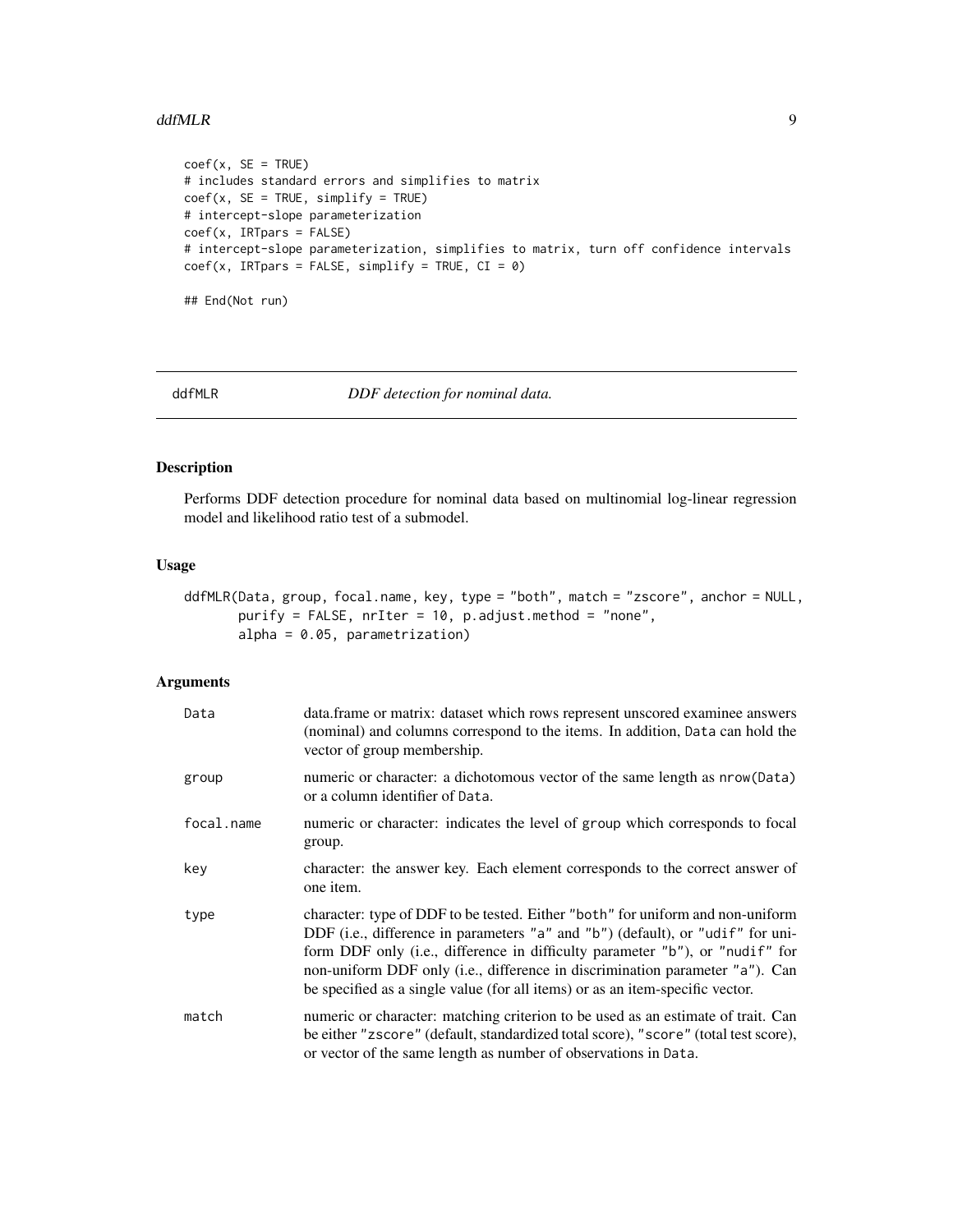```
coef(x, SE = TRUE)
# includes standard errors and simplifies to matrix
coef(x, SE = TRUE, simplify = TRUE)
# intercept-slope parameterization
coef(x, IRTpars = FALSE)
# intercept-slope parameterization, simplifies to matrix, turn off confidence intervals
coef(x, IRTpars = FALSE, simplify = TRUE, CI = 0)

## End(Not run)
```

---

## ddfMLR — *DDF detection for nominal data.*

---

### Description

Performs DDF detection procedure for nominal data based on multinomial log-linear regression model and likelihood ratio test of a submodel.

### Usage

```
ddfMLR(Data, group, focal.name, key, type = "both", match = "zscore", anchor = NULL,
       purify = FALSE, nrIter = 10, p.adjust.method = "none",
       alpha = 0.05, parametrization)
```

### Arguments

| | |
|---|---|
| `Data` | data.frame or matrix: dataset which rows represent unscored examinee answers (nominal) and columns correspond to the items. In addition, `Data` can hold the vector of group membership. |
| `group` | numeric or character: a dichotomous vector of the same length as `nrow(Data)` or a column identifier of `Data`. |
| `focal.name` | numeric or character: indicates the level of `group` which corresponds to focal group. |
| `key` | character: the answer key. Each element corresponds to the correct answer of one item. |
| `type` | character: type of DDF to be tested. Either `"both"` for uniform and non-uniform DDF (i.e., difference in parameters `"a"` and `"b"`) (default), or `"udif"` for uniform DDF only (i.e., difference in difficulty parameter `"b"`), or `"nudif"` for non-uniform DDF only (i.e., difference in discrimination parameter `"a"`). Can be specified as a single value (for all items) or as an item-specific vector. |
| `match` | numeric or character: matching criterion to be used as an estimate of trait. Can be either `"zscore"` (default, standardized total score), `"score"` (total test score), or vector of the same length as number of observations in `Data`. |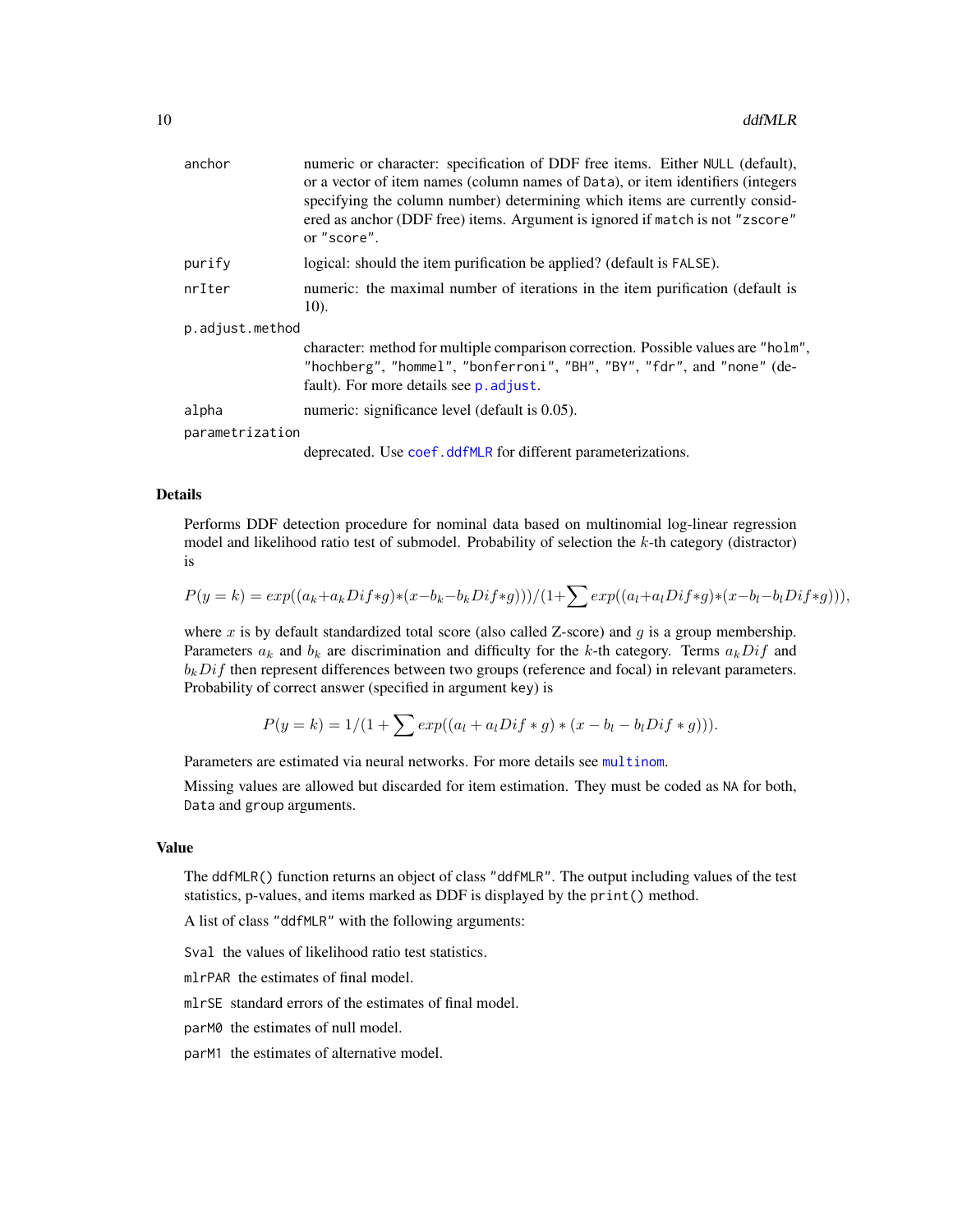| | |
|---|---|
| anchor | numeric or character: specification of DDF free items. Either NULL (default), or a vector of item names (column names of Data), or item identifiers (integers specifying the column number) determining which items are currently considered as anchor (DDF free) items. Argument is ignored if match is not "zscore" or "score". |
| purify | logical: should the item purification be applied? (default is FALSE). |
| nrIter | numeric: the maximal number of iterations in the item purification (default is 10). |
| p.adjust.method | character: method for multiple comparison correction. Possible values are "holm", "hochberg", "hommel", "bonferroni", "BH", "BY", "fdr", and "none" (default). For more details see p.adjust. |
| alpha | numeric: significance level (default is 0.05). |
| parametrization | deprecated. Use coef.ddfMLR for different parameterizations. |

## Details

Performs DDF detection procedure for nominal data based on multinomial log-linear regression model and likelihood ratio test of submodel. Probability of selection the $k$-th category (distractor) is

$$P(y = k) = exp((a_k + a_k Dif * g) * (x - b_k - b_k Dif * g)))/(1 + \sum exp((a_l + a_l Dif * g) * (x - b_l - b_l Dif * g))),$$

where $x$ is by default standardized total score (also called Z-score) and $g$ is a group membership. Parameters $a_k$ and $b_k$ are discrimination and difficulty for the $k$-th category. Terms $a_k Dif$ and $b_k Dif$ then represent differences between two groups (reference and focal) in relevant parameters. Probability of correct answer (specified in argument key) is

$$P(y = k) = 1/(1 + \sum exp((a_l + a_l Dif * g) * (x - b_l - b_l Dif * g))).$$

Parameters are estimated via neural networks. For more details see multinom.

Missing values are allowed but discarded for item estimation. They must be coded as NA for both, Data and group arguments.

## Value

The ddfMLR() function returns an object of class "ddfMLR". The output including values of the test statistics, p-values, and items marked as DDF is displayed by the print() method.

A list of class "ddfMLR" with the following arguments:

Sval the values of likelihood ratio test statistics.

mlrPAR the estimates of final model.

mlrSE standard errors of the estimates of final model.

parM0 the estimates of null model.

parM1 the estimates of alternative model.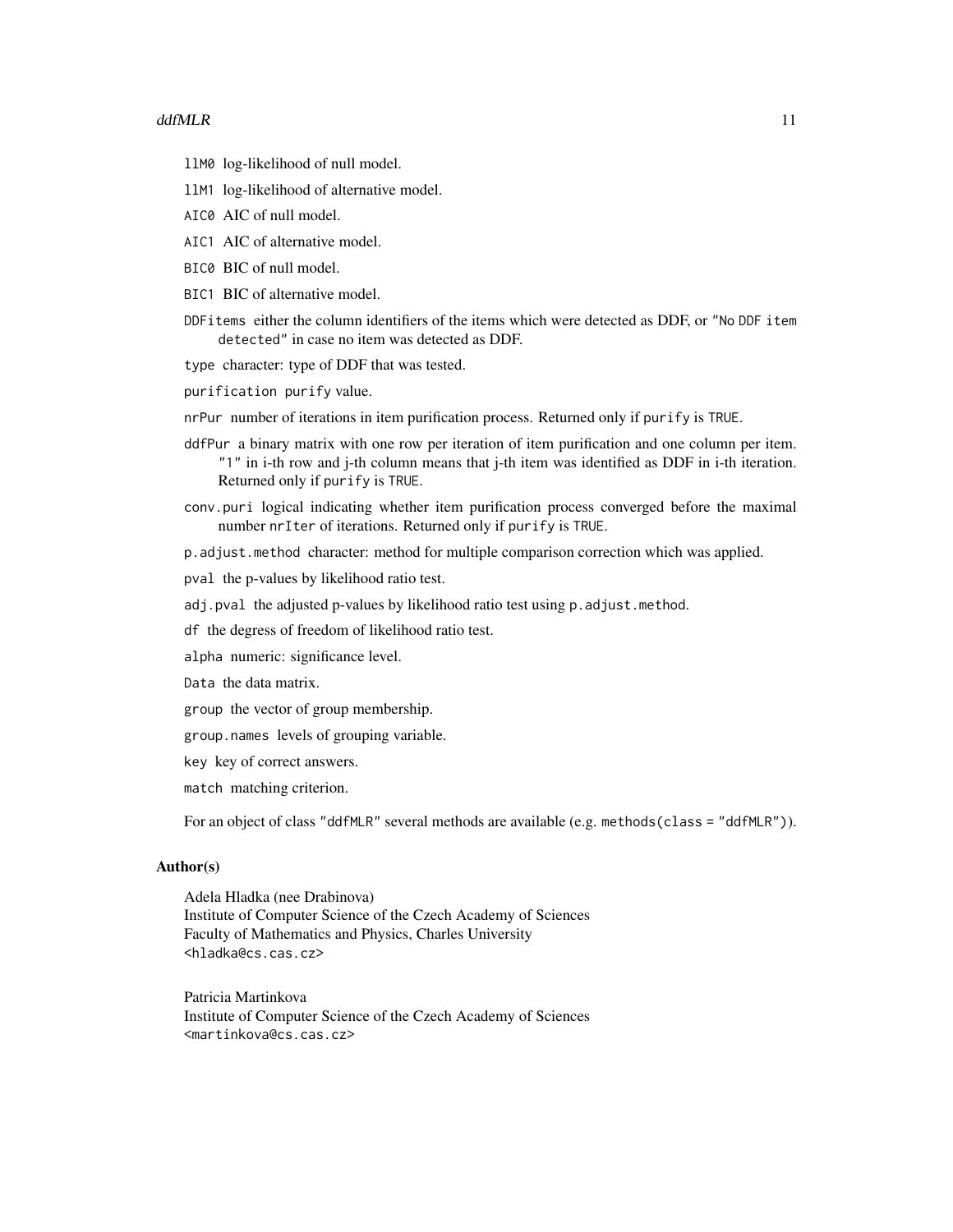`llM0` log-likelihood of null model.

`llM1` log-likelihood of alternative model.

`AIC0` AIC of null model.

`AIC1` AIC of alternative model.

`BIC0` BIC of null model.

`BIC1` BIC of alternative model.

`DDFitems` either the column identifiers of the items which were detected as DDF, or `"No DDF item detected"` in case no item was detected as DDF.

`type` character: type of DDF that was tested.

`purification` `purify` value.

`nrPur` number of iterations in item purification process. Returned only if `purify` is `TRUE`.

`ddfPur` a binary matrix with one row per iteration of item purification and one column per item. `"1"` in i-th row and j-th column means that j-th item was identified as DDF in i-th iteration. Returned only if `purify` is `TRUE`.

`conv.puri` logical indicating whether item purification process converged before the maximal number `nrIter` of iterations. Returned only if `purify` is `TRUE`.

`p.adjust.method` character: method for multiple comparison correction which was applied.

`pval` the p-values by likelihood ratio test.

`adj.pval` the adjusted p-values by likelihood ratio test using `p.adjust.method`.

`df` the degress of freedom of likelihood ratio test.

`alpha` numeric: significance level.

`Data` the data matrix.

`group` the vector of group membership.

`group.names` levels of grouping variable.

`key` key of correct answers.

`match` matching criterion.

For an object of class `"ddfMLR"` several methods are available (e.g. `methods(class = "ddfMLR")`).

## Author(s)

Adela Hladka (nee Drabinova)
Institute of Computer Science of the Czech Academy of Sciences
Faculty of Mathematics and Physics, Charles University
<hladka@cs.cas.cz>

Patricia Martinkova
Institute of Computer Science of the Czech Academy of Sciences
<martinkova@cs.cas.cz>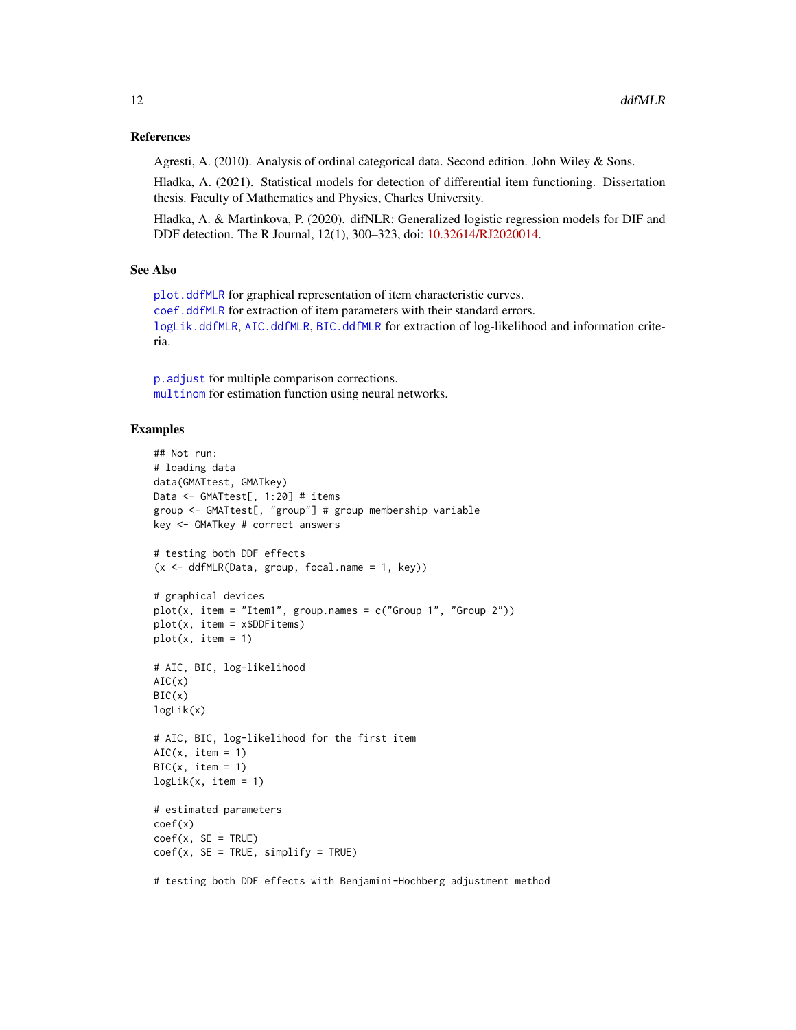## References

Agresti, A. (2010). Analysis of ordinal categorical data. Second edition. John Wiley & Sons.

Hladka, A. (2021). Statistical models for detection of differential item functioning. Dissertation thesis. Faculty of Mathematics and Physics, Charles University.

Hladka, A. & Martinkova, P. (2020). difNLR: Generalized logistic regression models for DIF and DDF detection. The R Journal, 12(1), 300–323, doi: 10.32614/RJ2020014.

## See Also

plot.ddfMLR for graphical representation of item characteristic curves.
coef.ddfMLR for extraction of item parameters with their standard errors.
logLik.ddfMLR, AIC.ddfMLR, BIC.ddfMLR for extraction of log-likelihood and information criteria.

p.adjust for multiple comparison corrections.
multinom for estimation function using neural networks.

## Examples

```
## Not run:
# loading data
data(GMATtest, GMATkey)
Data <- GMATtest[, 1:20] # items
group <- GMATtest[, "group"] # group membership variable
key <- GMATkey # correct answers

# testing both DDF effects
(x <- ddfMLR(Data, group, focal.name = 1, key))

# graphical devices
plot(x, item = "Item1", group.names = c("Group 1", "Group 2"))
plot(x, item = x$DDFitems)
plot(x, item = 1)

# AIC, BIC, log-likelihood
AIC(x)
BIC(x)
logLik(x)

# AIC, BIC, log-likelihood for the first item
AIC(x, item = 1)
BIC(x, item = 1)
logLik(x, item = 1)

# estimated parameters
coef(x)
coef(x, SE = TRUE)
coef(x, SE = TRUE, simplify = TRUE)

# testing both DDF effects with Benjamini-Hochberg adjustment method
```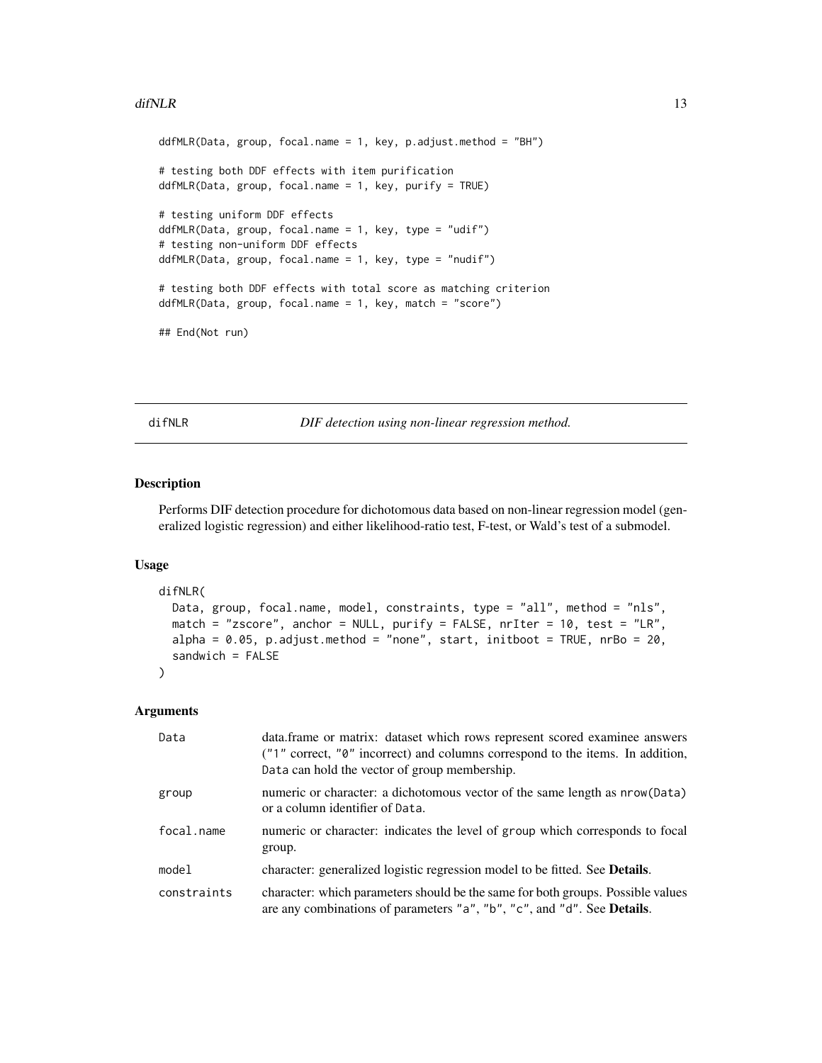```
ddfMLR(Data, group, focal.name = 1, key, p.adjust.method = "BH")

# testing both DDF effects with item purification
ddfMLR(Data, group, focal.name = 1, key, purify = TRUE)

# testing uniform DDF effects
ddfMLR(Data, group, focal.name = 1, key, type = "udif")
# testing non-uniform DDF effects
ddfMLR(Data, group, focal.name = 1, key, type = "nudif")

# testing both DDF effects with total score as matching criterion
ddfMLR(Data, group, focal.name = 1, key, match = "score")

## End(Not run)
```

---

## difNLR — *DIF detection using non-linear regression method.*

---

### Description

Performs DIF detection procedure for dichotomous data based on non-linear regression model (generalized logistic regression) and either likelihood-ratio test, F-test, or Wald's test of a submodel.

### Usage

```
difNLR(
  Data, group, focal.name, model, constraints, type = "all", method = "nls",
  match = "zscore", anchor = NULL, purify = FALSE, nrIter = 10, test = "LR",
  alpha = 0.05, p.adjust.method = "none", start, initboot = TRUE, nrBo = 20,
  sandwich = FALSE
)
```

### Arguments

| | |
|---|---|
| `Data` | data.frame or matrix: dataset which rows represent scored examinee answers ("1" correct, "0" incorrect) and columns correspond to the items. In addition, `Data` can hold the vector of group membership. |
| `group` | numeric or character: a dichotomous vector of the same length as `nrow(Data)` or a column identifier of `Data`. |
| `focal.name` | numeric or character: indicates the level of `group` which corresponds to focal group. |
| `model` | character: generalized logistic regression model to be fitted. See **Details**. |
| `constraints` | character: which parameters should be the same for both groups. Possible values are any combinations of parameters "a", "b", "c", and "d". See **Details**. |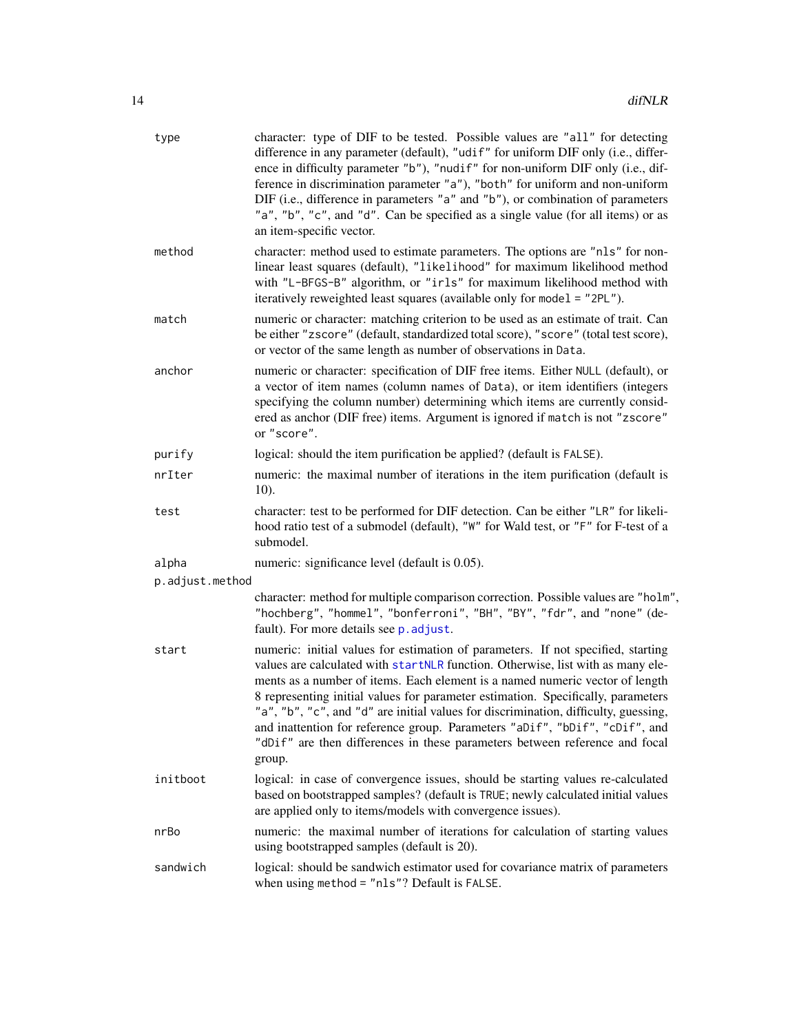| | |
|---|---|
| `type` | character: type of DIF to be tested. Possible values are `"all"` for detecting difference in any parameter (default), `"udif"` for uniform DIF only (i.e., difference in difficulty parameter `"b"`), `"nudif"` for non-uniform DIF only (i.e., difference in discrimination parameter `"a"`), `"both"` for uniform and non-uniform DIF (i.e., difference in parameters `"a"` and `"b"`), or combination of parameters `"a"`, `"b"`, `"c"`, and `"d"`. Can be specified as a single value (for all items) or as an item-specific vector. |
| `method` | character: method used to estimate parameters. The options are `"nls"` for non-linear least squares (default), `"likelihood"` for maximum likelihood method with `"L-BFGS-B"` algorithm, or `"irls"` for maximum likelihood method with iteratively reweighted least squares (available only for `model = "2PL"`). |
| `match` | numeric or character: matching criterion to be used as an estimate of trait. Can be either `"zscore"` (default, standardized total score), `"score"` (total test score), or vector of the same length as number of observations in `Data`. |
| `anchor` | numeric or character: specification of DIF free items. Either `NULL` (default), or a vector of item names (column names of `Data`), or item identifiers (integers specifying the column number) determining which items are currently considered as anchor (DIF free) items. Argument is ignored if `match` is not `"zscore"` or `"score"`. |
| `purify` | logical: should the item purification be applied? (default is `FALSE`). |
| `nrIter` | numeric: the maximal number of iterations in the item purification (default is 10). |
| `test` | character: test to be performed for DIF detection. Can be either `"LR"` for likelihood ratio test of a submodel (default), `"W"` for Wald test, or `"F"` for F-test of a submodel. |
| `alpha` | numeric: significance level (default is 0.05). |
| `p.adjust.method` | character: method for multiple comparison correction. Possible values are `"holm"`, `"hochberg"`, `"hommel"`, `"bonferroni"`, `"BH"`, `"BY"`, `"fdr"`, and `"none"` (default). For more details see `p.adjust`. |
| `start` | numeric: initial values for estimation of parameters. If not specified, starting values are calculated with `startNLR` function. Otherwise, list with as many elements as a number of items. Each element is a named numeric vector of length 8 representing initial values for parameter estimation. Specifically, parameters `"a"`, `"b"`, `"c"`, and `"d"` are initial values for discrimination, difficulty, guessing, and inattention for reference group. Parameters `"aDif"`, `"bDif"`, `"cDif"`, and `"dDif"` are then differences in these parameters between reference and focal group. |
| `initboot` | logical: in case of convergence issues, should be starting values re-calculated based on bootstrapped samples? (default is `TRUE`; newly calculated initial values are applied only to items/models with convergence issues). |
| `nrBo` | numeric: the maximal number of iterations for calculation of starting values using bootstrapped samples (default is 20). |
| `sandwich` | logical: should be sandwich estimator used for covariance matrix of parameters when using `method = "nls"`? Default is `FALSE`. |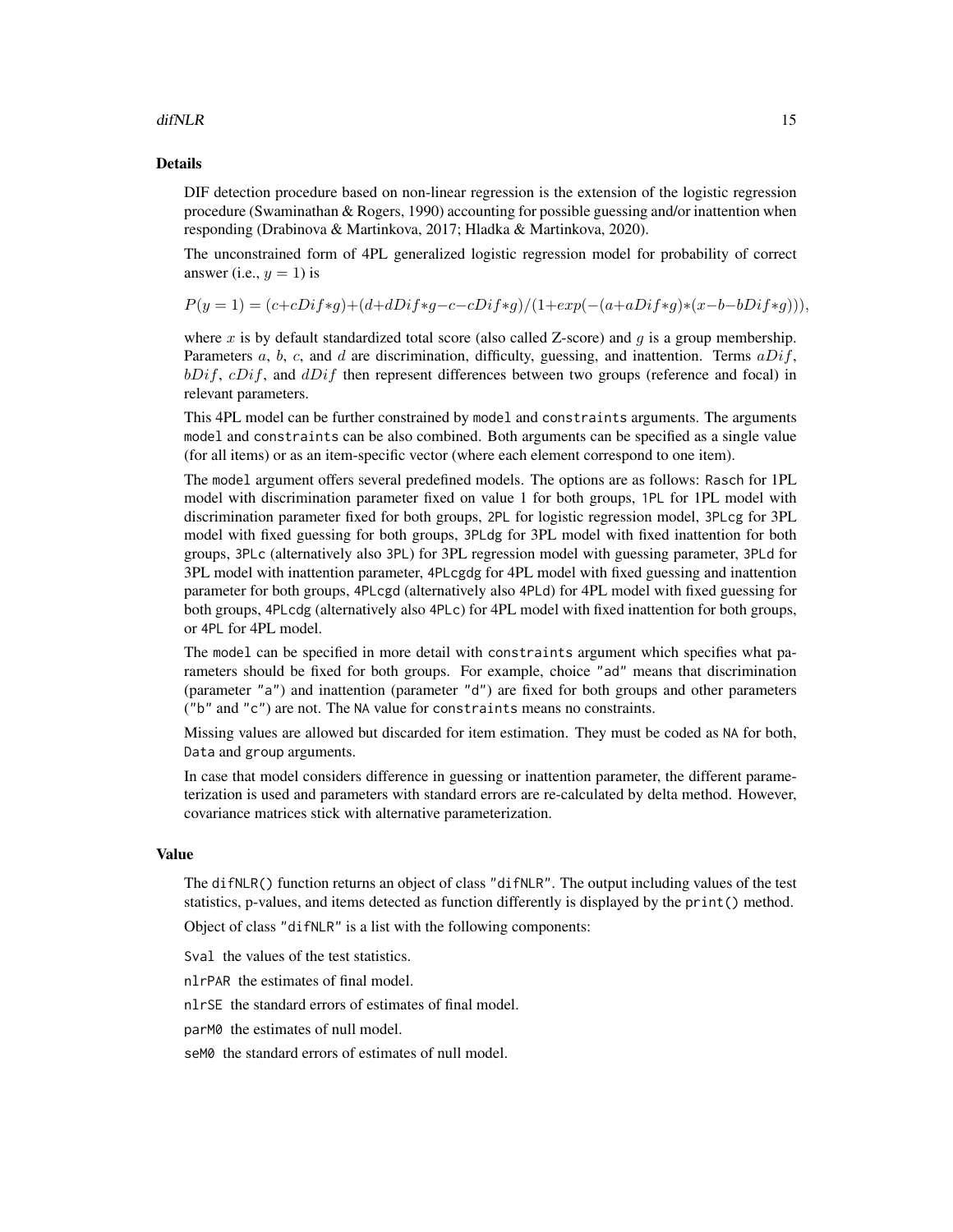### Details

DIF detection procedure based on non-linear regression is the extension of the logistic regression procedure (Swaminathan & Rogers, 1990) accounting for possible guessing and/or inattention when responding (Drabinova & Martinkova, 2017; Hladka & Martinkova, 2020).

The unconstrained form of 4PL generalized logistic regression model for probability of correct answer (i.e., $y = 1$) is

$$P(y = 1) = (c + cDif * g) + (d + dDif * g - c - cDif * g)/(1 + exp(-(a + aDif * g) * (x - b - bDif * g))),$$

where $x$ is by default standardized total score (also called Z-score) and $g$ is a group membership. Parameters $a$, $b$, $c$, and $d$ are discrimination, difficulty, guessing, and inattention. Terms $aDif$, $bDif$, $cDif$, and $dDif$ then represent differences between two groups (reference and focal) in relevant parameters.

This 4PL model can be further constrained by `model` and `constraints` arguments. The arguments `model` and `constraints` can be also combined. Both arguments can be specified as a single value (for all items) or as an item-specific vector (where each element correspond to one item).

The `model` argument offers several predefined models. The options are as follows: `Rasch` for 1PL model with discrimination parameter fixed on value 1 for both groups, `1PL` for 1PL model with discrimination parameter fixed for both groups, `2PL` for logistic regression model, `3PLcg` for 3PL model with fixed guessing for both groups, `3PLdg` for 3PL model with fixed inattention for both groups, `3PLc` (alternatively also `3PL`) for 3PL regression model with guessing parameter, `3PLd` for 3PL model with inattention parameter, `4PLcgdg` for 4PL model with fixed guessing and inattention parameter for both groups, `4PLcgd` (alternatively also `4PLd`) for 4PL model with fixed guessing for both groups, `4PLcdg` (alternatively also `4PLc`) for 4PL model with fixed inattention for both groups, or `4PL` for 4PL model.

The `model` can be specified in more detail with `constraints` argument which specifies what parameters should be fixed for both groups. For example, choice `"ad"` means that discrimination (parameter `"a"`) and inattention (parameter `"d"`) are fixed for both groups and other parameters (`"b"` and `"c"`) are not. The `NA` value for `constraints` means no constraints.

Missing values are allowed but discarded for item estimation. They must be coded as `NA` for both, `Data` and `group` arguments.

In case that model considers difference in guessing or inattention parameter, the different parameterization is used and parameters with standard errors are re-calculated by delta method. However, covariance matrices stick with alternative parameterization.

### Value

The `difNLR()` function returns an object of class `"difNLR"`. The output including values of the test statistics, p-values, and items detected as function differently is displayed by the `print()` method.

Object of class `"difNLR"` is a list with the following components:

`Sval` the values of the test statistics.

`nlrPAR` the estimates of final model.

`nlrSE` the standard errors of estimates of final model.

`parM0` the estimates of null model.

`seM0` the standard errors of estimates of null model.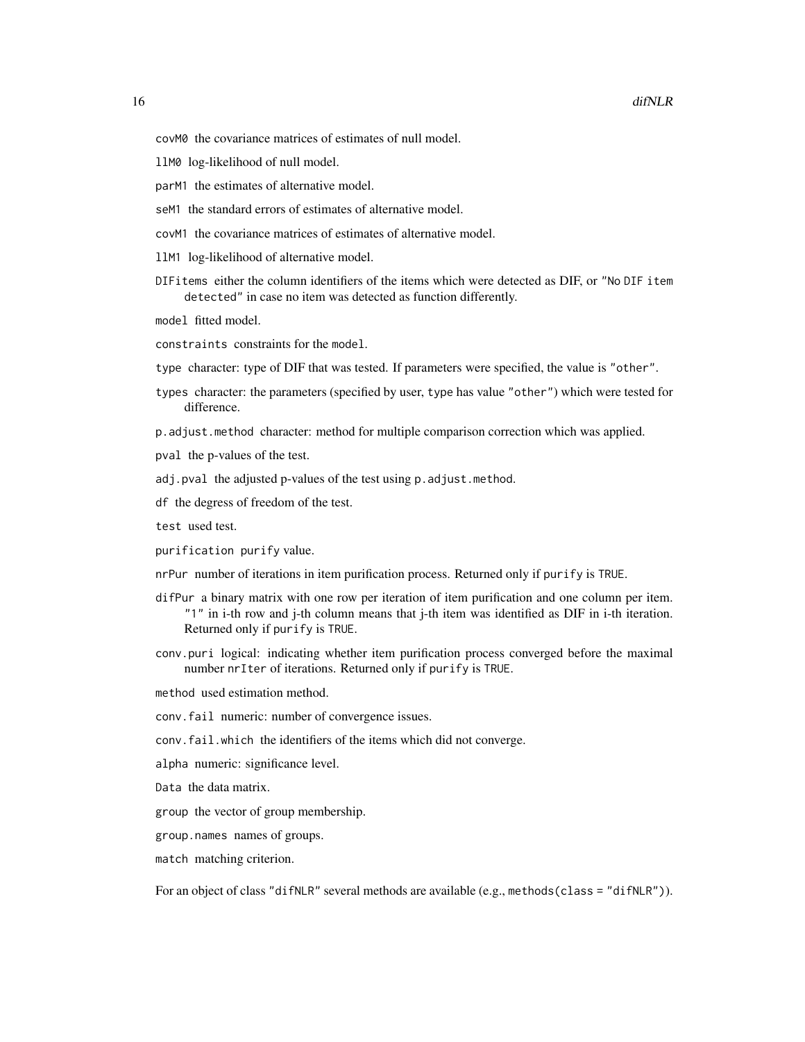`covM0` the covariance matrices of estimates of null model.

`llM0` log-likelihood of null model.

`parM1` the estimates of alternative model.

`seM1` the standard errors of estimates of alternative model.

`covM1` the covariance matrices of estimates of alternative model.

`llM1` log-likelihood of alternative model.

`DIFitems` either the column identifiers of the items which were detected as DIF, or `"No DIF item detected"` in case no item was detected as function differently.

`model` fitted model.

`constraints` constraints for the `model`.

`type` character: type of DIF that was tested. If parameters were specified, the value is `"other"`.

`types` character: the parameters (specified by user, `type` has value `"other"`) which were tested for difference.

`p.adjust.method` character: method for multiple comparison correction which was applied.

`pval` the p-values of the test.

`adj.pval` the adjusted p-values of the test using `p.adjust.method`.

`df` the degress of freedom of the test.

`test` used test.

`purification` `purify` value.

`nrPur` number of iterations in item purification process. Returned only if `purify` is `TRUE`.

`difPur` a binary matrix with one row per iteration of item purification and one column per item. `"1"` in i-th row and j-th column means that j-th item was identified as DIF in i-th iteration. Returned only if `purify` is `TRUE`.

`conv.puri` logical: indicating whether item purification process converged before the maximal number `nrIter` of iterations. Returned only if `purify` is `TRUE`.

`method` used estimation method.

`conv.fail` numeric: number of convergence issues.

`conv.fail.which` the identifiers of the items which did not converge.

`alpha` numeric: significance level.

`Data` the data matrix.

`group` the vector of group membership.

`group.names` names of groups.

`match` matching criterion.

For an object of class `"difNLR"` several methods are available (e.g., `methods(class = "difNLR")`).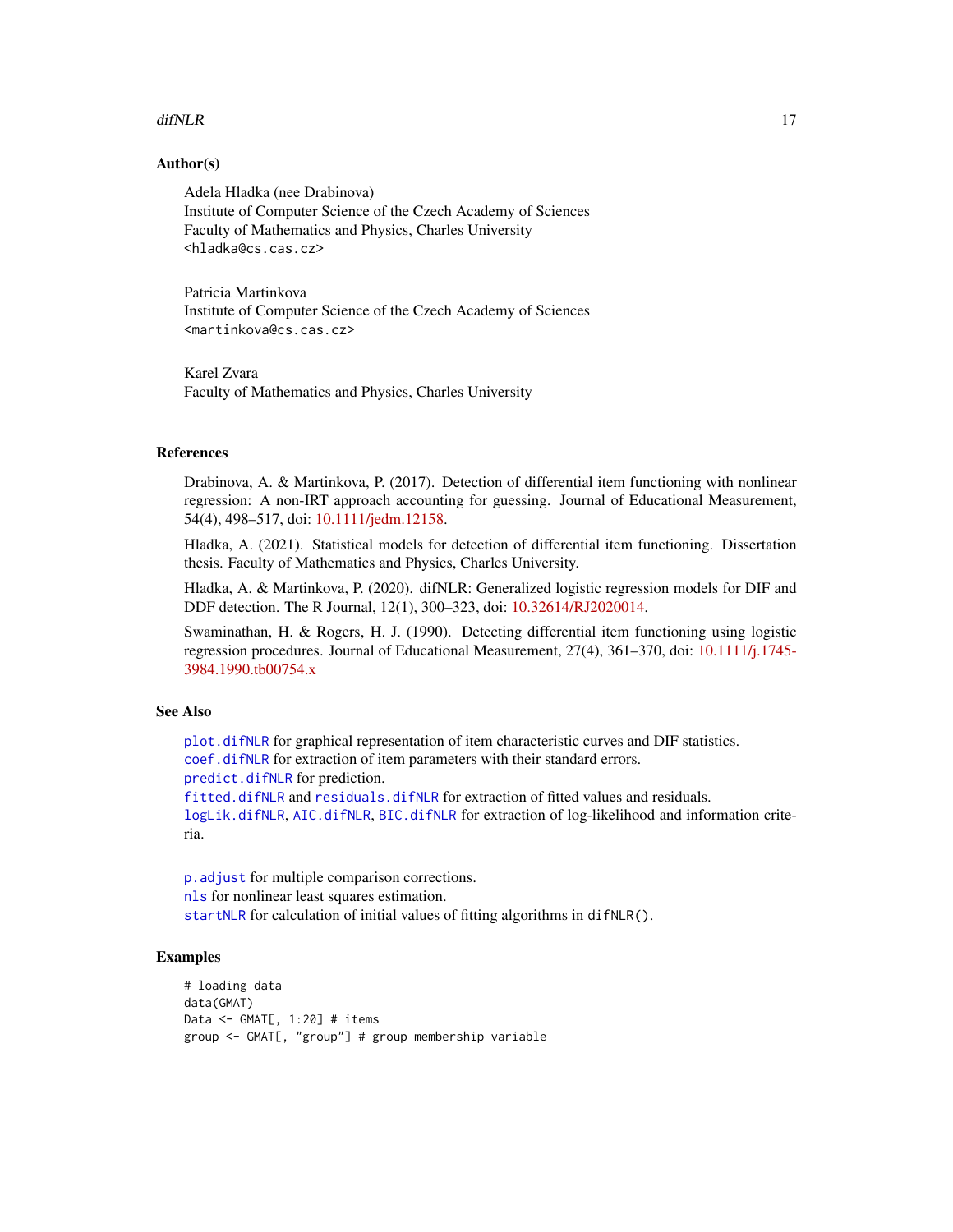### Author(s)

Adela Hladka (nee Drabinova)
Institute of Computer Science of the Czech Academy of Sciences
Faculty of Mathematics and Physics, Charles University
<hladka@cs.cas.cz>

Patricia Martinkova
Institute of Computer Science of the Czech Academy of Sciences
<martinkova@cs.cas.cz>

Karel Zvara
Faculty of Mathematics and Physics, Charles University

### References

Drabinova, A. & Martinkova, P. (2017). Detection of differential item functioning with nonlinear regression: A non-IRT approach accounting for guessing. Journal of Educational Measurement, 54(4), 498–517, doi: 10.1111/jedm.12158.

Hladka, A. (2021). Statistical models for detection of differential item functioning. Dissertation thesis. Faculty of Mathematics and Physics, Charles University.

Hladka, A. & Martinkova, P. (2020). difNLR: Generalized logistic regression models for DIF and DDF detection. The R Journal, 12(1), 300–323, doi: 10.32614/RJ2020014.

Swaminathan, H. & Rogers, H. J. (1990). Detecting differential item functioning using logistic regression procedures. Journal of Educational Measurement, 27(4), 361–370, doi: 10.1111/j.1745-3984.1990.tb00754.x

### See Also

`plot.difNLR` for graphical representation of item characteristic curves and DIF statistics.
`coef.difNLR` for extraction of item parameters with their standard errors.
`predict.difNLR` for prediction.
`fitted.difNLR` and `residuals.difNLR` for extraction of fitted values and residuals.
`logLik.difNLR`, `AIC.difNLR`, `BIC.difNLR` for extraction of log-likelihood and information criteria.

`p.adjust` for multiple comparison corrections.
`nls` for nonlinear least squares estimation.
`startNLR` for calculation of initial values of fitting algorithms in `difNLR()`.

### Examples

```
# loading data
data(GMAT)
Data <- GMAT[, 1:20] # items
group <- GMAT[, "group"] # group membership variable
```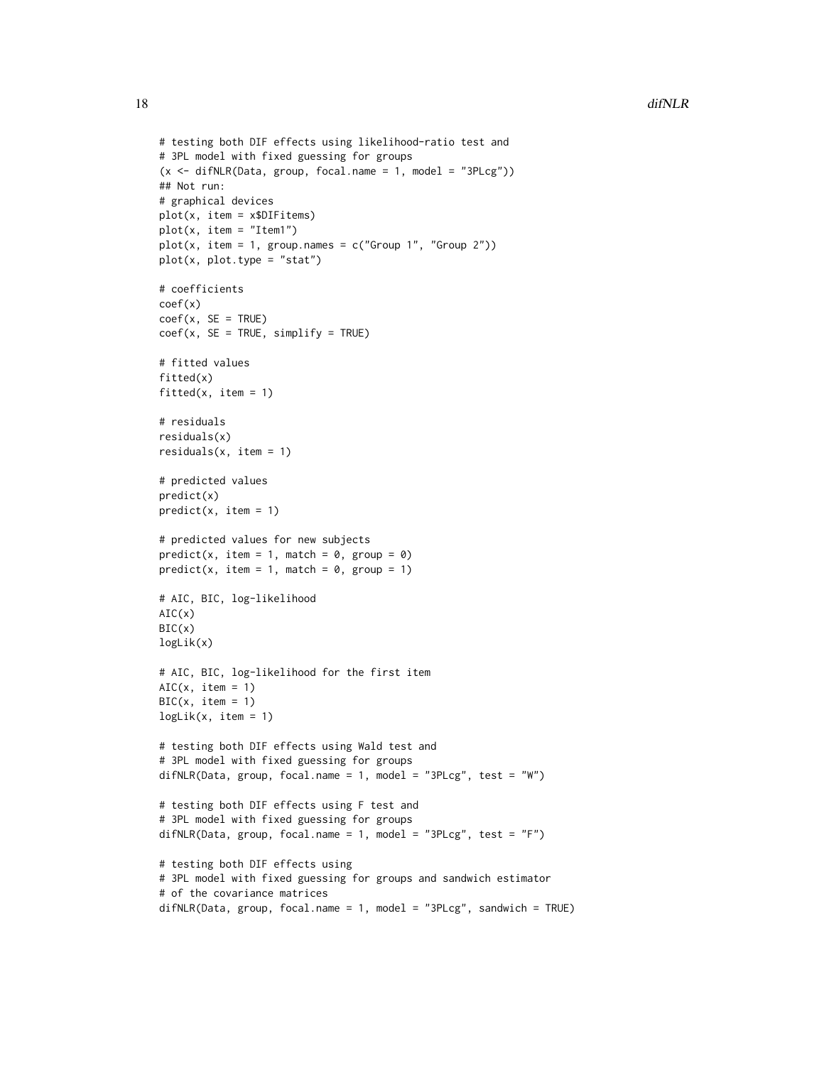```
# testing both DIF effects using likelihood-ratio test and
# 3PL model with fixed guessing for groups
(x <- difNLR(Data, group, focal.name = 1, model = "3PLcg"))
## Not run:
# graphical devices
plot(x, item = x$DIFitems)
plot(x, item = "Item1")
plot(x, item = 1, group.names = c("Group 1", "Group 2"))
plot(x, plot.type = "stat")

# coefficients
coef(x)
coef(x, SE = TRUE)
coef(x, SE = TRUE, simplify = TRUE)

# fitted values
fitted(x)
fitted(x, item = 1)

# residuals
residuals(x)
residuals(x, item = 1)

# predicted values
predict(x)
predict(x, item = 1)

# predicted values for new subjects
predict(x, item = 1, match = 0, group = 0)
predict(x, item = 1, match = 0, group = 1)

# AIC, BIC, log-likelihood
AIC(x)
BIC(x)
logLik(x)

# AIC, BIC, log-likelihood for the first item
AIC(x, item = 1)
BIC(x, item = 1)
logLik(x, item = 1)

# testing both DIF effects using Wald test and
# 3PL model with fixed guessing for groups
difNLR(Data, group, focal.name = 1, model = "3PLcg", test = "W")

# testing both DIF effects using F test and
# 3PL model with fixed guessing for groups
difNLR(Data, group, focal.name = 1, model = "3PLcg", test = "F")

# testing both DIF effects using
# 3PL model with fixed guessing for groups and sandwich estimator
# of the covariance matrices
difNLR(Data, group, focal.name = 1, model = "3PLcg", sandwich = TRUE)
```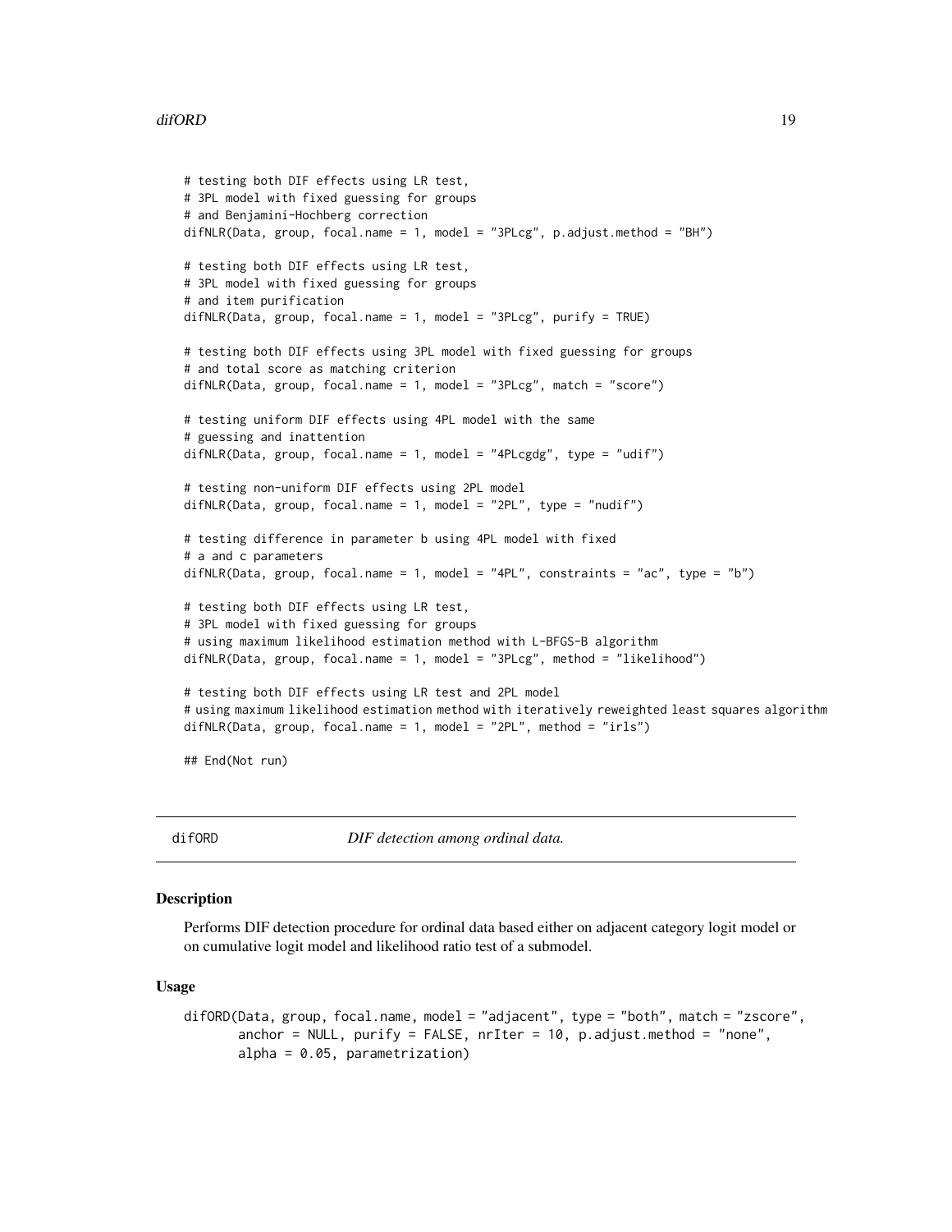```
# testing both DIF effects using LR test,
# 3PL model with fixed guessing for groups
# and Benjamini-Hochberg correction
difNLR(Data, group, focal.name = 1, model = "3PLcg", p.adjust.method = "BH")

# testing both DIF effects using LR test,
# 3PL model with fixed guessing for groups
# and item purification
difNLR(Data, group, focal.name = 1, model = "3PLcg", purify = TRUE)

# testing both DIF effects using 3PL model with fixed guessing for groups
# and total score as matching criterion
difNLR(Data, group, focal.name = 1, model = "3PLcg", match = "score")

# testing uniform DIF effects using 4PL model with the same
# guessing and inattention
difNLR(Data, group, focal.name = 1, model = "4PLcgdg", type = "udif")

# testing non-uniform DIF effects using 2PL model
difNLR(Data, group, focal.name = 1, model = "2PL", type = "nudif")

# testing difference in parameter b using 4PL model with fixed
# a and c parameters
difNLR(Data, group, focal.name = 1, model = "4PL", constraints = "ac", type = "b")

# testing both DIF effects using LR test,
# 3PL model with fixed guessing for groups
# using maximum likelihood estimation method with L-BFGS-B algorithm
difNLR(Data, group, focal.name = 1, model = "3PLcg", method = "likelihood")

# testing both DIF effects using LR test and 2PL model
# using maximum likelihood estimation method with iteratively reweighted least squares algorithm
difNLR(Data, group, focal.name = 1, model = "2PL", method = "irls")

## End(Not run)
```

---

## difORD — *DIF detection among ordinal data.*

### Description

Performs DIF detection procedure for ordinal data based either on adjacent category logit model or on cumulative logit model and likelihood ratio test of a submodel.

### Usage

```
difORD(Data, group, focal.name, model = "adjacent", type = "both", match = "zscore",
       anchor = NULL, purify = FALSE, nrIter = 10, p.adjust.method = "none",
       alpha = 0.05, parametrization)
```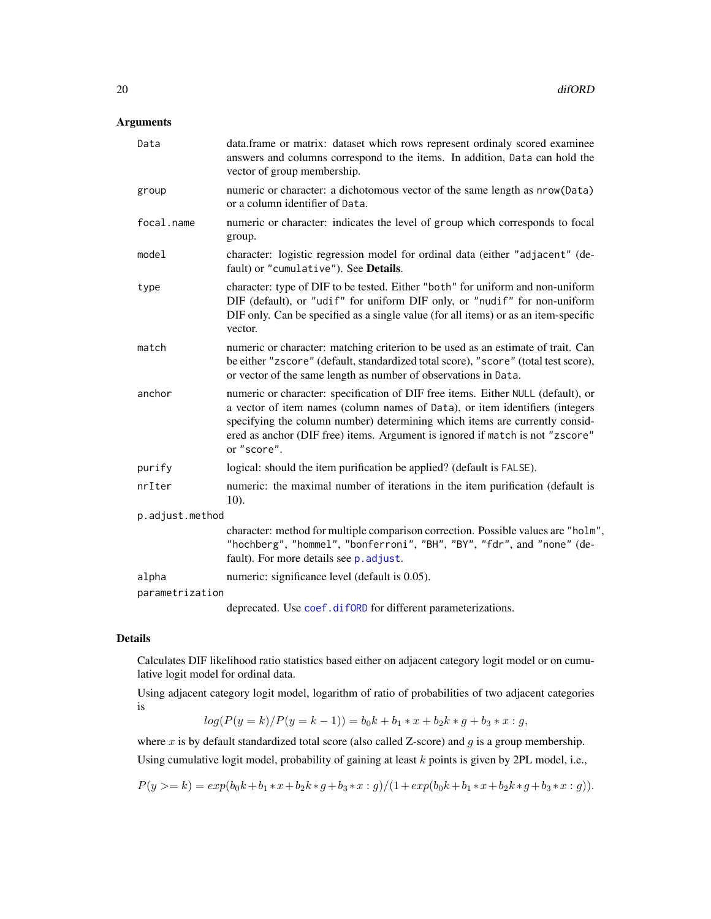### Arguments

| | |
|---|---|
| Data | data.frame or matrix: dataset which rows represent ordinaly scored examinee answers and columns correspond to the items. In addition, `Data` can hold the vector of group membership. |
| group | numeric or character: a dichotomous vector of the same length as `nrow(Data)` or a column identifier of `Data`. |
| focal.name | numeric or character: indicates the level of `group` which corresponds to focal group. |
| model | character: logistic regression model for ordinal data (either `"adjacent"` (default) or `"cumulative"`). See **Details**. |
| type | character: type of DIF to be tested. Either `"both"` for uniform and non-uniform DIF (default), or `"udif"` for uniform DIF only, or `"nudif"` for non-uniform DIF only. Can be specified as a single value (for all items) or as an item-specific vector. |
| match | numeric or character: matching criterion to be used as an estimate of trait. Can be either `"zscore"` (default, standardized total score), `"score"` (total test score), or vector of the same length as number of observations in `Data`. |
| anchor | numeric or character: specification of DIF free items. Either `NULL` (default), or a vector of item names (column names of `Data`), or item identifiers (integers specifying the column number) determining which items are currently considered as anchor (DIF free) items. Argument is ignored if `match` is not `"zscore"` or `"score"`. |
| purify | logical: should the item purification be applied? (default is `FALSE`). |
| nrIter | numeric: the maximal number of iterations in the item purification (default is 10). |
| p.adjust.method | character: method for multiple comparison correction. Possible values are `"holm"`, `"hochberg"`, `"hommel"`, `"bonferroni"`, `"BH"`, `"BY"`, `"fdr"`, and `"none"` (default). For more details see `p.adjust`. |
| alpha | numeric: significance level (default is 0.05). |
| parametrization | deprecated. Use `coef.difORD` for different parameterizations. |

### Details

Calculates DIF likelihood ratio statistics based either on adjacent category logit model or on cumulative logit model for ordinal data.

Using adjacent category logit model, logarithm of ratio of probabilities of two adjacent categories is

$$log(P(y = k)/P(y = k - 1)) = b_0k + b_1 * x + b_2k * g + b_3 * x : g,$$

where $x$ is by default standardized total score (also called Z-score) and $g$ is a group membership.

Using cumulative logit model, probability of gaining at least $k$ points is given by 2PL model, i.e.,

$$P(y >= k) = exp(b_0k + b_1 * x + b_2k * g + b_3 * x : g)/(1 + exp(b_0k + b_1 * x + b_2k * g + b_3 * x : g)).$$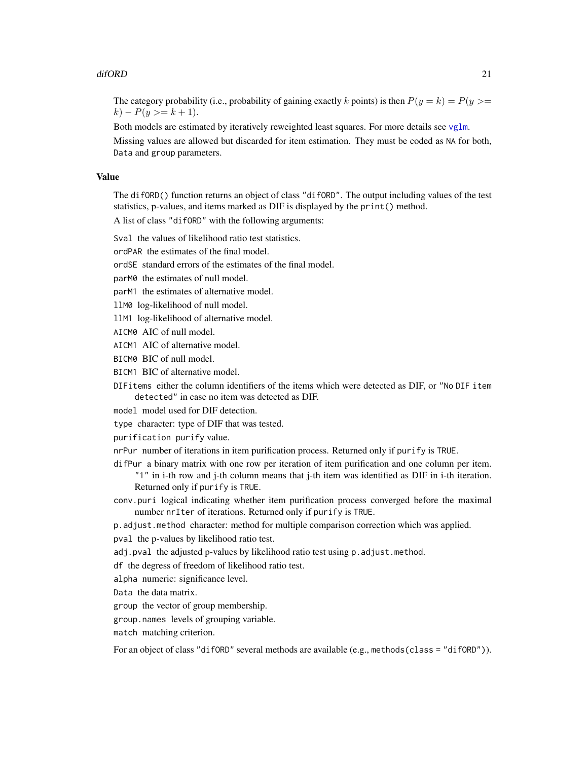The category probability (i.e., probability of gaining exactly $k$ points) is then $P(y = k) = P(y >= k) - P(y >= k + 1)$.

Both models are estimated by iteratively reweighted least squares. For more details see vglm.

Missing values are allowed but discarded for item estimation. They must be coded as NA for both, Data and group parameters.

## Value

The difORD() function returns an object of class "difORD". The output including values of the test statistics, p-values, and items marked as DIF is displayed by the print() method.

A list of class "difORD" with the following arguments:

- Sval the values of likelihood ratio test statistics.
- ordPAR the estimates of the final model.
- ordSE standard errors of the estimates of the final model.
- parM0 the estimates of null model.
- parM1 the estimates of alternative model.
- llM0 log-likelihood of null model.
- llM1 log-likelihood of alternative model.
- AICM0 AIC of null model.
- AICM1 AIC of alternative model.
- BICM0 BIC of null model.
- BICM1 BIC of alternative model.
- DIFitems either the column identifiers of the items which were detected as DIF, or "No DIF item detected" in case no item was detected as DIF.
- model model used for DIF detection.
- type character: type of DIF that was tested.
- purification purify value.
- nrPur number of iterations in item purification process. Returned only if purify is TRUE.
- difPur a binary matrix with one row per iteration of item purification and one column per item. "1" in i-th row and j-th column means that j-th item was identified as DIF in i-th iteration. Returned only if purify is TRUE.
- conv.puri logical indicating whether item purification process converged before the maximal number nrIter of iterations. Returned only if purify is TRUE.
- p.adjust.method character: method for multiple comparison correction which was applied.
- pval the p-values by likelihood ratio test.
- adj.pval the adjusted p-values by likelihood ratio test using p.adjust.method.
- df the degress of freedom of likelihood ratio test.
- alpha numeric: significance level.
- Data the data matrix.
- group the vector of group membership.
- group.names levels of grouping variable.
- match matching criterion.

For an object of class "difORD" several methods are available (e.g., methods(class = "difORD")).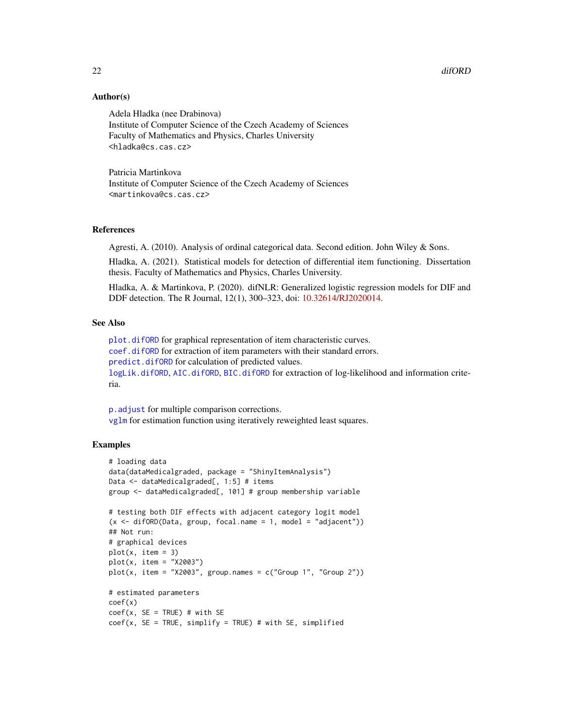## Author(s)

Adela Hladka (nee Drabinova)
Institute of Computer Science of the Czech Academy of Sciences
Faculty of Mathematics and Physics, Charles University
<hladka@cs.cas.cz>

Patricia Martinkova
Institute of Computer Science of the Czech Academy of Sciences
<martinkova@cs.cas.cz>

## References

Agresti, A. (2010). Analysis of ordinal categorical data. Second edition. John Wiley & Sons.

Hladka, A. (2021). Statistical models for detection of differential item functioning. Dissertation thesis. Faculty of Mathematics and Physics, Charles University.

Hladka, A. & Martinkova, P. (2020). difNLR: Generalized logistic regression models for DIF and DDF detection. The R Journal, 12(1), 300–323, doi: 10.32614/RJ2020014.

## See Also

plot.difORD for graphical representation of item characteristic curves.
coef.difORD for extraction of item parameters with their standard errors.
predict.difORD for calculation of predicted values.
logLik.difORD, AIC.difORD, BIC.difORD for extraction of log-likelihood and information criteria.

p.adjust for multiple comparison corrections.
vglm for estimation function using iteratively reweighted least squares.

## Examples

```
# loading data
data(dataMedicalgraded, package = "ShinyItemAnalysis")
Data <- dataMedicalgraded[, 1:5] # items
group <- dataMedicalgraded[, 101] # group membership variable

# testing both DIF effects with adjacent category logit model
(x <- difORD(Data, group, focal.name = 1, model = "adjacent"))
## Not run:
# graphical devices
plot(x, item = 3)
plot(x, item = "X2003")
plot(x, item = "X2003", group.names = c("Group 1", "Group 2"))

# estimated parameters
coef(x)
coef(x, SE = TRUE) # with SE
coef(x, SE = TRUE, simplify = TRUE) # with SE, simplified
```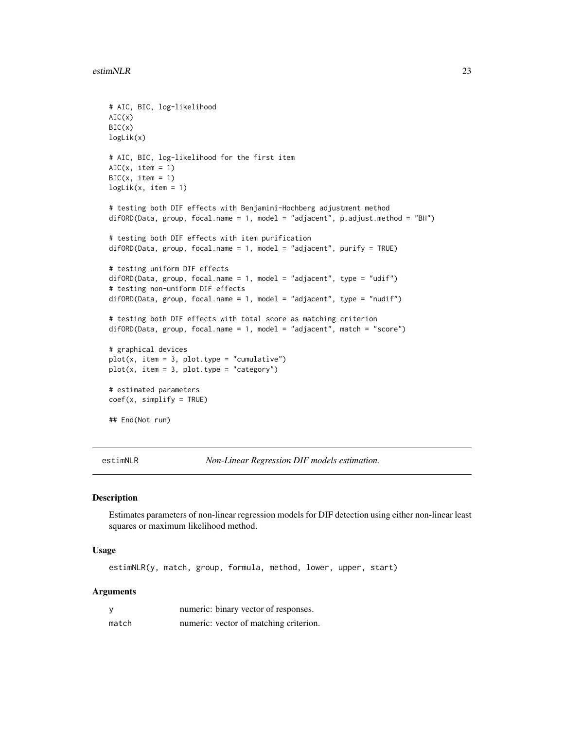```
# AIC, BIC, log-likelihood
AIC(x)
BIC(x)
logLik(x)

# AIC, BIC, log-likelihood for the first item
AIC(x, item = 1)
BIC(x, item = 1)
logLik(x, item = 1)

# testing both DIF effects with Benjamini-Hochberg adjustment method
difORD(Data, group, focal.name = 1, model = "adjacent", p.adjust.method = "BH")

# testing both DIF effects with item purification
difORD(Data, group, focal.name = 1, model = "adjacent", purify = TRUE)

# testing uniform DIF effects
difORD(Data, group, focal.name = 1, model = "adjacent", type = "udif")
# testing non-uniform DIF effects
difORD(Data, group, focal.name = 1, model = "adjacent", type = "nudif")

# testing both DIF effects with total score as matching criterion
difORD(Data, group, focal.name = 1, model = "adjacent", match = "score")

# graphical devices
plot(x, item = 3, plot.type = "cumulative")
plot(x, item = 3, plot.type = "category")

# estimated parameters
coef(x, simplify = TRUE)

## End(Not run)
```

## estimNLR — *Non-Linear Regression DIF models estimation.*

### Description

Estimates parameters of non-linear regression models for DIF detection using either non-linear least squares or maximum likelihood method.

### Usage

```
estimNLR(y, match, group, formula, method, lower, upper, start)
```

### Arguments

| | |
|---|---|
| y | numeric: binary vector of responses. |
| match | numeric: vector of matching criterion. |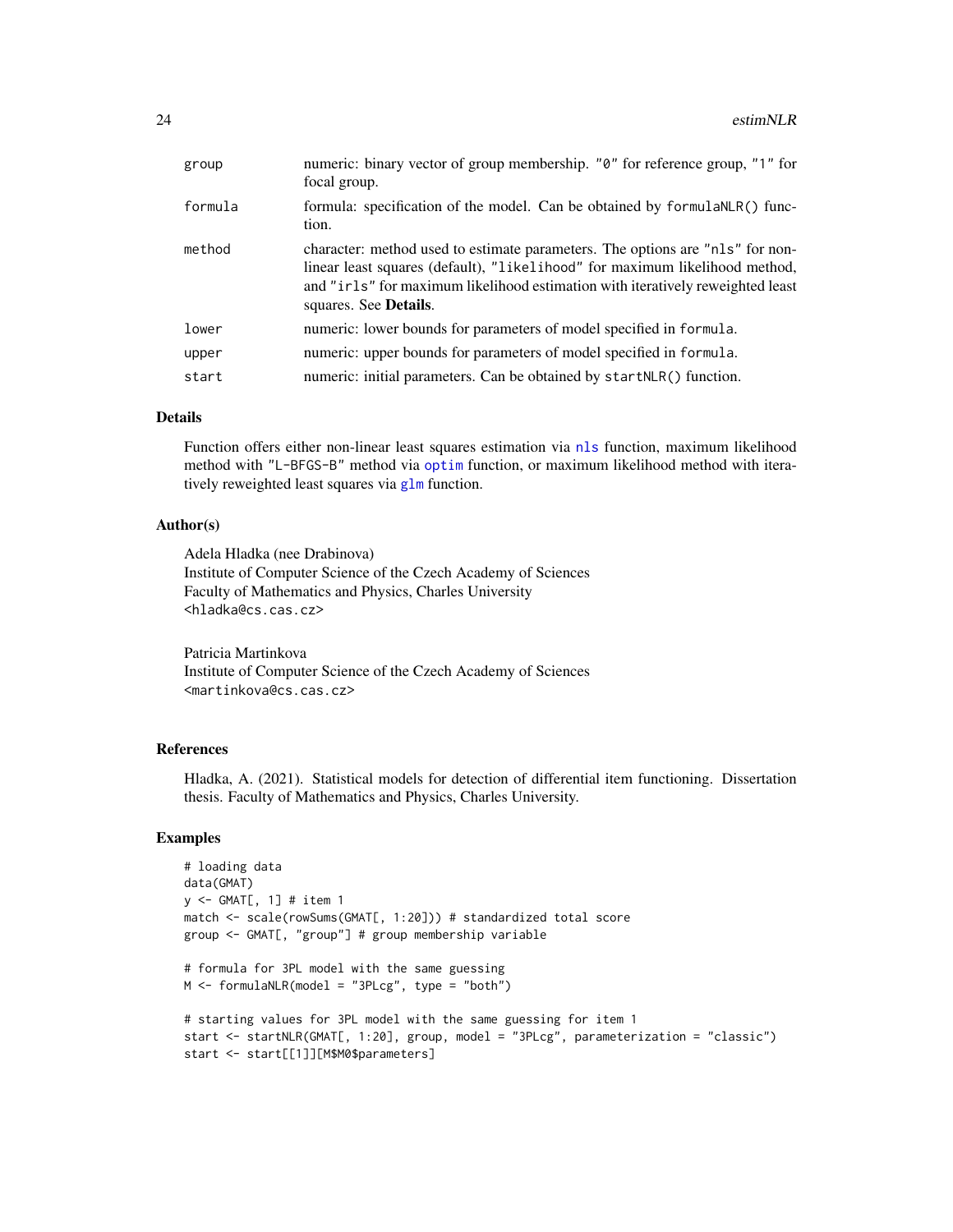| | |
|---|---|
| group | numeric: binary vector of group membership. "0" for reference group, "1" for focal group. |
| formula | formula: specification of the model. Can be obtained by formulaNLR() function. |
| method | character: method used to estimate parameters. The options are "nls" for non-linear least squares (default), "likelihood" for maximum likelihood method, and "irls" for maximum likelihood estimation with iteratively reweighted least squares. See **Details**. |
| lower | numeric: lower bounds for parameters of model specified in formula. |
| upper | numeric: upper bounds for parameters of model specified in formula. |
| start | numeric: initial parameters. Can be obtained by startNLR() function. |

## Details

Function offers either non-linear least squares estimation via nls function, maximum likelihood method with "L-BFGS-B" method via optim function, or maximum likelihood method with iteratively reweighted least squares via glm function.

## Author(s)

Adela Hladka (nee Drabinova)
Institute of Computer Science of the Czech Academy of Sciences
Faculty of Mathematics and Physics, Charles University
<hladka@cs.cas.cz>

Patricia Martinkova
Institute of Computer Science of the Czech Academy of Sciences
<martinkova@cs.cas.cz>

## References

Hladka, A. (2021). Statistical models for detection of differential item functioning. Dissertation thesis. Faculty of Mathematics and Physics, Charles University.

## Examples

```
# loading data
data(GMAT)
y <- GMAT[, 1] # item 1
match <- scale(rowSums(GMAT[, 1:20])) # standardized total score
group <- GMAT[, "group"] # group membership variable

# formula for 3PL model with the same guessing
M <- formulaNLR(model = "3PLcg", type = "both")

# starting values for 3PL model with the same guessing for item 1
start <- startNLR(GMAT[, 1:20], group, model = "3PLcg", parameterization = "classic")
start <- start[[1]][M$M0$parameters]
```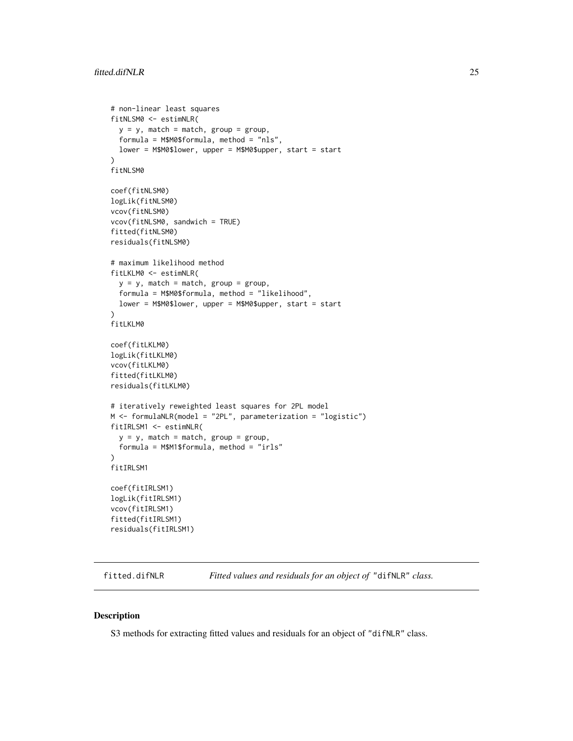```
# non-linear least squares
fitNLSM0 <- estimNLR(
  y = y, match = match, group = group,
  formula = M$M0$formula, method = "nls",
  lower = M$M0$lower, upper = M$M0$upper, start = start
)
fitNLSM0

coef(fitNLSM0)
logLik(fitNLSM0)
vcov(fitNLSM0)
vcov(fitNLSM0, sandwich = TRUE)
fitted(fitNLSM0)
residuals(fitNLSM0)

# maximum likelihood method
fitLKLM0 <- estimNLR(
  y = y, match = match, group = group,
  formula = M$M0$formula, method = "likelihood",
  lower = M$M0$lower, upper = M$M0$upper, start = start
)
fitLKLM0

coef(fitLKLM0)
logLik(fitLKLM0)
vcov(fitLKLM0)
fitted(fitLKLM0)
residuals(fitLKLM0)

# iteratively reweighted least squares for 2PL model
M <- formulaNLR(model = "2PL", parameterization = "logistic")
fitIRLSM1 <- estimNLR(
  y = y, match = match, group = group,
  formula = M$M1$formula, method = "irls"
)
fitIRLSM1

coef(fitIRLSM1)
logLik(fitIRLSM1)
vcov(fitIRLSM1)
fitted(fitIRLSM1)
residuals(fitIRLSM1)
```

## fitted.difNLR — *Fitted values and residuals for an object of "difNLR" class.*

### Description

S3 methods for extracting fitted values and residuals for an object of "difNLR" class.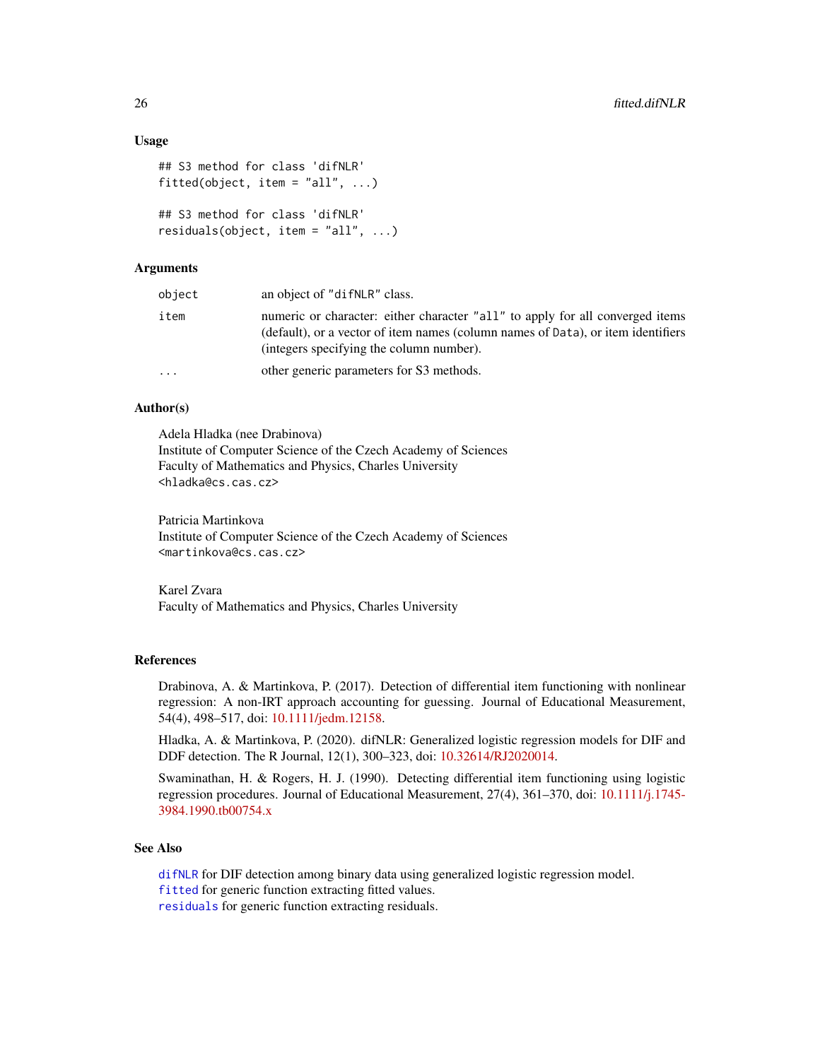### Usage

```
## S3 method for class 'difNLR'
fitted(object, item = "all", ...)

## S3 method for class 'difNLR'
residuals(object, item = "all", ...)
```

### Arguments

| | |
|---|---|
| `object` | an object of "difNLR" class. |
| `item` | numeric or character: either character "all" to apply for all converged items (default), or a vector of item names (column names of `Data`), or item identifiers (integers specifying the column number). |
| `...` | other generic parameters for S3 methods. |

### Author(s)

Adela Hladka (nee Drabinova)
Institute of Computer Science of the Czech Academy of Sciences
Faculty of Mathematics and Physics, Charles University
<hladka@cs.cas.cz>

Patricia Martinkova
Institute of Computer Science of the Czech Academy of Sciences
<martinkova@cs.cas.cz>

Karel Zvara
Faculty of Mathematics and Physics, Charles University

### References

Drabinova, A. & Martinkova, P. (2017). Detection of differential item functioning with nonlinear regression: A non-IRT approach accounting for guessing. Journal of Educational Measurement, 54(4), 498–517, doi: 10.1111/jedm.12158.

Hladka, A. & Martinkova, P. (2020). difNLR: Generalized logistic regression models for DIF and DDF detection. The R Journal, 12(1), 300–323, doi: 10.32614/RJ2020014.

Swaminathan, H. & Rogers, H. J. (1990). Detecting differential item functioning using logistic regression procedures. Journal of Educational Measurement, 27(4), 361–370, doi: 10.1111/j.1745-3984.1990.tb00754.x

### See Also

`difNLR` for DIF detection among binary data using generalized logistic regression model.
`fitted` for generic function extracting fitted values.
`residuals` for generic function extracting residuals.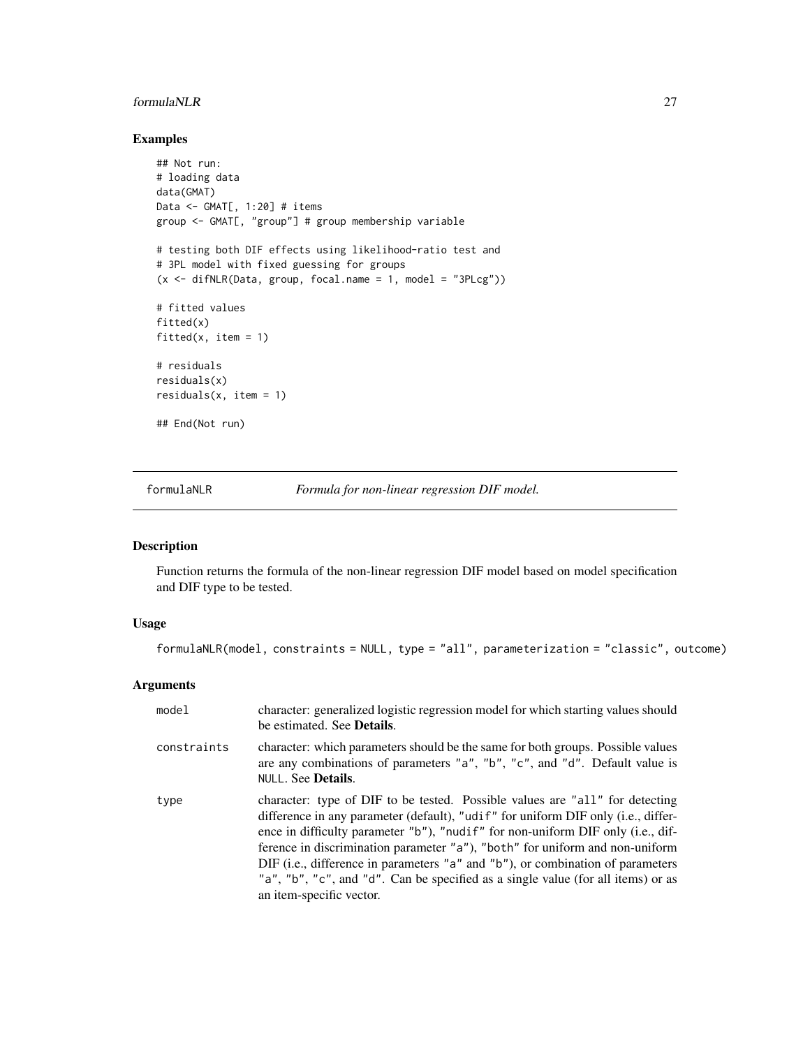### Examples

```
## Not run:
# loading data
data(GMAT)
Data <- GMAT[, 1:20] # items
group <- GMAT[, "group"] # group membership variable

# testing both DIF effects using likelihood-ratio test and
# 3PL model with fixed guessing for groups
(x <- difNLR(Data, group, focal.name = 1, model = "3PLcg"))

# fitted values
fitted(x)
fitted(x, item = 1)

# residuals
residuals(x)
residuals(x, item = 1)

## End(Not run)
```

---

## formulaNLR — *Formula for non-linear regression DIF model.*

### Description

Function returns the formula of the non-linear regression DIF model based on model specification and DIF type to be tested.

### Usage

```
formulaNLR(model, constraints = NULL, type = "all", parameterization = "classic", outcome)
```

### Arguments

| | |
|---|---|
| `model` | character: generalized logistic regression model for which starting values should be estimated. See **Details**. |
| `constraints` | character: which parameters should be the same for both groups. Possible values are any combinations of parameters `"a"`, `"b"`, `"c"`, and `"d"`. Default value is `NULL`. See **Details**. |
| `type` | character: type of DIF to be tested. Possible values are `"all"` for detecting difference in any parameter (default), `"udif"` for uniform DIF only (i.e., difference in difficulty parameter `"b"`), `"nudif"` for non-uniform DIF only (i.e., difference in discrimination parameter `"a"`), `"both"` for uniform and non-uniform DIF (i.e., difference in parameters `"a"` and `"b"`), or combination of parameters `"a"`, `"b"`, `"c"`, and `"d"`. Can be specified as a single value (for all items) or as an item-specific vector. |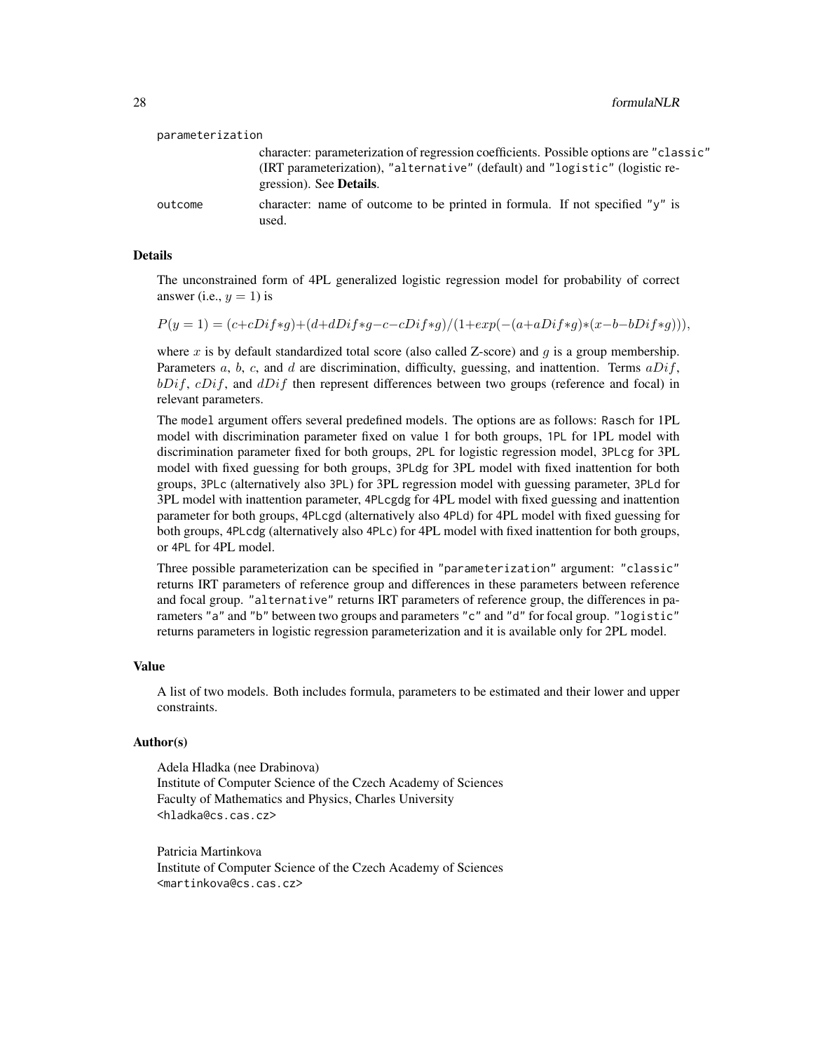parameterization
: character: parameterization of regression coefficients. Possible options are "classic" (IRT parameterization), "alternative" (default) and "logistic" (logistic regression). See **Details**.

outcome
: character: name of outcome to be printed in formula. If not specified "y" is used.

## Details

The unconstrained form of 4PL generalized logistic regression model for probability of correct answer (i.e., $y = 1$) is

$$P(y = 1) = (c + cDif * g) + (d + dDif * g - c - cDif * g)/(1 + exp(-(a + aDif * g) * (x - b - bDif * g))),$$

where $x$ is by default standardized total score (also called Z-score) and $g$ is a group membership. Parameters $a$, $b$, $c$, and $d$ are discrimination, difficulty, guessing, and inattention. Terms $aDif$, $bDif$, $cDif$, and $dDif$ then represent differences between two groups (reference and focal) in relevant parameters.

The `model` argument offers several predefined models. The options are as follows: `Rasch` for 1PL model with discrimination parameter fixed on value 1 for both groups, `1PL` for 1PL model with discrimination parameter fixed for both groups, `2PL` for logistic regression model, `3PLcg` for 3PL model with fixed guessing for both groups, `3PLdg` for 3PL model with fixed inattention for both groups, `3PLc` (alternatively also `3PL`) for 3PL regression model with guessing parameter, `3PLd` for 3PL model with inattention parameter, `4PLcgdg` for 4PL model with fixed guessing and inattention parameter for both groups, `4PLcgd` (alternatively also `4PLd`) for 4PL model with fixed guessing for both groups, `4PLcdg` (alternatively also `4PLc`) for 4PL model with fixed inattention for both groups, or `4PL` for 4PL model.

Three possible parameterization can be specified in "parameterization" argument: "classic" returns IRT parameters of reference group and differences in these parameters between reference and focal group. "alternative" returns IRT parameters of reference group, the differences in parameters "a" and "b" between two groups and parameters "c" and "d" for focal group. "logistic" returns parameters in logistic regression parameterization and it is available only for 2PL model.

## Value

A list of two models. Both includes formula, parameters to be estimated and their lower and upper constraints.

## Author(s)

Adela Hladka (nee Drabinova)
Institute of Computer Science of the Czech Academy of Sciences
Faculty of Mathematics and Physics, Charles University
<hladka@cs.cas.cz>

Patricia Martinkova
Institute of Computer Science of the Czech Academy of Sciences
<martinkova@cs.cas.cz>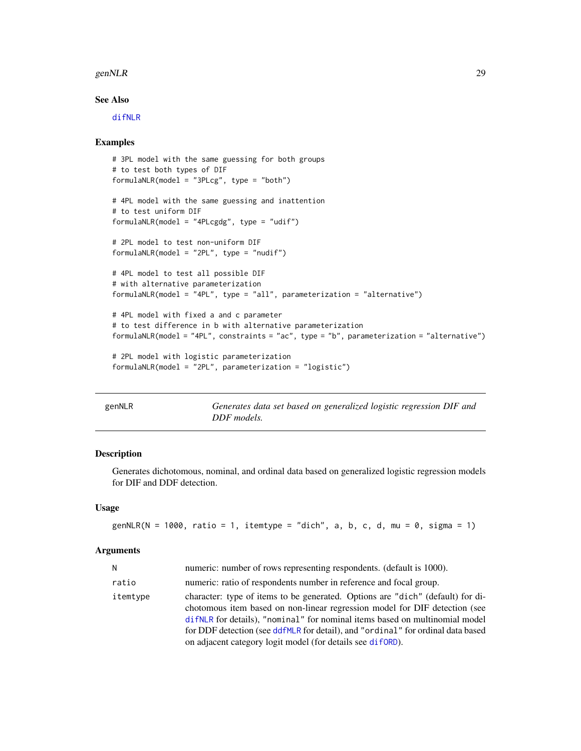### See Also

difNLR

### Examples

```
# 3PL model with the same guessing for both groups
# to test both types of DIF
formulaNLR(model = "3PLcg", type = "both")

# 4PL model with the same guessing and inattention
# to test uniform DIF
formulaNLR(model = "4PLcgdg", type = "udif")

# 2PL model to test non-uniform DIF
formulaNLR(model = "2PL", type = "nudif")

# 4PL model to test all possible DIF
# with alternative parameterization
formulaNLR(model = "4PL", type = "all", parameterization = "alternative")

# 4PL model with fixed a and c parameter
# to test difference in b with alternative parameterization
formulaNLR(model = "4PL", constraints = "ac", type = "b", parameterization = "alternative")

# 2PL model with logistic parameterization
formulaNLR(model = "2PL", parameterization = "logistic")
```

---

## genNLR — *Generates data set based on generalized logistic regression DIF and DDF models.*

---

### Description

Generates dichotomous, nominal, and ordinal data based on generalized logistic regression models for DIF and DDF detection.

### Usage

```
genNLR(N = 1000, ratio = 1, itemtype = "dich", a, b, c, d, mu = 0, sigma = 1)
```

### Arguments

| | |
|---|---|
| N | numeric: number of rows representing respondents. (default is 1000). |
| ratio | numeric: ratio of respondents number in reference and focal group. |
| itemtype | character: type of items to be generated. Options are "dich" (default) for dichotomous item based on non-linear regression model for DIF detection (see difNLR for details), "nominal" for nominal items based on multinomial model for DDF detection (see ddfMLR for detail), and "ordinal" for ordinal data based on adjacent category logit model (for details see difORD). |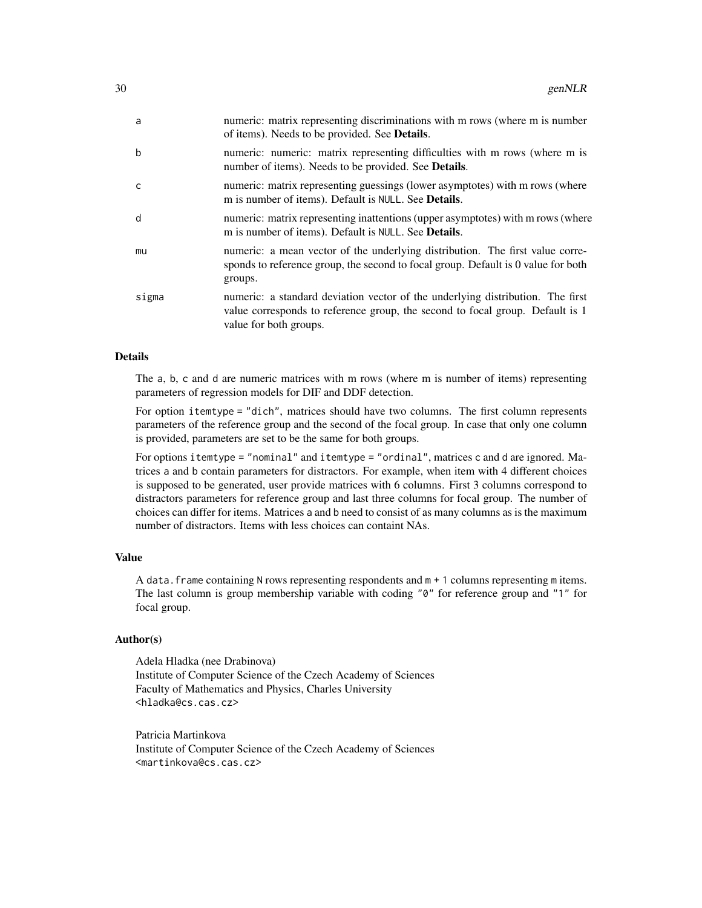| | |
|---|---|
| a | numeric: matrix representing discriminations with m rows (where m is number of items). Needs to be provided. See **Details**. |
| b | numeric: numeric: matrix representing difficulties with m rows (where m is number of items). Needs to be provided. See **Details**. |
| c | numeric: matrix representing guessings (lower asymptotes) with m rows (where m is number of items). Default is `NULL`. See **Details**. |
| d | numeric: matrix representing inattentions (upper asymptotes) with m rows (where m is number of items). Default is `NULL`. See **Details**. |
| mu | numeric: a mean vector of the underlying distribution. The first value corresponds to reference group, the second to focal group. Default is 0 value for both groups. |
| sigma | numeric: a standard deviation vector of the underlying distribution. The first value corresponds to reference group, the second to focal group. Default is 1 value for both groups. |

### Details

The `a`, `b`, `c` and `d` are numeric matrices with m rows (where m is number of items) representing parameters of regression models for DIF and DDF detection.

For option `itemtype = "dich"`, matrices should have two columns. The first column represents parameters of the reference group and the second of the focal group. In case that only one column is provided, parameters are set to be the same for both groups.

For options `itemtype = "nominal"` and `itemtype = "ordinal"`, matrices `c` and `d` are ignored. Matrices `a` and `b` contain parameters for distractors. For example, when item with 4 different choices is supposed to be generated, user provide matrices with 6 columns. First 3 columns correspond to distractors parameters for reference group and last three columns for focal group. The number of choices can differ for items. Matrices `a` and `b` need to consist of as many columns as is the maximum number of distractors. Items with less choices can containt NAs.

### Value

A `data.frame` containing `N` rows representing respondents and `m + 1` columns representing `m` items. The last column is group membership variable with coding `"0"` for reference group and `"1"` for focal group.

### Author(s)

Adela Hladka (nee Drabinova)
Institute of Computer Science of the Czech Academy of Sciences
Faculty of Mathematics and Physics, Charles University
<hladka@cs.cas.cz>

Patricia Martinkova
Institute of Computer Science of the Czech Academy of Sciences
<martinkova@cs.cas.cz>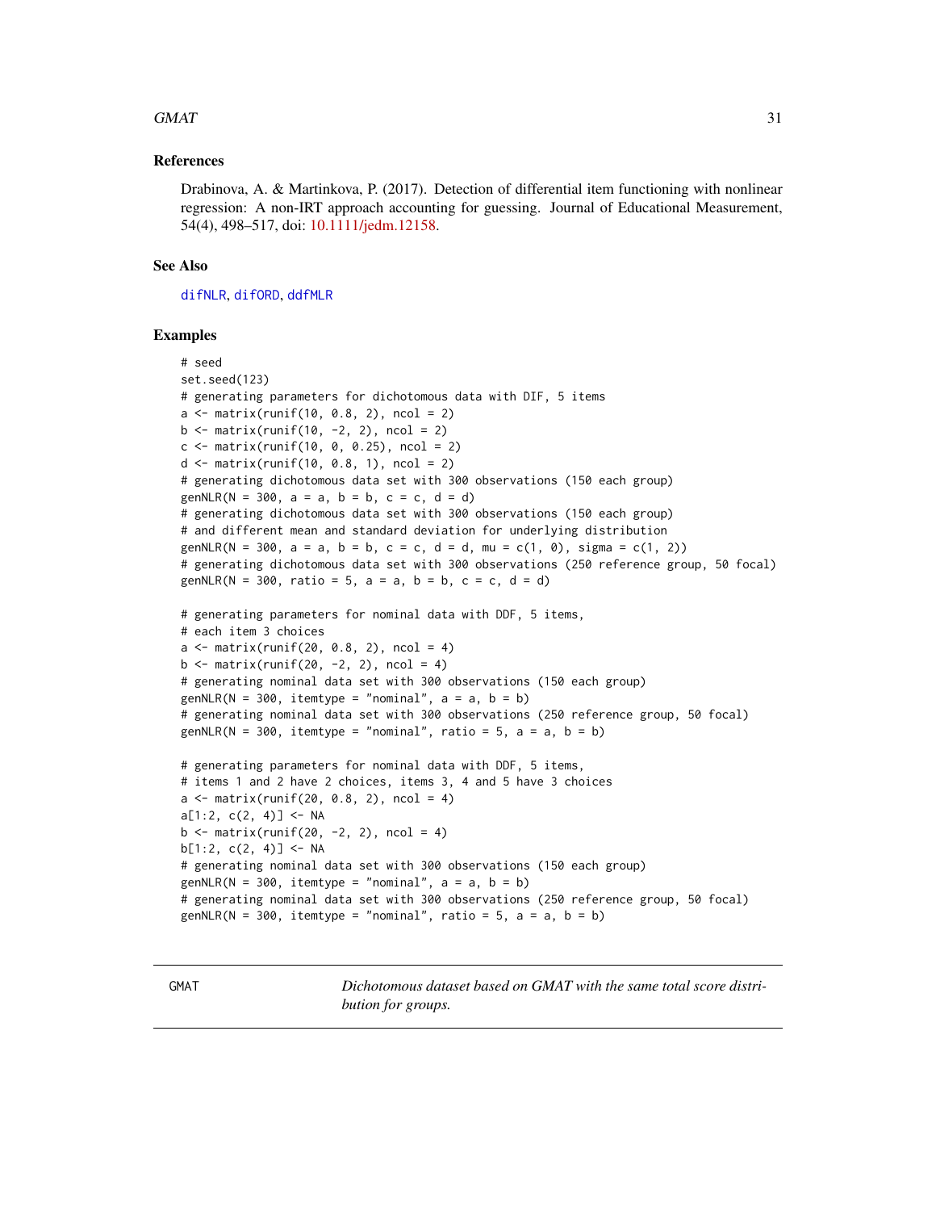## References

Drabinova, A. & Martinkova, P. (2017). Detection of differential item functioning with nonlinear regression: A non-IRT approach accounting for guessing. Journal of Educational Measurement, 54(4), 498–517, doi: 10.1111/jedm.12158.

## See Also

difNLR, difORD, ddfMLR

## Examples

```
# seed
set.seed(123)
# generating parameters for dichotomous data with DIF, 5 items
a <- matrix(runif(10, 0.8, 2), ncol = 2)
b <- matrix(runif(10, -2, 2), ncol = 2)
c <- matrix(runif(10, 0, 0.25), ncol = 2)
d <- matrix(runif(10, 0.8, 1), ncol = 2)
# generating dichotomous data set with 300 observations (150 each group)
genNLR(N = 300, a = a, b = b, c = c, d = d)
# generating dichotomous data set with 300 observations (150 each group)
# and different mean and standard deviation for underlying distribution
genNLR(N = 300, a = a, b = b, c = c, d = d, mu = c(1, 0), sigma = c(1, 2))
# generating dichotomous data set with 300 observations (250 reference group, 50 focal)
genNLR(N = 300, ratio = 5, a = a, b = b, c = c, d = d)

# generating parameters for nominal data with DDF, 5 items,
# each item 3 choices
a <- matrix(runif(20, 0.8, 2), ncol = 4)
b <- matrix(runif(20, -2, 2), ncol = 4)
# generating nominal data set with 300 observations (150 each group)
genNLR(N = 300, itemtype = "nominal", a = a, b = b)
# generating nominal data set with 300 observations (250 reference group, 50 focal)
genNLR(N = 300, itemtype = "nominal", ratio = 5, a = a, b = b)

# generating parameters for nominal data with DDF, 5 items,
# items 1 and 2 have 2 choices, items 3, 4 and 5 have 3 choices
a <- matrix(runif(20, 0.8, 2), ncol = 4)
a[1:2, c(2, 4)] <- NA
b <- matrix(runif(20, -2, 2), ncol = 4)
b[1:2, c(2, 4)] <- NA
# generating nominal data set with 300 observations (150 each group)
genNLR(N = 300, itemtype = "nominal", a = a, b = b)
# generating nominal data set with 300 observations (250 reference group, 50 focal)
genNLR(N = 300, itemtype = "nominal", ratio = 5, a = a, b = b)
```

---

GMAT — *Dichotomous dataset based on GMAT with the same total score distribution for groups.*

---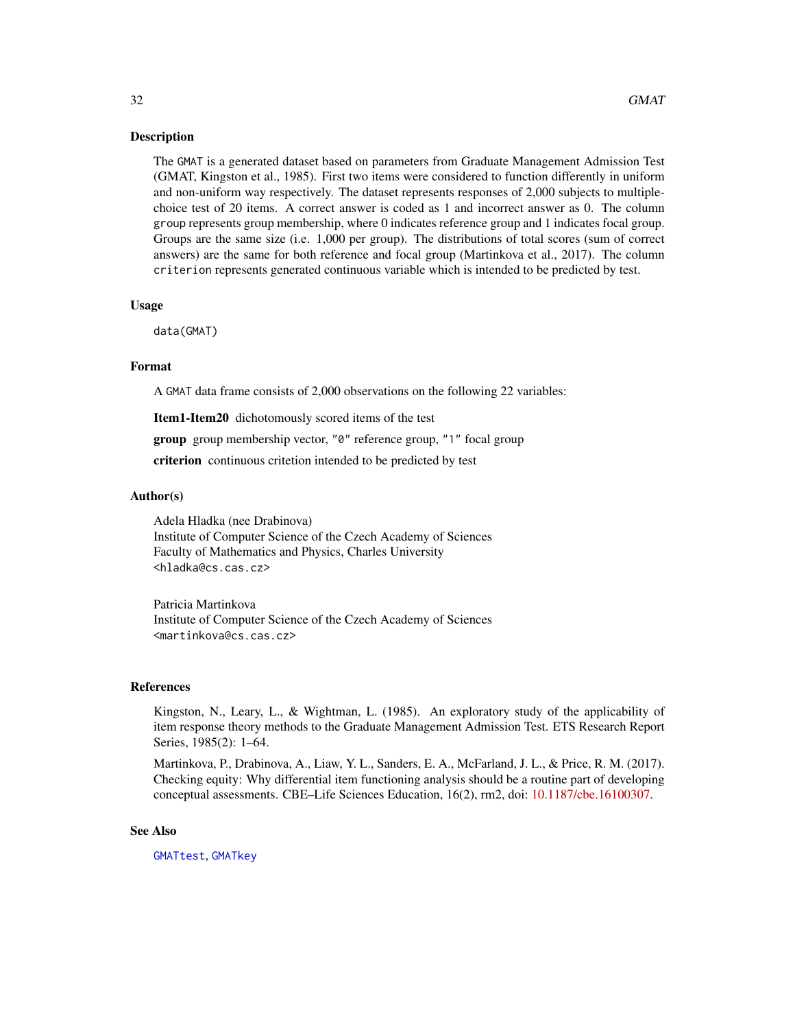### Description

The GMAT is a generated dataset based on parameters from Graduate Management Admission Test (GMAT, Kingston et al., 1985). First two items were considered to function differently in uniform and non-uniform way respectively. The dataset represents responses of 2,000 subjects to multiple-choice test of 20 items. A correct answer is coded as 1 and incorrect answer as 0. The column group represents group membership, where 0 indicates reference group and 1 indicates focal group. Groups are the same size (i.e. 1,000 per group). The distributions of total scores (sum of correct answers) are the same for both reference and focal group (Martinkova et al., 2017). The column criterion represents generated continuous variable which is intended to be predicted by test.

### Usage

```
data(GMAT)
```

### Format

A GMAT data frame consists of 2,000 observations on the following 22 variables:

**Item1-Item20** dichotomously scored items of the test

**group** group membership vector, "0" reference group, "1" focal group

**criterion** continuous critetion intended to be predicted by test

### Author(s)

Adela Hladka (nee Drabinova)
Institute of Computer Science of the Czech Academy of Sciences
Faculty of Mathematics and Physics, Charles University
<hladka@cs.cas.cz>

Patricia Martinkova
Institute of Computer Science of the Czech Academy of Sciences
<martinkova@cs.cas.cz>

### References

Kingston, N., Leary, L., & Wightman, L. (1985). An exploratory study of the applicability of item response theory methods to the Graduate Management Admission Test. ETS Research Report Series, 1985(2): 1–64.

Martinkova, P., Drabinova, A., Liaw, Y. L., Sanders, E. A., McFarland, J. L., & Price, R. M. (2017). Checking equity: Why differential item functioning analysis should be a routine part of developing conceptual assessments. CBE–Life Sciences Education, 16(2), rm2, doi: 10.1187/cbe.16100307.

### See Also

GMATtest, GMATkey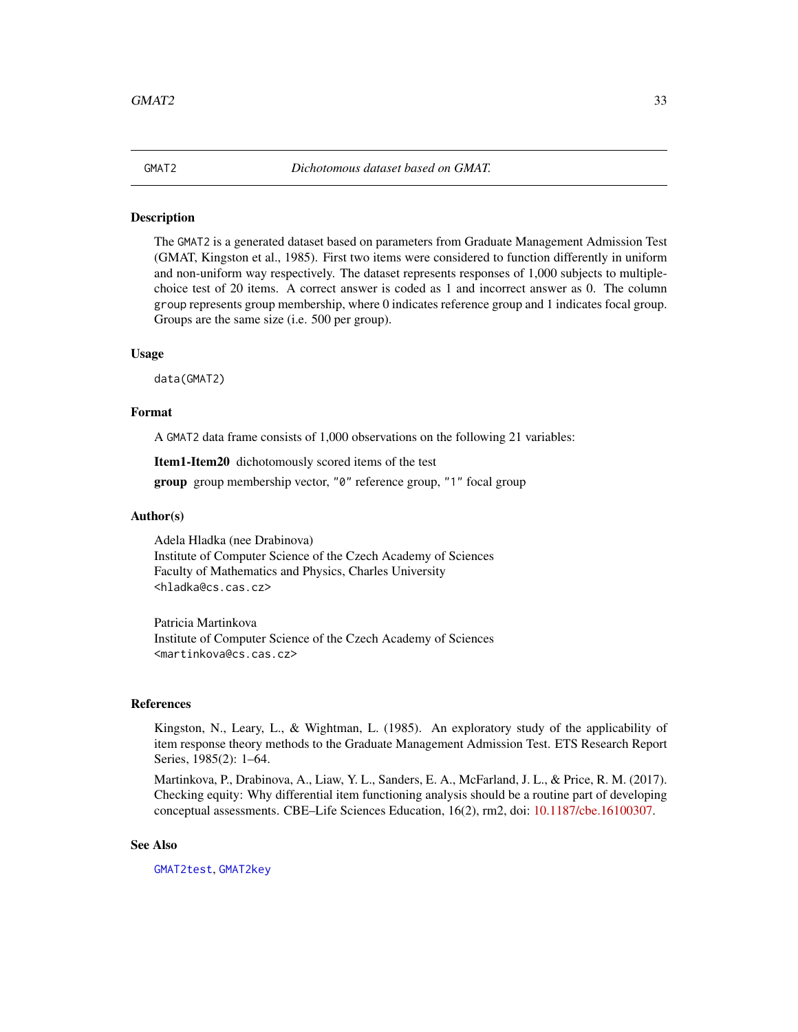# GMAT2 — *Dichotomous dataset based on GMAT.*

## Description

The `GMAT2` is a generated dataset based on parameters from Graduate Management Admission Test (GMAT, Kingston et al., 1985). First two items were considered to function differently in uniform and non-uniform way respectively. The dataset represents responses of 1,000 subjects to multiple-choice test of 20 items. A correct answer is coded as 1 and incorrect answer as 0. The column `group` represents group membership, where 0 indicates reference group and 1 indicates focal group. Groups are the same size (i.e. 500 per group).

## Usage

```
data(GMAT2)
```

## Format

A `GMAT2` data frame consists of 1,000 observations on the following 21 variables:

**Item1-Item20** dichotomously scored items of the test

**group** group membership vector, `"0"` reference group, `"1"` focal group

## Author(s)

Adela Hladka (nee Drabinova)
Institute of Computer Science of the Czech Academy of Sciences
Faculty of Mathematics and Physics, Charles University
`<hladka@cs.cas.cz>`

Patricia Martinkova
Institute of Computer Science of the Czech Academy of Sciences
`<martinkova@cs.cas.cz>`

## References

Kingston, N., Leary, L., & Wightman, L. (1985). An exploratory study of the applicability of item response theory methods to the Graduate Management Admission Test. ETS Research Report Series, 1985(2): 1–64.

Martinkova, P., Drabinova, A., Liaw, Y. L., Sanders, E. A., McFarland, J. L., & Price, R. M. (2017). Checking equity: Why differential item functioning analysis should be a routine part of developing conceptual assessments. CBE–Life Sciences Education, 16(2), rm2, doi: 10.1187/cbe.16100307.

## See Also

`GMAT2test`, `GMAT2key`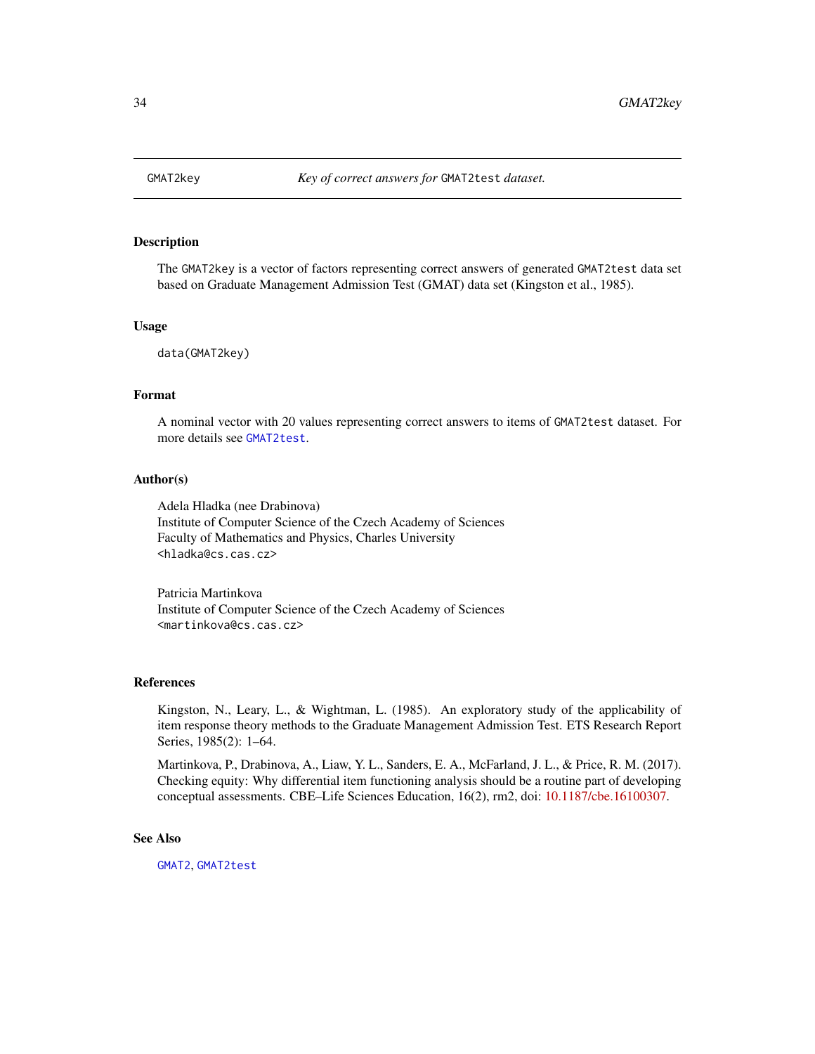GMAT2key *Key of correct answers for* `GMAT2test` *dataset.*

## Description

The `GMAT2key` is a vector of factors representing correct answers of generated `GMAT2test` data set based on Graduate Management Admission Test (GMAT) data set (Kingston et al., 1985).

## Usage

```
data(GMAT2key)
```

## Format

A nominal vector with 20 values representing correct answers to items of `GMAT2test` dataset. For more details see `GMAT2test`.

## Author(s)

Adela Hladka (nee Drabinova)
Institute of Computer Science of the Czech Academy of Sciences
Faculty of Mathematics and Physics, Charles University
<hladka@cs.cas.cz>

Patricia Martinkova
Institute of Computer Science of the Czech Academy of Sciences
<martinkova@cs.cas.cz>

## References

Kingston, N., Leary, L., & Wightman, L. (1985). An exploratory study of the applicability of item response theory methods to the Graduate Management Admission Test. ETS Research Report Series, 1985(2): 1–64.

Martinkova, P., Drabinova, A., Liaw, Y. L., Sanders, E. A., McFarland, J. L., & Price, R. M. (2017). Checking equity: Why differential item functioning analysis should be a routine part of developing conceptual assessments. CBE–Life Sciences Education, 16(2), rm2, doi: 10.1187/cbe.16100307.

## See Also

`GMAT2`, `GMAT2test`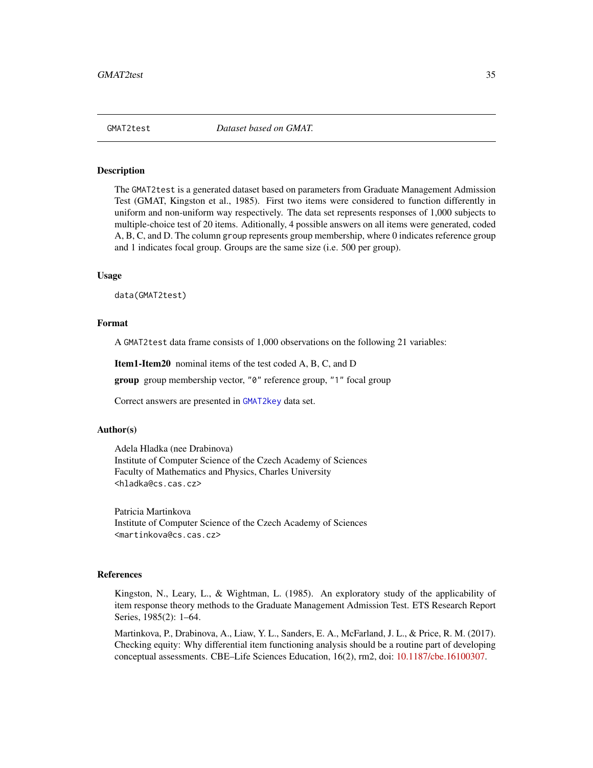# GMAT2test — *Dataset based on GMAT.*

## Description

The GMAT2test is a generated dataset based on parameters from Graduate Management Admission Test (GMAT, Kingston et al., 1985). First two items were considered to function differently in uniform and non-uniform way respectively. The data set represents responses of 1,000 subjects to multiple-choice test of 20 items. Aditionally, 4 possible answers on all items were generated, coded A, B, C, and D. The column group represents group membership, where 0 indicates reference group and 1 indicates focal group. Groups are the same size (i.e. 500 per group).

## Usage

```
data(GMAT2test)
```

## Format

A GMAT2test data frame consists of 1,000 observations on the following 21 variables:

**Item1-Item20** nominal items of the test coded A, B, C, and D

**group** group membership vector, "0" reference group, "1" focal group

Correct answers are presented in GMAT2key data set.

## Author(s)

Adela Hladka (nee Drabinova)
Institute of Computer Science of the Czech Academy of Sciences
Faculty of Mathematics and Physics, Charles University
<hladka@cs.cas.cz>

Patricia Martinkova
Institute of Computer Science of the Czech Academy of Sciences
<martinkova@cs.cas.cz>

## References

Kingston, N., Leary, L., & Wightman, L. (1985). An exploratory study of the applicability of item response theory methods to the Graduate Management Admission Test. ETS Research Report Series, 1985(2): 1–64.

Martinkova, P., Drabinova, A., Liaw, Y. L., Sanders, E. A., McFarland, J. L., & Price, R. M. (2017). Checking equity: Why differential item functioning analysis should be a routine part of developing conceptual assessments. CBE–Life Sciences Education, 16(2), rm2, doi: 10.1187/cbe.16100307.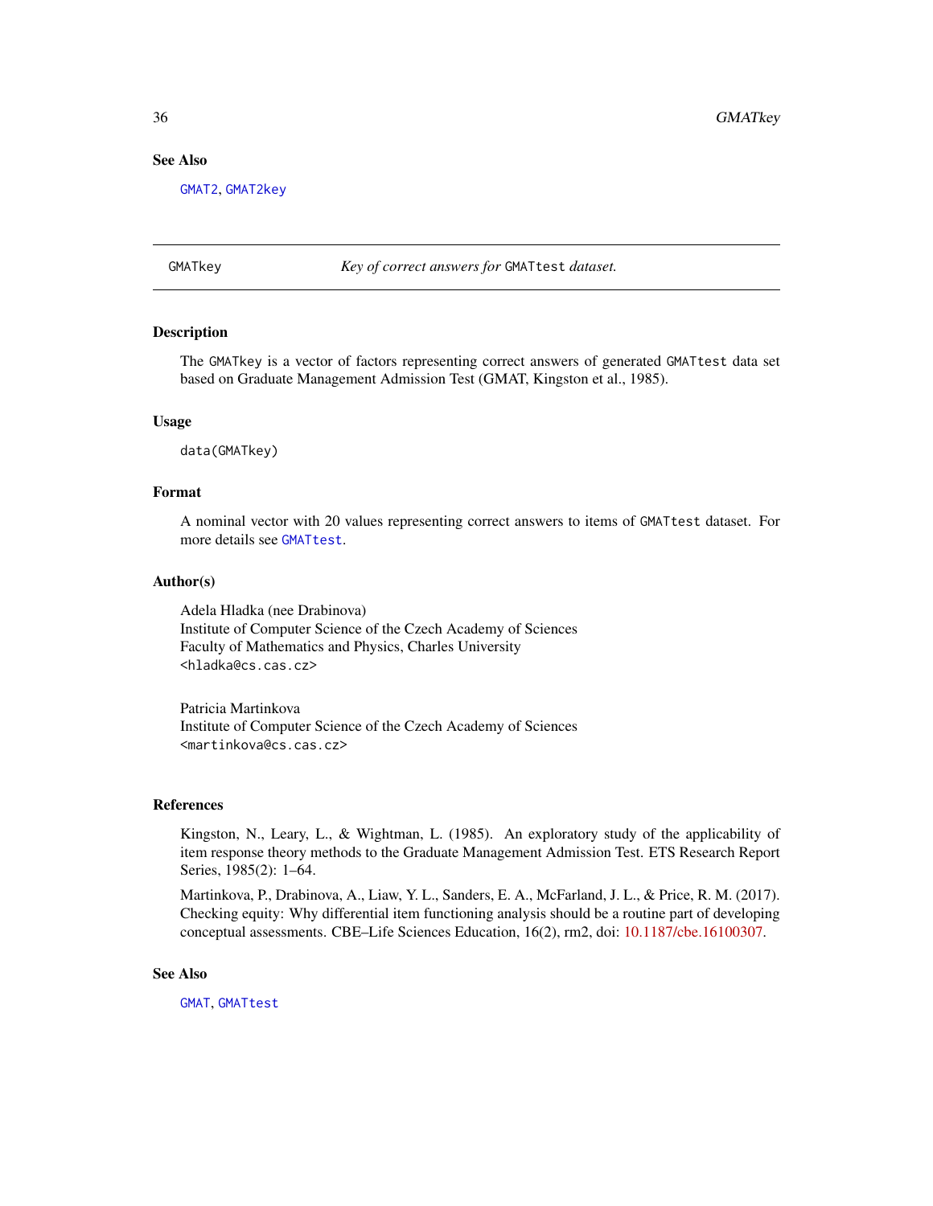### See Also

GMAT2, GMAT2key

---

## GMATkey — *Key of correct answers for* GMATtest *dataset.*

---

### Description

The GMATkey is a vector of factors representing correct answers of generated GMATtest data set based on Graduate Management Admission Test (GMAT, Kingston et al., 1985).

### Usage

```
data(GMATkey)
```

### Format

A nominal vector with 20 values representing correct answers to items of GMATtest dataset. For more details see GMATtest.

### Author(s)

Adela Hladka (nee Drabinova)
Institute of Computer Science of the Czech Academy of Sciences
Faculty of Mathematics and Physics, Charles University
<hladka@cs.cas.cz>

Patricia Martinkova
Institute of Computer Science of the Czech Academy of Sciences
<martinkova@cs.cas.cz>

### References

Kingston, N., Leary, L., & Wightman, L. (1985). An exploratory study of the applicability of item response theory methods to the Graduate Management Admission Test. ETS Research Report Series, 1985(2): 1–64.

Martinkova, P., Drabinova, A., Liaw, Y. L., Sanders, E. A., McFarland, J. L., & Price, R. M. (2017). Checking equity: Why differential item functioning analysis should be a routine part of developing conceptual assessments. CBE–Life Sciences Education, 16(2), rm2, doi: 10.1187/cbe.16100307.

### See Also

GMAT, GMATtest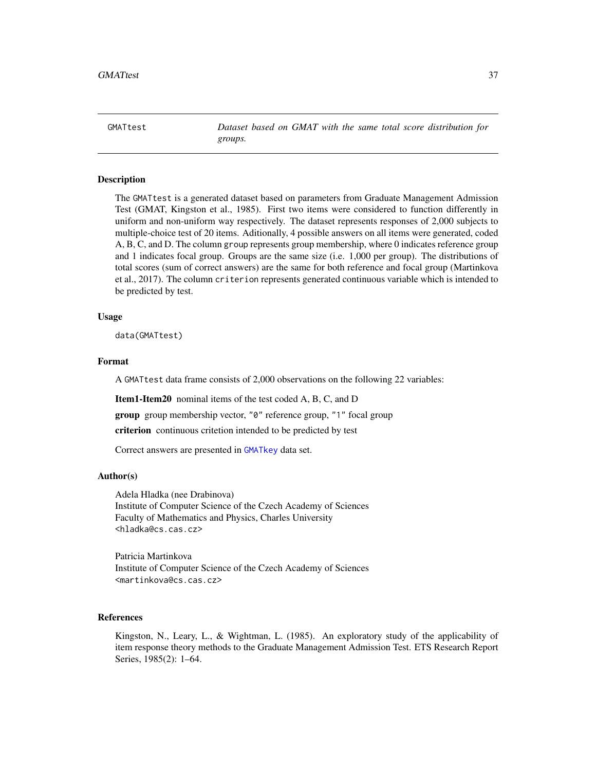GMATtest *Dataset based on GMAT with the same total score distribution for groups.*

### Description

The `GMATtest` is a generated dataset based on parameters from Graduate Management Admission Test (GMAT, Kingston et al., 1985). First two items were considered to function differently in uniform and non-uniform way respectively. The dataset represents responses of 2,000 subjects to multiple-choice test of 20 items. Aditionally, 4 possible answers on all items were generated, coded A, B, C, and D. The column `group` represents group membership, where 0 indicates reference group and 1 indicates focal group. Groups are the same size (i.e. 1,000 per group). The distributions of total scores (sum of correct answers) are the same for both reference and focal group (Martinkova et al., 2017). The column `criterion` represents generated continuous variable which is intended to be predicted by test.

### Usage

```
data(GMATtest)
```

### Format

A `GMATtest` data frame consists of 2,000 observations on the following 22 variables:

**Item1-Item20** nominal items of the test coded A, B, C, and D

**group** group membership vector, `"0"` reference group, `"1"` focal group

**criterion** continuous critetion intended to be predicted by test

Correct answers are presented in `GMATkey` data set.

### Author(s)

Adela Hladka (nee Drabinova)
Institute of Computer Science of the Czech Academy of Sciences
Faculty of Mathematics and Physics, Charles University
<hladka@cs.cas.cz>

Patricia Martinkova
Institute of Computer Science of the Czech Academy of Sciences
<martinkova@cs.cas.cz>

### References

Kingston, N., Leary, L., & Wightman, L. (1985). An exploratory study of the applicability of item response theory methods to the Graduate Management Admission Test. ETS Research Report Series, 1985(2): 1–64.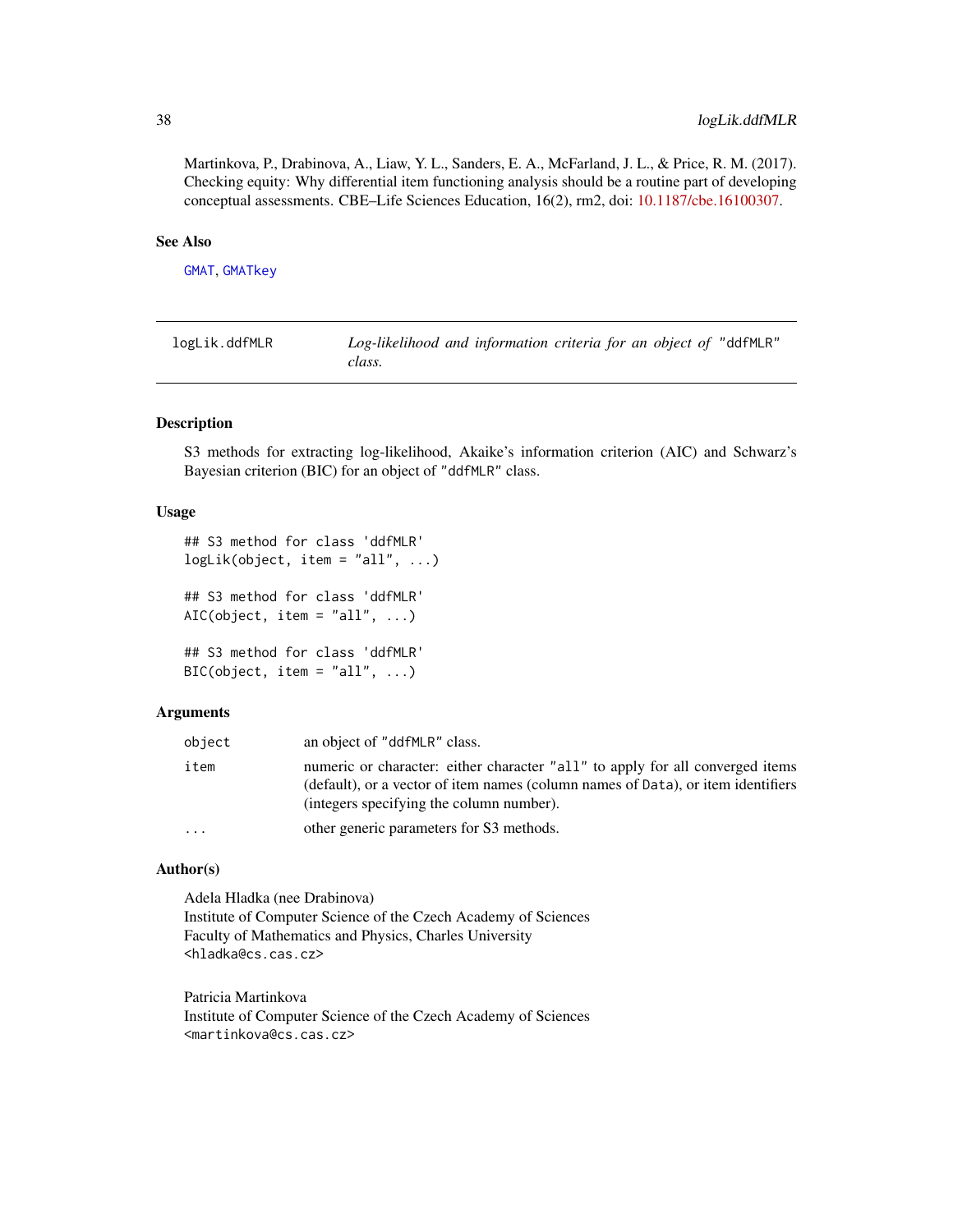Martinkova, P., Drabinova, A., Liaw, Y. L., Sanders, E. A., McFarland, J. L., & Price, R. M. (2017). Checking equity: Why differential item functioning analysis should be a routine part of developing conceptual assessments. CBE–Life Sciences Education, 16(2), rm2, doi: 10.1187/cbe.16100307.

### See Also

GMAT, GMATkey

---

## logLik.ddfMLR — *Log-likelihood and information criteria for an object of "ddfMLR" class.*

---

### Description

S3 methods for extracting log-likelihood, Akaike's information criterion (AIC) and Schwarz's Bayesian criterion (BIC) for an object of "ddfMLR" class.

### Usage

```
## S3 method for class 'ddfMLR'
logLik(object, item = "all", ...)

## S3 method for class 'ddfMLR'
AIC(object, item = "all", ...)

## S3 method for class 'ddfMLR'
BIC(object, item = "all", ...)
```

### Arguments

| | |
|---|---|
| object | an object of "ddfMLR" class. |
| item | numeric or character: either character "all" to apply for all converged items (default), or a vector of item names (column names of Data), or item identifiers (integers specifying the column number). |
| ... | other generic parameters for S3 methods. |

### Author(s)

Adela Hladka (nee Drabinova)
Institute of Computer Science of the Czech Academy of Sciences
Faculty of Mathematics and Physics, Charles University
<hladka@cs.cas.cz>

Patricia Martinkova
Institute of Computer Science of the Czech Academy of Sciences
<martinkova@cs.cas.cz>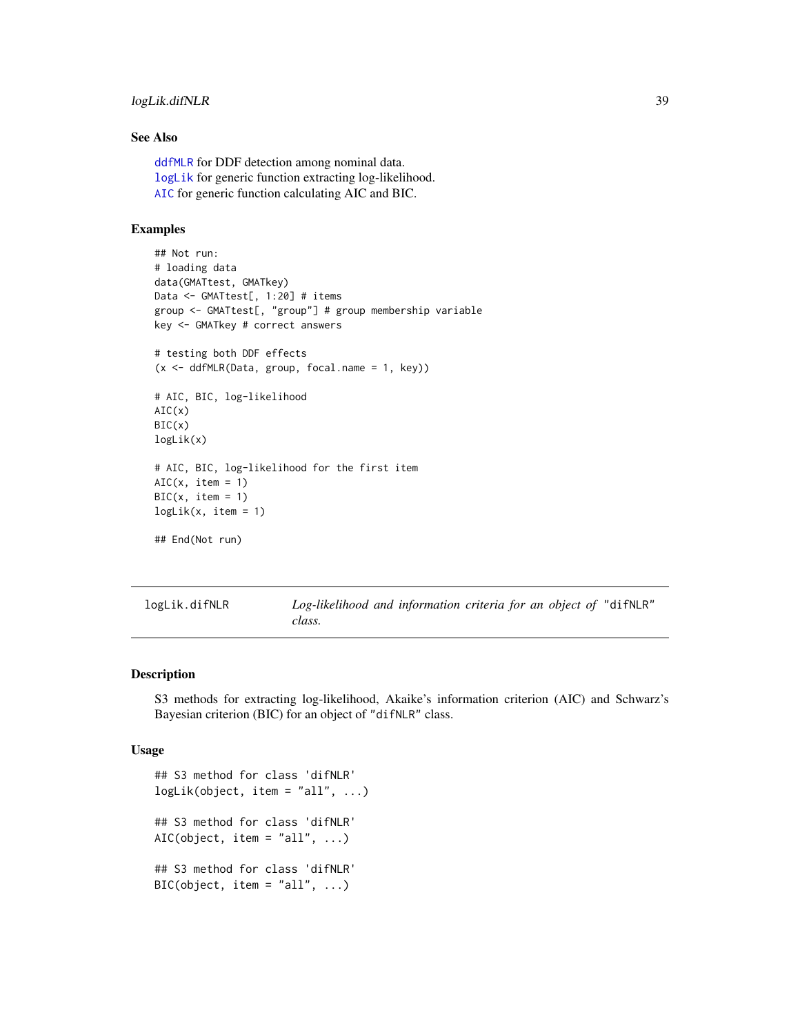## See Also

ddfMLR for DDF detection among nominal data.
logLik for generic function extracting log-likelihood.
AIC for generic function calculating AIC and BIC.

## Examples

```
## Not run:
# loading data
data(GMATtest, GMATkey)
Data <- GMATtest[, 1:20] # items
group <- GMATtest[, "group"] # group membership variable
key <- GMATkey # correct answers

# testing both DDF effects
(x <- ddfMLR(Data, group, focal.name = 1, key))

# AIC, BIC, log-likelihood
AIC(x)
BIC(x)
logLik(x)

# AIC, BIC, log-likelihood for the first item
AIC(x, item = 1)
BIC(x, item = 1)
logLik(x, item = 1)

## End(Not run)
```

---

# logLik.difNLR — *Log-likelihood and information criteria for an object of* "difNLR" *class.*

## Description

S3 methods for extracting log-likelihood, Akaike's information criterion (AIC) and Schwarz's Bayesian criterion (BIC) for an object of "difNLR" class.

## Usage

```
## S3 method for class 'difNLR'
logLik(object, item = "all", ...)

## S3 method for class 'difNLR'
AIC(object, item = "all", ...)

## S3 method for class 'difNLR'
BIC(object, item = "all", ...)
```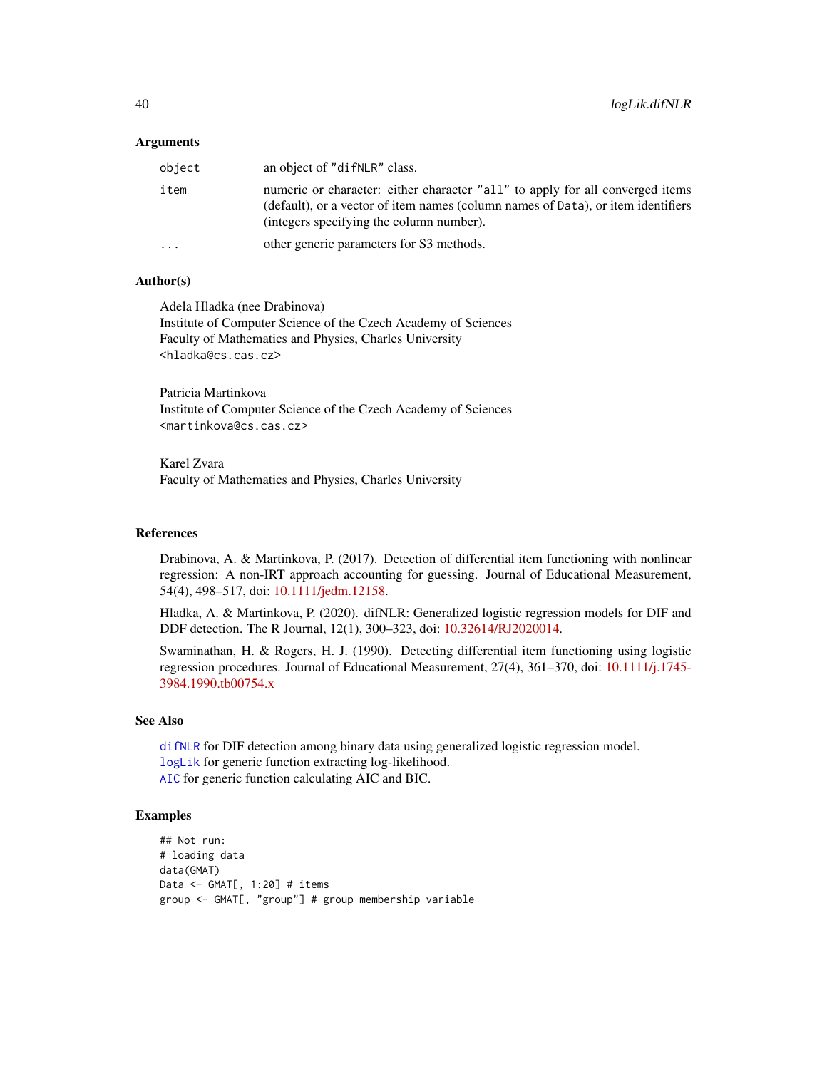### Arguments

| | |
|---|---|
| `object` | an object of `"difNLR"` class. |
| `item` | numeric or character: either character `"all"` to apply for all converged items (default), or a vector of item names (column names of `Data`), or item identifiers (integers specifying the column number). |
| `...` | other generic parameters for S3 methods. |

### Author(s)

Adela Hladka (nee Drabinova)
Institute of Computer Science of the Czech Academy of Sciences
Faculty of Mathematics and Physics, Charles University
<hladka@cs.cas.cz>

Patricia Martinkova
Institute of Computer Science of the Czech Academy of Sciences
<martinkova@cs.cas.cz>

Karel Zvara
Faculty of Mathematics and Physics, Charles University

### References

Drabinova, A. & Martinkova, P. (2017). Detection of differential item functioning with nonlinear regression: A non-IRT approach accounting for guessing. Journal of Educational Measurement, 54(4), 498–517, doi: 10.1111/jedm.12158.

Hladka, A. & Martinkova, P. (2020). difNLR: Generalized logistic regression models for DIF and DDF detection. The R Journal, 12(1), 300–323, doi: 10.32614/RJ2020014.

Swaminathan, H. & Rogers, H. J. (1990). Detecting differential item functioning using logistic regression procedures. Journal of Educational Measurement, 27(4), 361–370, doi: 10.1111/j.1745-3984.1990.tb00754.x

### See Also

`difNLR` for DIF detection among binary data using generalized logistic regression model.
`logLik` for generic function extracting log-likelihood.
`AIC` for generic function calculating AIC and BIC.

### Examples

```
## Not run:
# loading data
data(GMAT)
Data <- GMAT[, 1:20] # items
group <- GMAT[, "group"] # group membership variable
```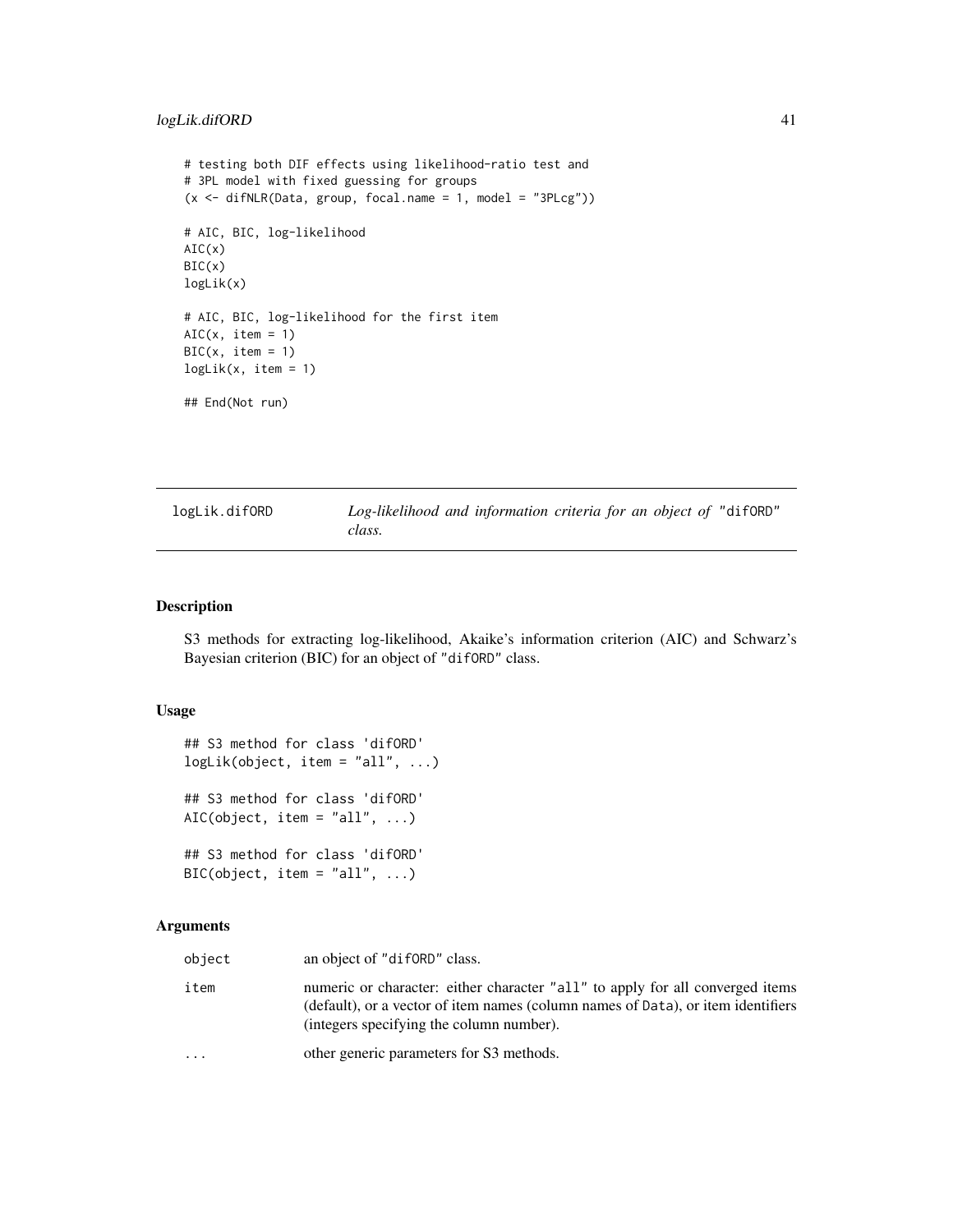```
# testing both DIF effects using likelihood-ratio test and
# 3PL model with fixed guessing for groups
(x <- difNLR(Data, group, focal.name = 1, model = "3PLcg"))

# AIC, BIC, log-likelihood
AIC(x)
BIC(x)
logLik(x)

# AIC, BIC, log-likelihood for the first item
AIC(x, item = 1)
BIC(x, item = 1)
logLik(x, item = 1)

## End(Not run)
```

---

`logLik.difORD` *Log-likelihood and information criteria for an object of "difORD" class.*

---

## Description

S3 methods for extracting log-likelihood, Akaike's information criterion (AIC) and Schwarz's Bayesian criterion (BIC) for an object of "difORD" class.

## Usage

```
## S3 method for class 'difORD'
logLik(object, item = "all", ...)

## S3 method for class 'difORD'
AIC(object, item = "all", ...)

## S3 method for class 'difORD'
BIC(object, item = "all", ...)
```

## Arguments

| | |
|---|---|
| `object` | an object of "difORD" class. |
| `item` | numeric or character: either character "all" to apply for all converged items (default), or a vector of item names (column names of Data), or item identifiers (integers specifying the column number). |
| `...` | other generic parameters for S3 methods. |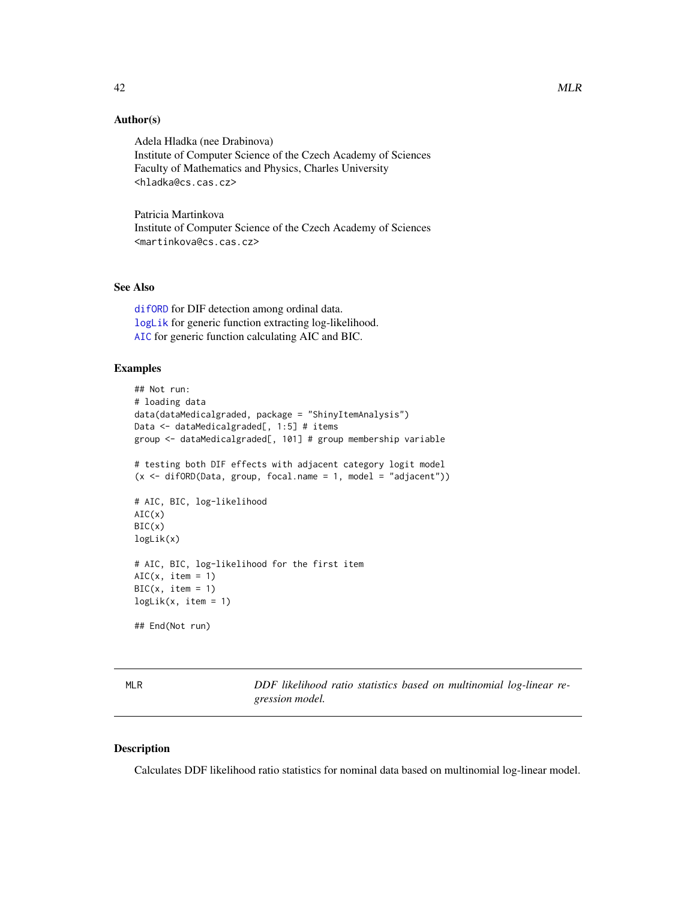### Author(s)

Adela Hladka (nee Drabinova)
Institute of Computer Science of the Czech Academy of Sciences
Faculty of Mathematics and Physics, Charles University
<hladka@cs.cas.cz>

Patricia Martinkova
Institute of Computer Science of the Czech Academy of Sciences
<martinkova@cs.cas.cz>

### See Also

difORD for DIF detection among ordinal data.
logLik for generic function extracting log-likelihood.
AIC for generic function calculating AIC and BIC.

### Examples

```
## Not run:
# loading data
data(dataMedicalgraded, package = "ShinyItemAnalysis")
Data <- dataMedicalgraded[, 1:5] # items
group <- dataMedicalgraded[, 101] # group membership variable

# testing both DIF effects with adjacent category logit model
(x <- difORD(Data, group, focal.name = 1, model = "adjacent"))

# AIC, BIC, log-likelihood
AIC(x)
BIC(x)
logLik(x)

# AIC, BIC, log-likelihood for the first item
AIC(x, item = 1)
BIC(x, item = 1)
logLik(x, item = 1)

## End(Not run)
```

---

## MLR — *DDF likelihood ratio statistics based on multinomial log-linear regression model.*

---

### Description

Calculates DDF likelihood ratio statistics for nominal data based on multinomial log-linear model.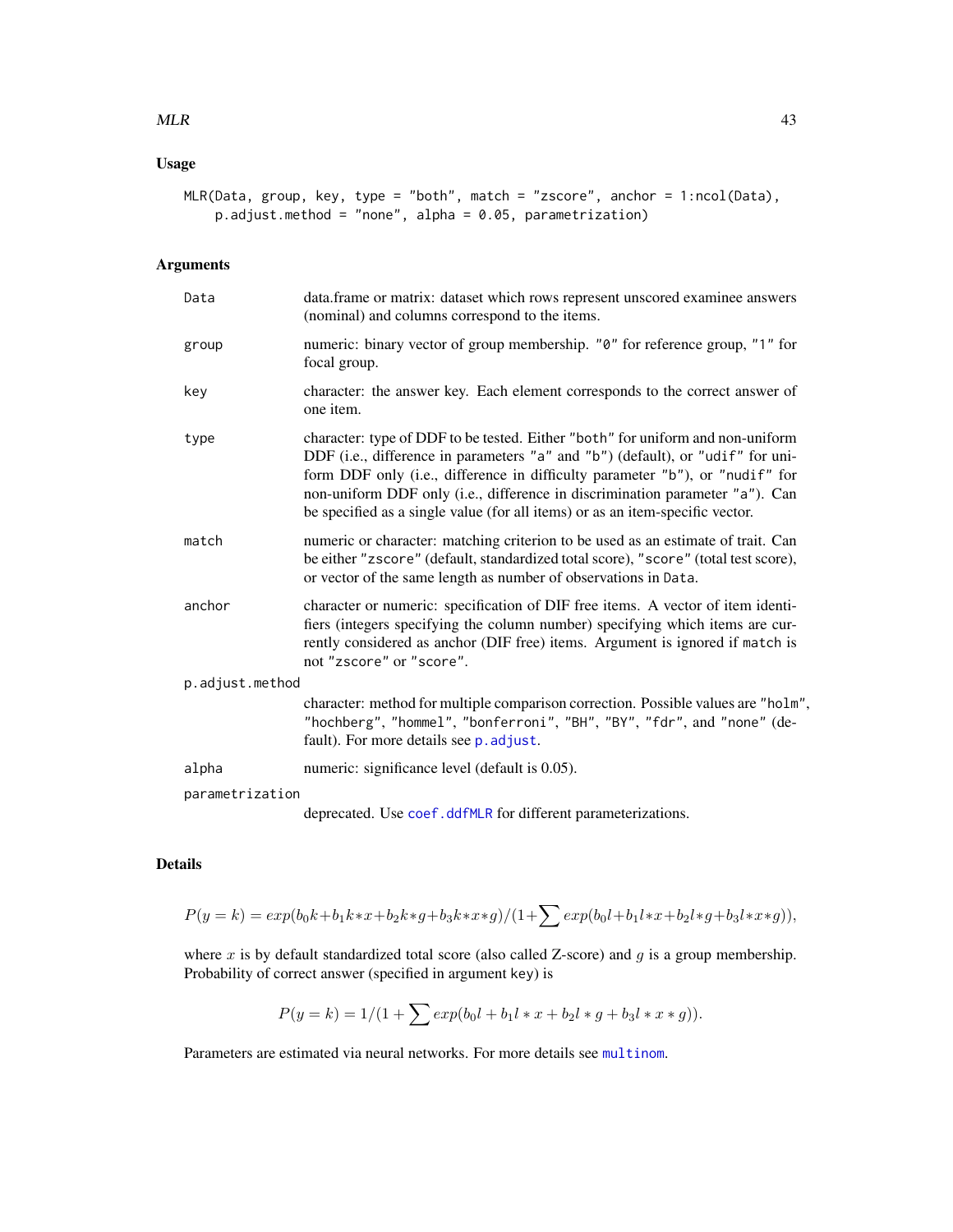### Usage

```
MLR(Data, group, key, type = "both", match = "zscore", anchor = 1:ncol(Data),
    p.adjust.method = "none", alpha = 0.05, parametrization)
```

### Arguments

| | |
|---|---|
| Data | data.frame or matrix: dataset which rows represent unscored examinee answers (nominal) and columns correspond to the items. |
| group | numeric: binary vector of group membership. "0" for reference group, "1" for focal group. |
| key | character: the answer key. Each element corresponds to the correct answer of one item. |
| type | character: type of DDF to be tested. Either "both" for uniform and non-uniform DDF (i.e., difference in parameters "a" and "b") (default), or "udif" for uniform DDF only (i.e., difference in difficulty parameter "b"), or "nudif" for non-uniform DDF only (i.e., difference in discrimination parameter "a"). Can be specified as a single value (for all items) or as an item-specific vector. |
| match | numeric or character: matching criterion to be used as an estimate of trait. Can be either "zscore" (default, standardized total score), "score" (total test score), or vector of the same length as number of observations in Data. |
| anchor | character or numeric: specification of DIF free items. A vector of item identifiers (integers specifying the column number) specifying which items are currently considered as anchor (DIF free) items. Argument is ignored if match is not "zscore" or "score". |
| p.adjust.method | character: method for multiple comparison correction. Possible values are "holm", "hochberg", "hommel", "bonferroni", "BH", "BY", "fdr", and "none" (default). For more details see p.adjust. |
| alpha | numeric: significance level (default is 0.05). |
| parametrization | deprecated. Use coef.ddfMLR for different parameterizations. |

### Details

$$P(y = k) = exp(b_0k + b_1k * x + b_2k * g + b_3k * x * g)/(1 + \sum exp(b_0l + b_1l * x + b_2l * g + b_3l * x * g)),$$

where $x$ is by default standardized total score (also called Z-score) and $g$ is a group membership. Probability of correct answer (specified in argument key) is

$$P(y = k) = 1/(1 + \sum exp(b_0l + b_1l * x + b_2l * g + b_3l * x * g)).$$

Parameters are estimated via neural networks. For more details see multinom.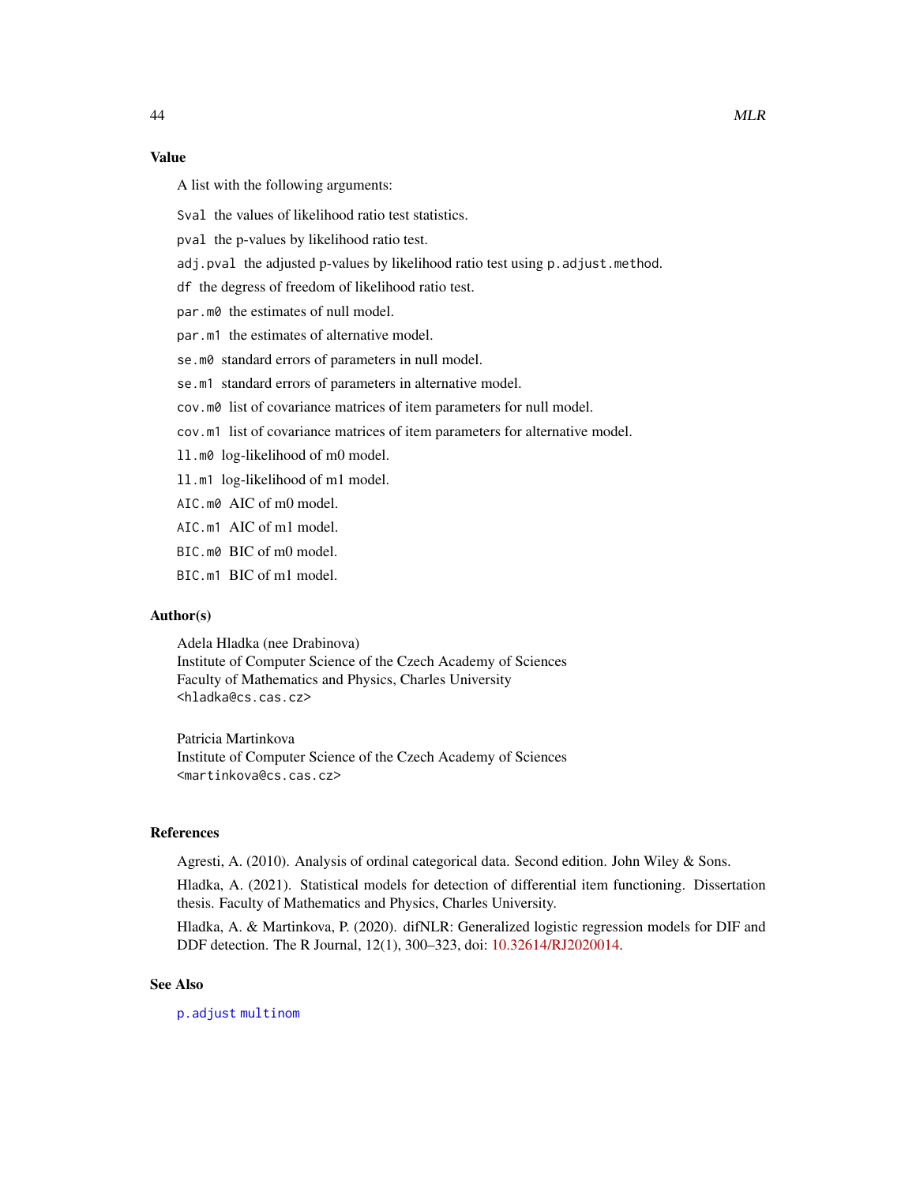## Value

A list with the following arguments:

`Sval` the values of likelihood ratio test statistics.

`pval` the p-values by likelihood ratio test.

`adj.pval` the adjusted p-values by likelihood ratio test using `p.adjust.method`.

`df` the degress of freedom of likelihood ratio test.

`par.m0` the estimates of null model.

`par.m1` the estimates of alternative model.

`se.m0` standard errors of parameters in null model.

`se.m1` standard errors of parameters in alternative model.

`cov.m0` list of covariance matrices of item parameters for null model.

`cov.m1` list of covariance matrices of item parameters for alternative model.

`ll.m0` log-likelihood of m0 model.

`ll.m1` log-likelihood of m1 model.

`AIC.m0` AIC of m0 model.

`AIC.m1` AIC of m1 model.

`BIC.m0` BIC of m0 model.

`BIC.m1` BIC of m1 model.

## Author(s)

Adela Hladka (nee Drabinova)
Institute of Computer Science of the Czech Academy of Sciences
Faculty of Mathematics and Physics, Charles University
<hladka@cs.cas.cz>

Patricia Martinkova
Institute of Computer Science of the Czech Academy of Sciences
<martinkova@cs.cas.cz>

## References

Agresti, A. (2010). Analysis of ordinal categorical data. Second edition. John Wiley & Sons.

Hladka, A. (2021). Statistical models for detection of differential item functioning. Dissertation thesis. Faculty of Mathematics and Physics, Charles University.

Hladka, A. & Martinkova, P. (2020). difNLR: Generalized logistic regression models for DIF and DDF detection. The R Journal, 12(1), 300–323, doi: 10.32614/RJ2020014.

## See Also

`p.adjust` `multinom`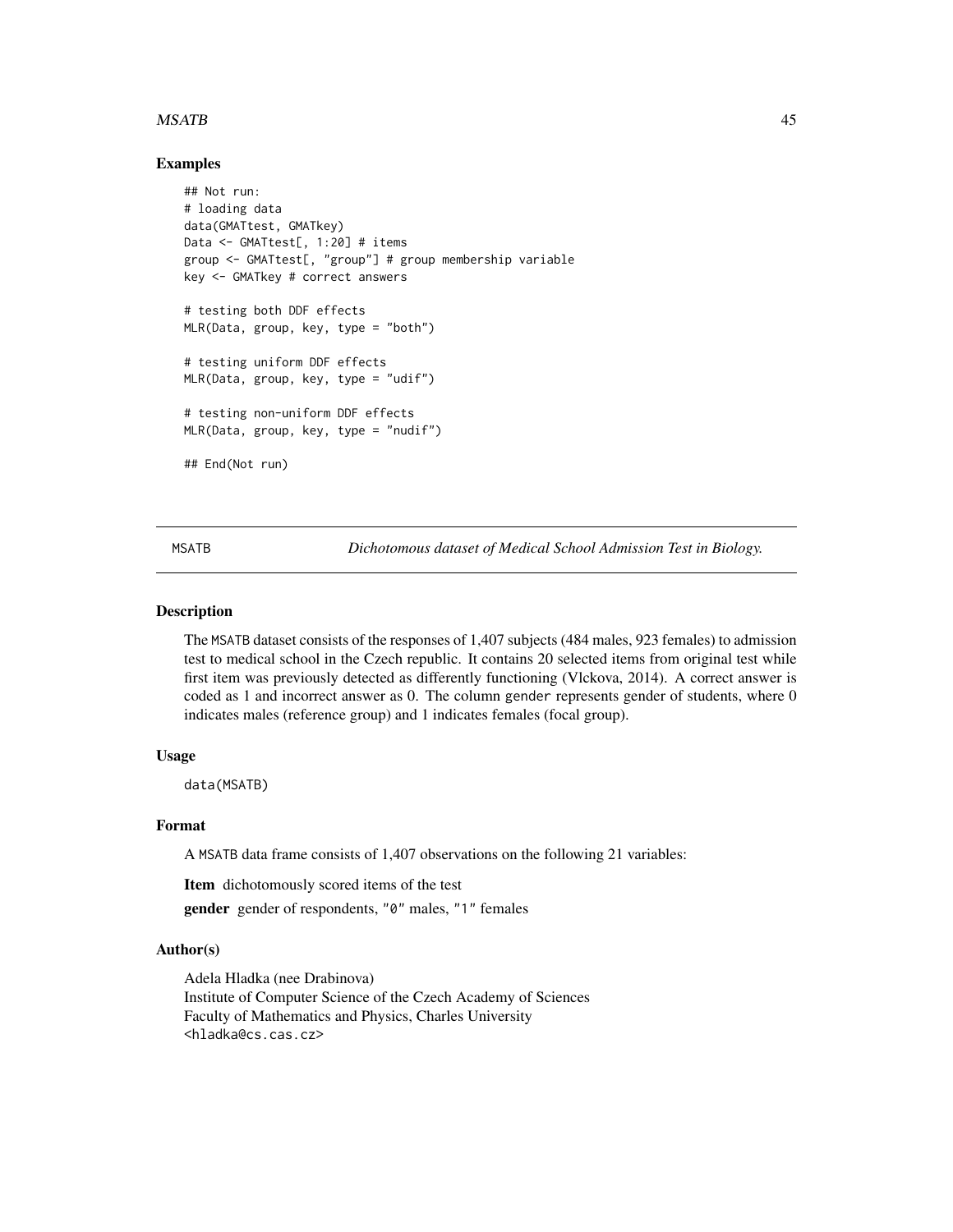## Examples

```
## Not run:
# loading data
data(GMATtest, GMATkey)
Data <- GMATtest[, 1:20] # items
group <- GMATtest[, "group"] # group membership variable
key <- GMATkey # correct answers

# testing both DDF effects
MLR(Data, group, key, type = "both")

# testing uniform DDF effects
MLR(Data, group, key, type = "udif")

# testing non-uniform DDF effects
MLR(Data, group, key, type = "nudif")

## End(Not run)
```

---

MSATB *Dichotomous dataset of Medical School Admission Test in Biology.*

---

## Description

The MSATB dataset consists of the responses of 1,407 subjects (484 males, 923 females) to admission test to medical school in the Czech republic. It contains 20 selected items from original test while first item was previously detected as differently functioning (Vlckova, 2014). A correct answer is coded as 1 and incorrect answer as 0. The column gender represents gender of students, where 0 indicates males (reference group) and 1 indicates females (focal group).

## Usage

```
data(MSATB)
```

## Format

A MSATB data frame consists of 1,407 observations on the following 21 variables:

**Item** dichotomously scored items of the test

**gender** gender of respondents, "0" males, "1" females

## Author(s)

Adela Hladka (nee Drabinova)
Institute of Computer Science of the Czech Academy of Sciences
Faculty of Mathematics and Physics, Charles University
<hladka@cs.cas.cz>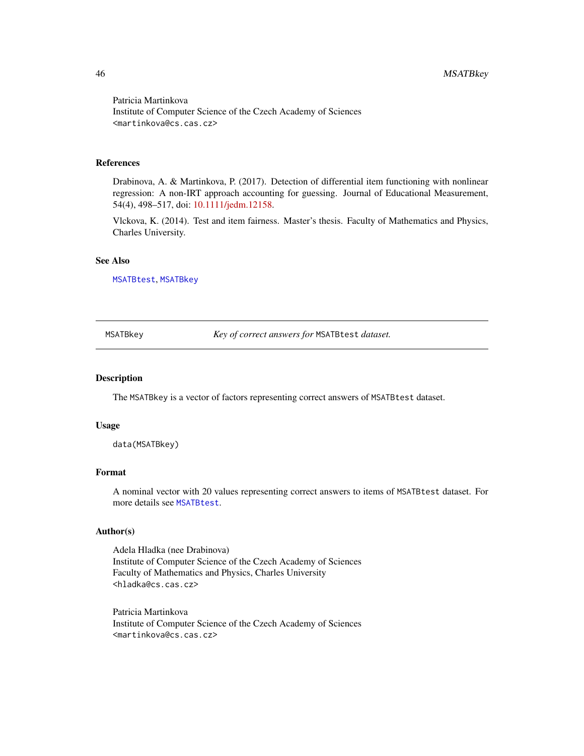Patricia Martinkova
Institute of Computer Science of the Czech Academy of Sciences
<martinkova@cs.cas.cz>

### References

Drabinova, A. & Martinkova, P. (2017). Detection of differential item functioning with nonlinear regression: A non-IRT approach accounting for guessing. Journal of Educational Measurement, 54(4), 498–517, doi: 10.1111/jedm.12158.

Vlckova, K. (2014). Test and item fairness. Master's thesis. Faculty of Mathematics and Physics, Charles University.

### See Also

`MSATBtest`, `MSATBkey`

---

## MSATBkey — *Key of correct answers for* `MSATBtest` *dataset.*

### Description

The `MSATBkey` is a vector of factors representing correct answers of `MSATBtest` dataset.

### Usage

```
data(MSATBkey)
```

### Format

A nominal vector with 20 values representing correct answers to items of `MSATBtest` dataset. For more details see `MSATBtest`.

### Author(s)

Adela Hladka (nee Drabinova)
Institute of Computer Science of the Czech Academy of Sciences
Faculty of Mathematics and Physics, Charles University
<hladka@cs.cas.cz>

Patricia Martinkova
Institute of Computer Science of the Czech Academy of Sciences
<martinkova@cs.cas.cz>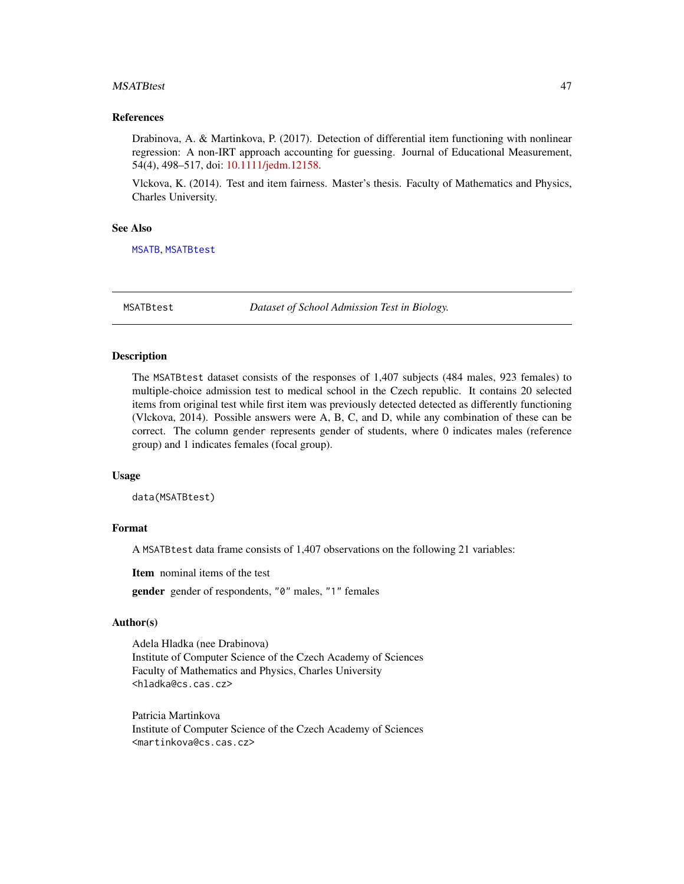### References

Drabinova, A. & Martinkova, P. (2017). Detection of differential item functioning with nonlinear regression: A non-IRT approach accounting for guessing. Journal of Educational Measurement, 54(4), 498–517, doi: 10.1111/jedm.12158.

Vlckova, K. (2014). Test and item fairness. Master's thesis. Faculty of Mathematics and Physics, Charles University.

### See Also

`MSATB`, `MSATBtest`

---

## MSATBtest *Dataset of School Admission Test in Biology.*

### Description

The `MSATBtest` dataset consists of the responses of 1,407 subjects (484 males, 923 females) to multiple-choice admission test to medical school in the Czech republic. It contains 20 selected items from original test while first item was previously detected detected as differently functioning (Vlckova, 2014). Possible answers were A, B, C, and D, while any combination of these can be correct. The column `gender` represents gender of students, where 0 indicates males (reference group) and 1 indicates females (focal group).

### Usage

```
data(MSATBtest)
```

### Format

A `MSATBtest` data frame consists of 1,407 observations on the following 21 variables:

**Item** nominal items of the test

**gender** gender of respondents, `"0"` males, `"1"` females

### Author(s)

Adela Hladka (nee Drabinova)
Institute of Computer Science of the Czech Academy of Sciences
Faculty of Mathematics and Physics, Charles University
`<hladka@cs.cas.cz>`

Patricia Martinkova
Institute of Computer Science of the Czech Academy of Sciences
`<martinkova@cs.cas.cz>`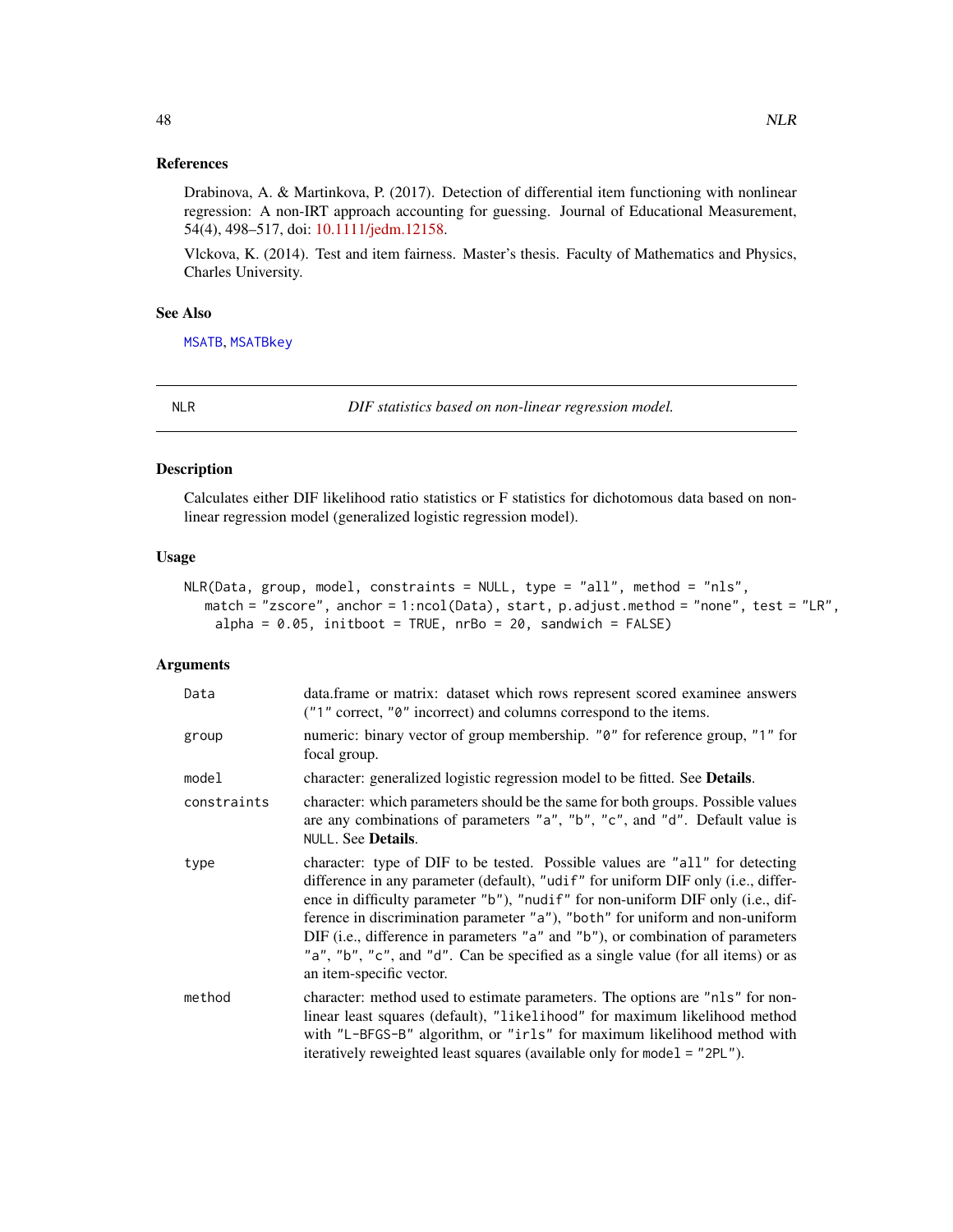### References

Drabinova, A. & Martinkova, P. (2017). Detection of differential item functioning with nonlinear regression: A non-IRT approach accounting for guessing. Journal of Educational Measurement, 54(4), 498–517, doi: 10.1111/jedm.12158.

Vlckova, K. (2014). Test and item fairness. Master's thesis. Faculty of Mathematics and Physics, Charles University.

### See Also

MSATB, MSATBkey

---

## NLR — *DIF statistics based on non-linear regression model.*

---

### Description

Calculates either DIF likelihood ratio statistics or F statistics for dichotomous data based on non-linear regression model (generalized logistic regression model).

### Usage

```
NLR(Data, group, model, constraints = NULL, type = "all", method = "nls",
   match = "zscore", anchor = 1:ncol(Data), start, p.adjust.method = "none", test = "LR",
     alpha = 0.05, initboot = TRUE, nrBo = 20, sandwich = FALSE)
```

### Arguments

| | |
|---|---|
| Data | data.frame or matrix: dataset which rows represent scored examinee answers ("1" correct, "0" incorrect) and columns correspond to the items. |
| group | numeric: binary vector of group membership. "0" for reference group, "1" for focal group. |
| model | character: generalized logistic regression model to be fitted. See **Details**. |
| constraints | character: which parameters should be the same for both groups. Possible values are any combinations of parameters "a", "b", "c", and "d". Default value is NULL. See **Details**. |
| type | character: type of DIF to be tested. Possible values are "all" for detecting difference in any parameter (default), "udif" for uniform DIF only (i.e., difference in difficulty parameter "b"), "nudif" for non-uniform DIF only (i.e., difference in discrimination parameter "a"), "both" for uniform and non-uniform DIF (i.e., difference in parameters "a" and "b"), or combination of parameters "a", "b", "c", and "d". Can be specified as a single value (for all items) or as an item-specific vector. |
| method | character: method used to estimate parameters. The options are "nls" for non-linear least squares (default), "likelihood" for maximum likelihood method with "L-BFGS-B" algorithm, or "irls" for maximum likelihood method with iteratively reweighted least squares (available only for model = "2PL"). |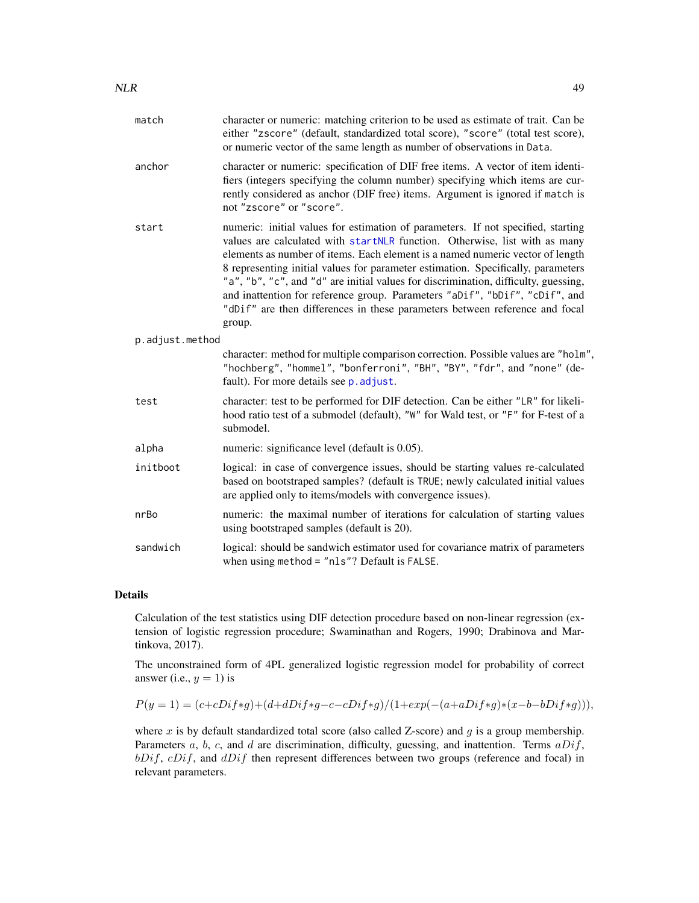`match` character or numeric: matching criterion to be used as estimate of trait. Can be either "zscore" (default, standardized total score), "score" (total test score), or numeric vector of the same length as number of observations in `Data`.

`anchor` character or numeric: specification of DIF free items. A vector of item identifiers (integers specifying the column number) specifying which items are currently considered as anchor (DIF free) items. Argument is ignored if `match` is not "zscore" or "score".

`start` numeric: initial values for estimation of parameters. If not specified, starting values are calculated with `startNLR` function. Otherwise, list with as many elements as number of items. Each element is a named numeric vector of length 8 representing initial values for parameter estimation. Specifically, parameters "a", "b", "c", and "d" are initial values for discrimination, difficulty, guessing, and inattention for reference group. Parameters "aDif", "bDif", "cDif", and "dDif" are then differences in these parameters between reference and focal group.

`p.adjust.method` character: method for multiple comparison correction. Possible values are "holm", "hochberg", "hommel", "bonferroni", "BH", "BY", "fdr", and "none" (default). For more details see `p.adjust`.

`test` character: test to be performed for DIF detection. Can be either "LR" for likelihood ratio test of a submodel (default), "W" for Wald test, or "F" for F-test of a submodel.

`alpha` numeric: significance level (default is 0.05).

`initboot` logical: in case of convergence issues, should be starting values re-calculated based on bootstraped samples? (default is `TRUE`; newly calculated initial values are applied only to items/models with convergence issues).

`nrBo` numeric: the maximal number of iterations for calculation of starting values using bootstraped samples (default is 20).

`sandwich` logical: should be sandwich estimator used for covariance matrix of parameters when using `method = "nls"`? Default is `FALSE`.

## Details

Calculation of the test statistics using DIF detection procedure based on non-linear regression (extension of logistic regression procedure; Swaminathan and Rogers, 1990; Drabinova and Martinkova, 2017).

The unconstrained form of 4PL generalized logistic regression model for probability of correct answer (i.e., $y = 1$) is

$$P(y = 1) = (c + cDif * g) + (d + dDif * g - c - cDif * g)/(1 + exp(-(a + aDif * g) * (x - b - bDif * g))),$$

where $x$ is by default standardized total score (also called Z-score) and $g$ is a group membership. Parameters $a$, $b$, $c$, and $d$ are discrimination, difficulty, guessing, and inattention. Terms $aDif$, $bDif$, $cDif$, and $dDif$ then represent differences between two groups (reference and focal) in relevant parameters.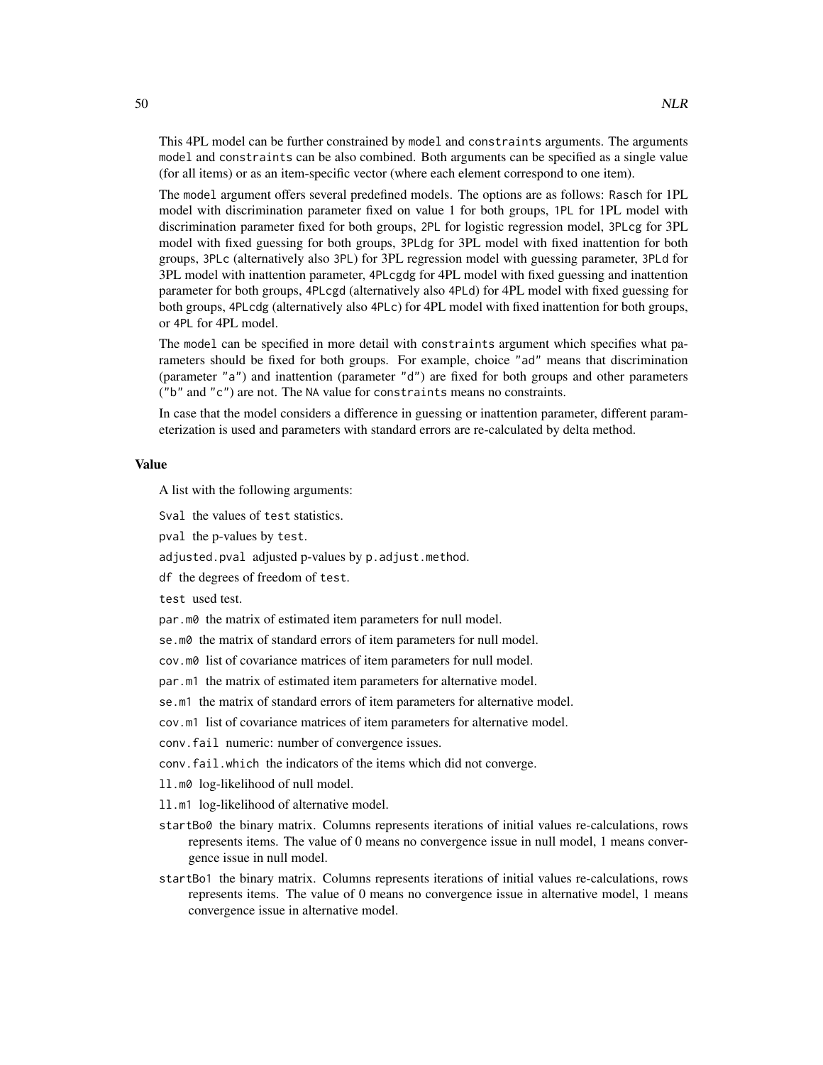This 4PL model can be further constrained by `model` and `constraints` arguments. The arguments `model` and `constraints` can be also combined. Both arguments can be specified as a single value (for all items) or as an item-specific vector (where each element correspond to one item).

The `model` argument offers several predefined models. The options are as follows: `Rasch` for 1PL model with discrimination parameter fixed on value 1 for both groups, `1PL` for 1PL model with discrimination parameter fixed for both groups, `2PL` for logistic regression model, `3PLcg` for 3PL model with fixed guessing for both groups, `3PLdg` for 3PL model with fixed inattention for both groups, `3PLc` (alternatively also `3PL`) for 3PL regression model with guessing parameter, `3PLd` for 3PL model with inattention parameter, `4PLcgdg` for 4PL model with fixed guessing and inattention parameter for both groups, `4PLcgd` (alternatively also `4PLd`) for 4PL model with fixed guessing for both groups, `4PLcdg` (alternatively also `4PLc`) for 4PL model with fixed inattention for both groups, or `4PL` for 4PL model.

The `model` can be specified in more detail with `constraints` argument which specifies what parameters should be fixed for both groups. For example, choice `"ad"` means that discrimination (parameter `"a"`) and inattention (parameter `"d"`) are fixed for both groups and other parameters (`"b"` and `"c"`) are not. The `NA` value for `constraints` means no constraints.

In case that the model considers a difference in guessing or inattention parameter, different parameterization is used and parameters with standard errors are re-calculated by delta method.

### Value

A list with the following arguments:

`Sval` the values of `test` statistics.

`pval` the p-values by `test`.

`adjusted.pval` adjusted p-values by `p.adjust.method`.

`df` the degrees of freedom of `test`.

`test` used test.

`par.m0` the matrix of estimated item parameters for null model.

`se.m0` the matrix of standard errors of item parameters for null model.

`cov.m0` list of covariance matrices of item parameters for null model.

`par.m1` the matrix of estimated item parameters for alternative model.

`se.m1` the matrix of standard errors of item parameters for alternative model.

`cov.m1` list of covariance matrices of item parameters for alternative model.

`conv.fail` numeric: number of convergence issues.

`conv.fail.which` the indicators of the items which did not converge.

`ll.m0` log-likelihood of null model.

`ll.m1` log-likelihood of alternative model.

`startBo0` the binary matrix. Columns represents iterations of initial values re-calculations, rows represents items. The value of 0 means no convergence issue in null model, 1 means convergence issue in null model.

`startBo1` the binary matrix. Columns represents iterations of initial values re-calculations, rows represents items. The value of 0 means no convergence issue in alternative model, 1 means convergence issue in alternative model.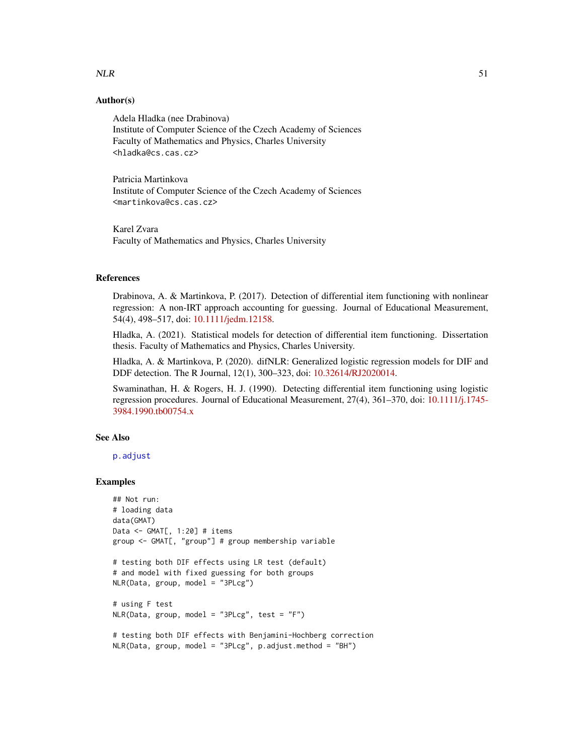### Author(s)

Adela Hladka (nee Drabinova)
Institute of Computer Science of the Czech Academy of Sciences
Faculty of Mathematics and Physics, Charles University
<hladka@cs.cas.cz>

Patricia Martinkova
Institute of Computer Science of the Czech Academy of Sciences
<martinkova@cs.cas.cz>

Karel Zvara
Faculty of Mathematics and Physics, Charles University

### References

Drabinova, A. & Martinkova, P. (2017). Detection of differential item functioning with nonlinear regression: A non-IRT approach accounting for guessing. Journal of Educational Measurement, 54(4), 498–517, doi: 10.1111/jedm.12158.

Hladka, A. (2021). Statistical models for detection of differential item functioning. Dissertation thesis. Faculty of Mathematics and Physics, Charles University.

Hladka, A. & Martinkova, P. (2020). difNLR: Generalized logistic regression models for DIF and DDF detection. The R Journal, 12(1), 300–323, doi: 10.32614/RJ2020014.

Swaminathan, H. & Rogers, H. J. (1990). Detecting differential item functioning using logistic regression procedures. Journal of Educational Measurement, 27(4), 361–370, doi: 10.1111/j.1745-3984.1990.tb00754.x

### See Also

p.adjust

### Examples

```
## Not run:
# loading data
data(GMAT)
Data <- GMAT[, 1:20] # items
group <- GMAT[, "group"] # group membership variable

# testing both DIF effects using LR test (default)
# and model with fixed guessing for both groups
NLR(Data, group, model = "3PLcg")

# using F test
NLR(Data, group, model = "3PLcg", test = "F")

# testing both DIF effects with Benjamini-Hochberg correction
NLR(Data, group, model = "3PLcg", p.adjust.method = "BH")
```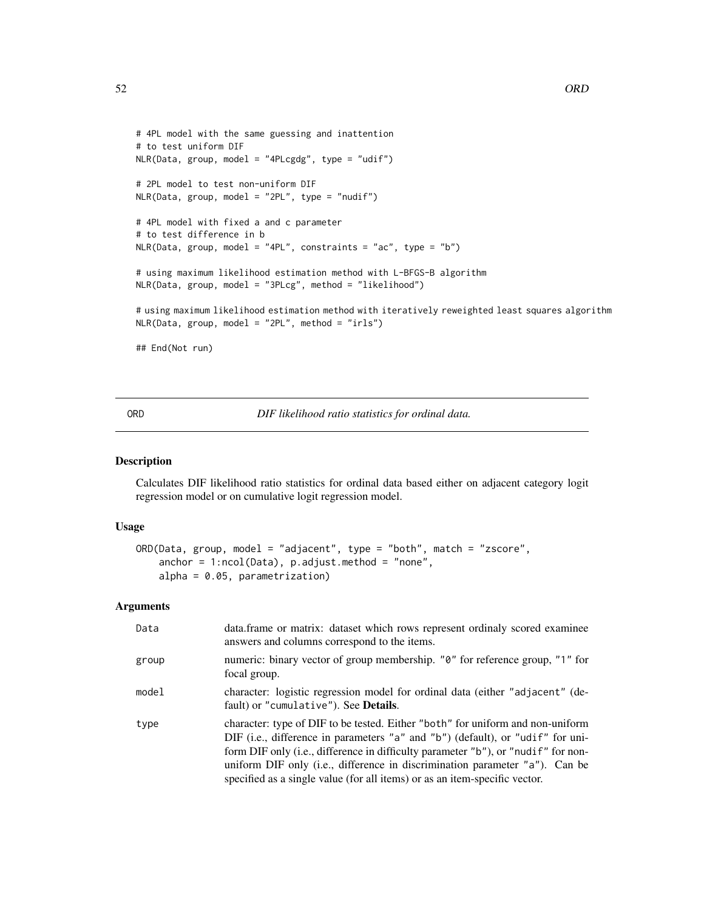```
# 4PL model with the same guessing and inattention
# to test uniform DIF
NLR(Data, group, model = "4PLcgdg", type = "udif")

# 2PL model to test non-uniform DIF
NLR(Data, group, model = "2PL", type = "nudif")

# 4PL model with fixed a and c parameter
# to test difference in b
NLR(Data, group, model = "4PL", constraints = "ac", type = "b")

# using maximum likelihood estimation method with L-BFGS-B algorithm
NLR(Data, group, model = "3PLcg", method = "likelihood")

# using maximum likelihood estimation method with iteratively reweighted least squares algorithm
NLR(Data, group, model = "2PL", method = "irls")

## End(Not run)
```

---

ORD — *DIF likelihood ratio statistics for ordinal data.*

---

## Description

Calculates DIF likelihood ratio statistics for ordinal data based either on adjacent category logit regression model or on cumulative logit regression model.

## Usage

```
ORD(Data, group, model = "adjacent", type = "both", match = "zscore",
    anchor = 1:ncol(Data), p.adjust.method = "none",
    alpha = 0.05, parametrization)
```

## Arguments

| | |
|---|---|
| Data | data.frame or matrix: dataset which rows represent ordinaly scored examinee answers and columns correspond to the items. |
| group | numeric: binary vector of group membership. "0" for reference group, "1" for focal group. |
| model | character: logistic regression model for ordinal data (either "adjacent" (default) or "cumulative"). See **Details**. |
| type | character: type of DIF to be tested. Either "both" for uniform and non-uniform DIF (i.e., difference in parameters "a" and "b") (default), or "udif" for uniform DIF only (i.e., difference in difficulty parameter "b"), or "nudif" for non-uniform DIF only (i.e., difference in discrimination parameter "a"). Can be specified as a single value (for all items) or as an item-specific vector. |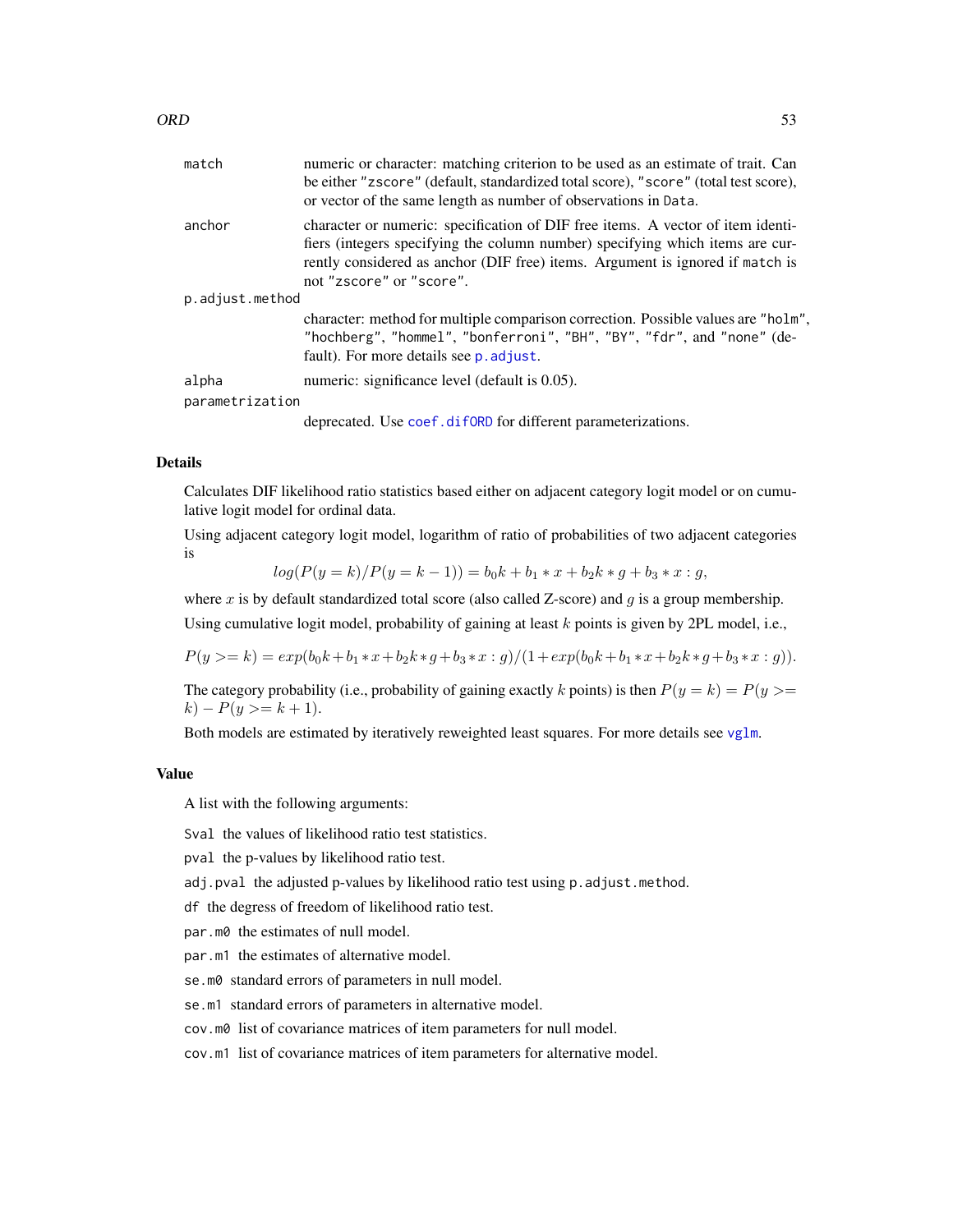| | |
|---|---|
| match | numeric or character: matching criterion to be used as an estimate of trait. Can be either "zscore" (default, standardized total score), "score" (total test score), or vector of the same length as number of observations in Data. |
| anchor | character or numeric: specification of DIF free items. A vector of item identifiers (integers specifying the column number) specifying which items are currently considered as anchor (DIF free) items. Argument is ignored if match is not "zscore" or "score". |
| p.adjust.method | character: method for multiple comparison correction. Possible values are "holm", "hochberg", "hommel", "bonferroni", "BH", "BY", "fdr", and "none" (default). For more details see p.adjust. |
| alpha | numeric: significance level (default is 0.05). |
| parametrization | deprecated. Use coef.difORD for different parameterizations. |

## Details

Calculates DIF likelihood ratio statistics based either on adjacent category logit model or on cumulative logit model for ordinal data.

Using adjacent category logit model, logarithm of ratio of probabilities of two adjacent categories is

$$log(P(y = k)/P(y = k - 1)) = b_0k + b_1 * x + b_2k * g + b_3 * x : g,$$

where $x$ is by default standardized total score (also called Z-score) and $g$ is a group membership.

Using cumulative logit model, probability of gaining at least $k$ points is given by 2PL model, i.e.,

$$P(y >= k) = exp(b_0k + b_1 * x + b_2k * g + b_3 * x : g)/(1 + exp(b_0k + b_1 * x + b_2k * g + b_3 * x : g)).$$

The category probability (i.e., probability of gaining exactly $k$ points) is then $P(y = k) = P(y >= k) - P(y >= k + 1)$.

Both models are estimated by iteratively reweighted least squares. For more details see vglm.

## Value

A list with the following arguments:

Sval the values of likelihood ratio test statistics.

pval the p-values by likelihood ratio test.

adj.pval the adjusted p-values by likelihood ratio test using p.adjust.method.

df the degress of freedom of likelihood ratio test.

par.m0 the estimates of null model.

par.m1 the estimates of alternative model.

se.m0 standard errors of parameters in null model.

se.m1 standard errors of parameters in alternative model.

cov.m0 list of covariance matrices of item parameters for null model.

cov.m1 list of covariance matrices of item parameters for alternative model.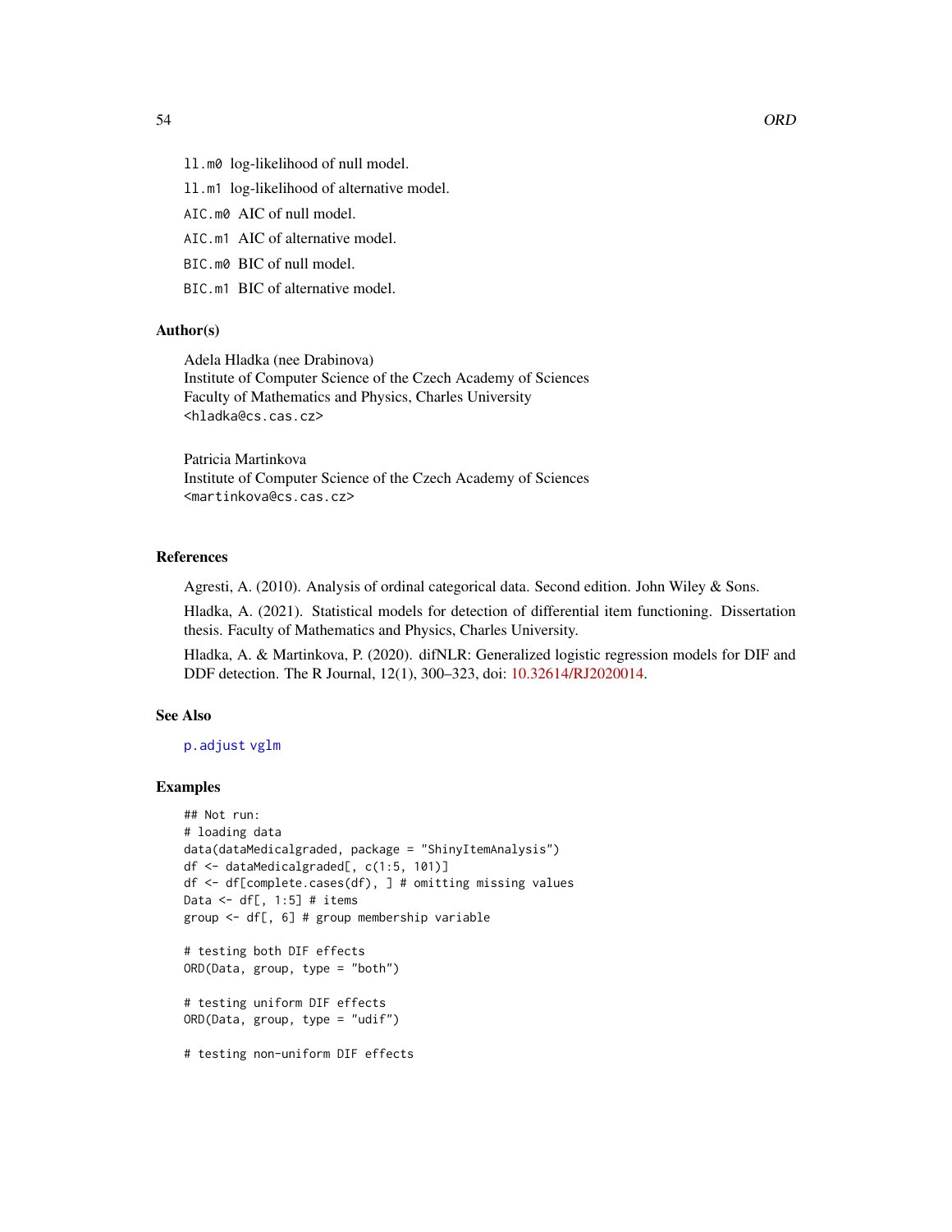`ll.m0` log-likelihood of null model.

`ll.m1` log-likelihood of alternative model.

`AIC.m0` AIC of null model.

`AIC.m1` AIC of alternative model.

`BIC.m0` BIC of null model.

`BIC.m1` BIC of alternative model.

## Author(s)

Adela Hladka (nee Drabinova)
Institute of Computer Science of the Czech Academy of Sciences
Faculty of Mathematics and Physics, Charles University
<hladka@cs.cas.cz>

Patricia Martinkova
Institute of Computer Science of the Czech Academy of Sciences
<martinkova@cs.cas.cz>

## References

Agresti, A. (2010). Analysis of ordinal categorical data. Second edition. John Wiley & Sons.

Hladka, A. (2021). Statistical models for detection of differential item functioning. Dissertation thesis. Faculty of Mathematics and Physics, Charles University.

Hladka, A. & Martinkova, P. (2020). difNLR: Generalized logistic regression models for DIF and DDF detection. The R Journal, 12(1), 300–323, doi: 10.32614/RJ2020014.

## See Also

`p.adjust` `vglm`

## Examples

```
## Not run:
# loading data
data(dataMedicalgraded, package = "ShinyItemAnalysis")
df <- dataMedicalgraded[, c(1:5, 101)]
df <- df[complete.cases(df), ] # omitting missing values
Data <- df[, 1:5] # items
group <- df[, 6] # group membership variable

# testing both DIF effects
ORD(Data, group, type = "both")

# testing uniform DIF effects
ORD(Data, group, type = "udif")

# testing non-uniform DIF effects
```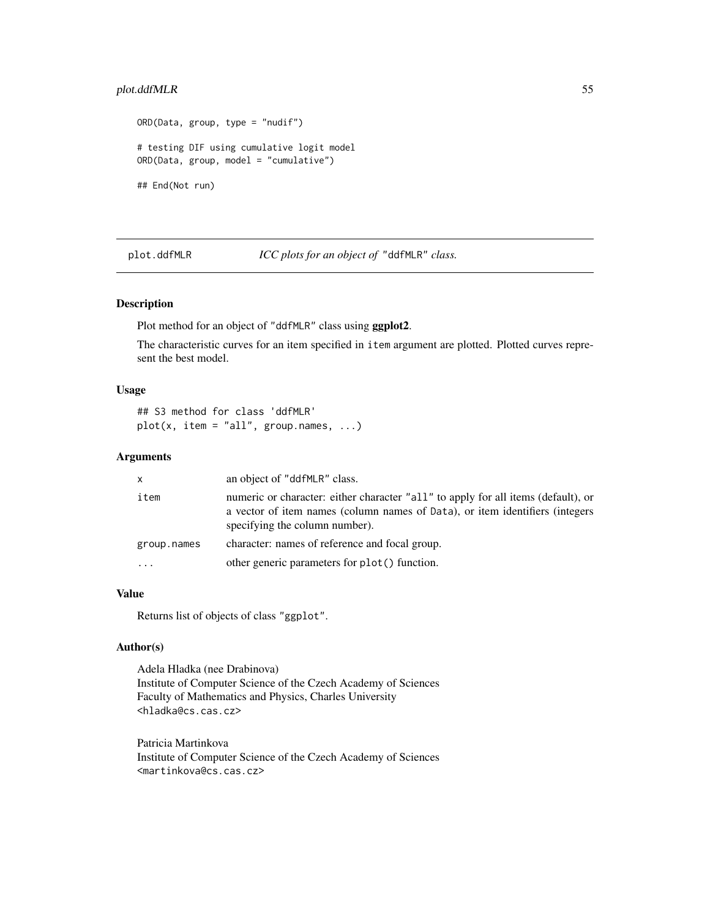```
ORD(Data, group, type = "nudif")

# testing DIF using cumulative logit model
ORD(Data, group, model = "cumulative")

## End(Not run)
```

---

## plot.ddfMLR — *ICC plots for an object of* "ddfMLR" *class.*

### Description

Plot method for an object of "ddfMLR" class using **ggplot2**.

The characteristic curves for an item specified in item argument are plotted. Plotted curves represent the best model.

### Usage

```
## S3 method for class 'ddfMLR'
plot(x, item = "all", group.names, ...)
```

### Arguments

| | |
|---|---|
| x | an object of "ddfMLR" class. |
| item | numeric or character: either character "all" to apply for all items (default), or a vector of item names (column names of Data), or item identifiers (integers specifying the column number). |
| group.names | character: names of reference and focal group. |
| ... | other generic parameters for plot() function. |

### Value

Returns list of objects of class "ggplot".

### Author(s)

Adela Hladka (nee Drabinova)
Institute of Computer Science of the Czech Academy of Sciences
Faculty of Mathematics and Physics, Charles University
<hladka@cs.cas.cz>

Patricia Martinkova
Institute of Computer Science of the Czech Academy of Sciences
<martinkova@cs.cas.cz>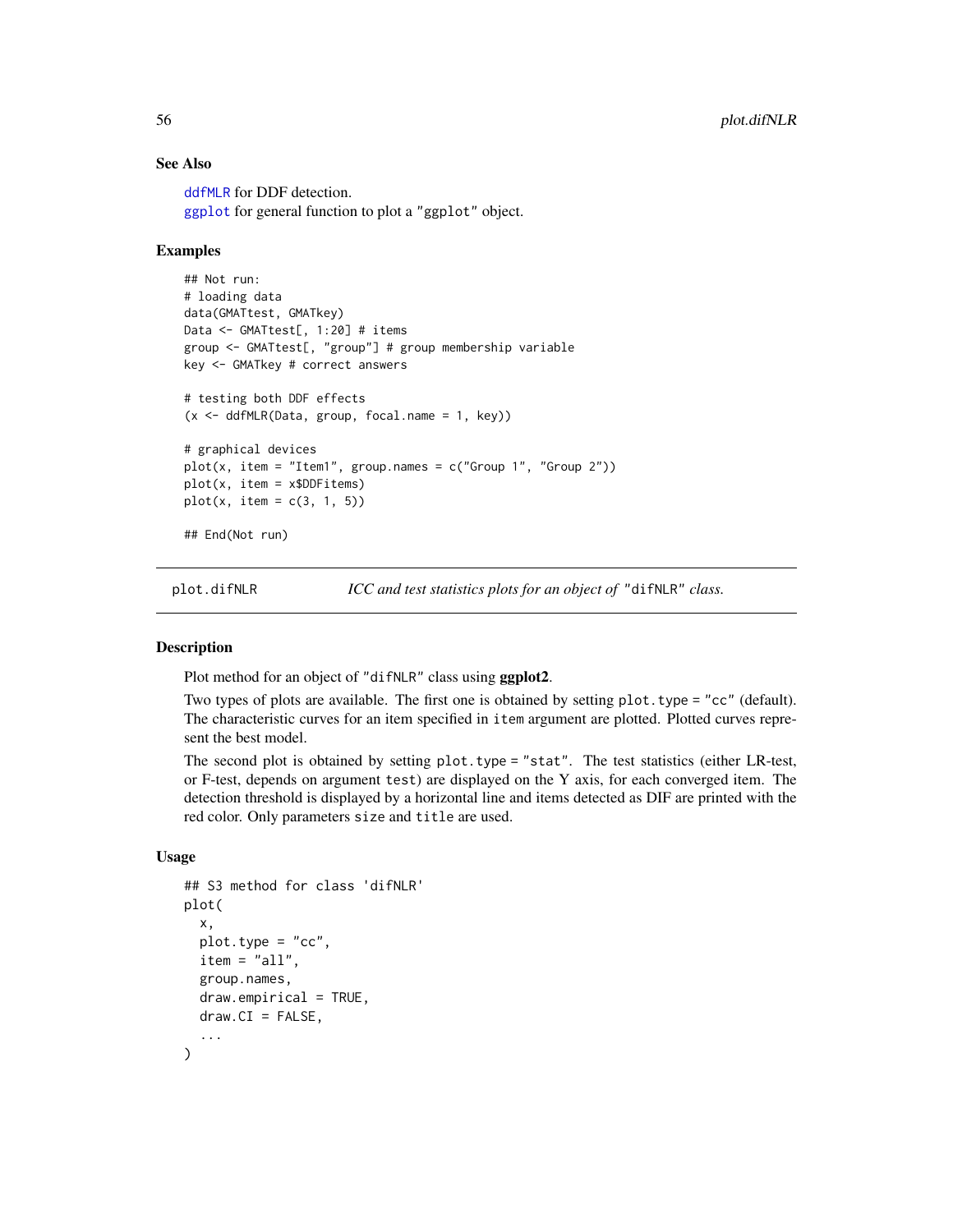## See Also

ddfMLR for DDF detection.
ggplot for general function to plot a "ggplot" object.

## Examples

```
## Not run:
# loading data
data(GMATtest, GMATkey)
Data <- GMATtest[, 1:20] # items
group <- GMATtest[, "group"] # group membership variable
key <- GMATkey # correct answers

# testing both DDF effects
(x <- ddfMLR(Data, group, focal.name = 1, key))

# graphical devices
plot(x, item = "Item1", group.names = c("Group 1", "Group 2"))
plot(x, item = x$DDFitems)
plot(x, item = c(3, 1, 5))

## End(Not run)
```

---

# plot.difNLR — *ICC and test statistics plots for an object of "difNLR" class.*

---

## Description

Plot method for an object of "difNLR" class using **ggplot2**.

Two types of plots are available. The first one is obtained by setting plot.type = "cc" (default). The characteristic curves for an item specified in item argument are plotted. Plotted curves represent the best model.

The second plot is obtained by setting plot.type = "stat". The test statistics (either LR-test, or F-test, depends on argument test) are displayed on the Y axis, for each converged item. The detection threshold is displayed by a horizontal line and items detected as DIF are printed with the red color. Only parameters size and title are used.

## Usage

```
## S3 method for class 'difNLR'
plot(
  x,
  plot.type = "cc",
  item = "all",
  group.names,
  draw.empirical = TRUE,
  draw.CI = FALSE,
  ...
)
```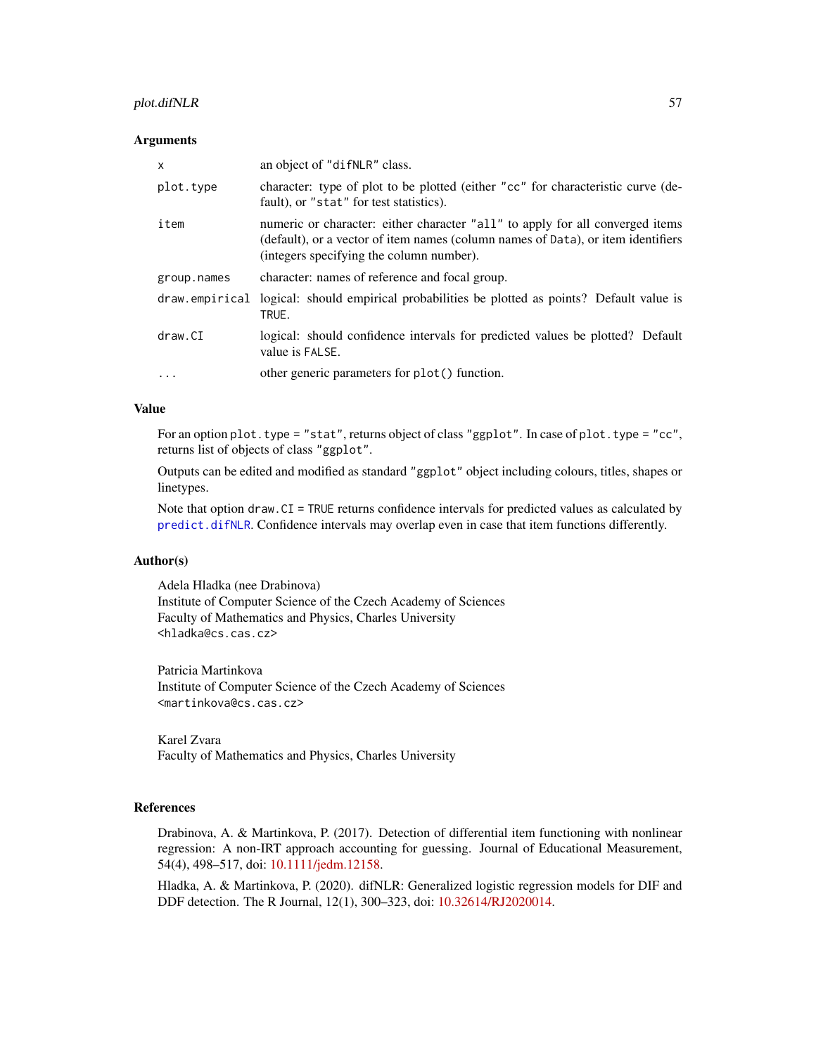## Arguments

| | |
|---|---|
| x | an object of "difNLR" class. |
| plot.type | character: type of plot to be plotted (either "cc" for characteristic curve (default), or "stat" for test statistics). |
| item | numeric or character: either character "all" to apply for all converged items (default), or a vector of item names (column names of Data), or item identifiers (integers specifying the column number). |
| group.names | character: names of reference and focal group. |
| draw.empirical | logical: should empirical probabilities be plotted as points? Default value is TRUE. |
| draw.CI | logical: should confidence intervals for predicted values be plotted? Default value is FALSE. |
| ... | other generic parameters for plot() function. |

## Value

For an option plot.type = "stat", returns object of class "ggplot". In case of plot.type = "cc", returns list of objects of class "ggplot".

Outputs can be edited and modified as standard "ggplot" object including colours, titles, shapes or linetypes.

Note that option draw.CI = TRUE returns confidence intervals for predicted values as calculated by predict.difNLR. Confidence intervals may overlap even in case that item functions differently.

## Author(s)

Adela Hladka (nee Drabinova)
Institute of Computer Science of the Czech Academy of Sciences
Faculty of Mathematics and Physics, Charles University
<hladka@cs.cas.cz>

Patricia Martinkova
Institute of Computer Science of the Czech Academy of Sciences
<martinkova@cs.cas.cz>

Karel Zvara
Faculty of Mathematics and Physics, Charles University

## References

Drabinova, A. & Martinkova, P. (2017). Detection of differential item functioning with nonlinear regression: A non-IRT approach accounting for guessing. Journal of Educational Measurement, 54(4), 498–517, doi: 10.1111/jedm.12158.

Hladka, A. & Martinkova, P. (2020). difNLR: Generalized logistic regression models for DIF and DDF detection. The R Journal, 12(1), 300–323, doi: 10.32614/RJ2020014.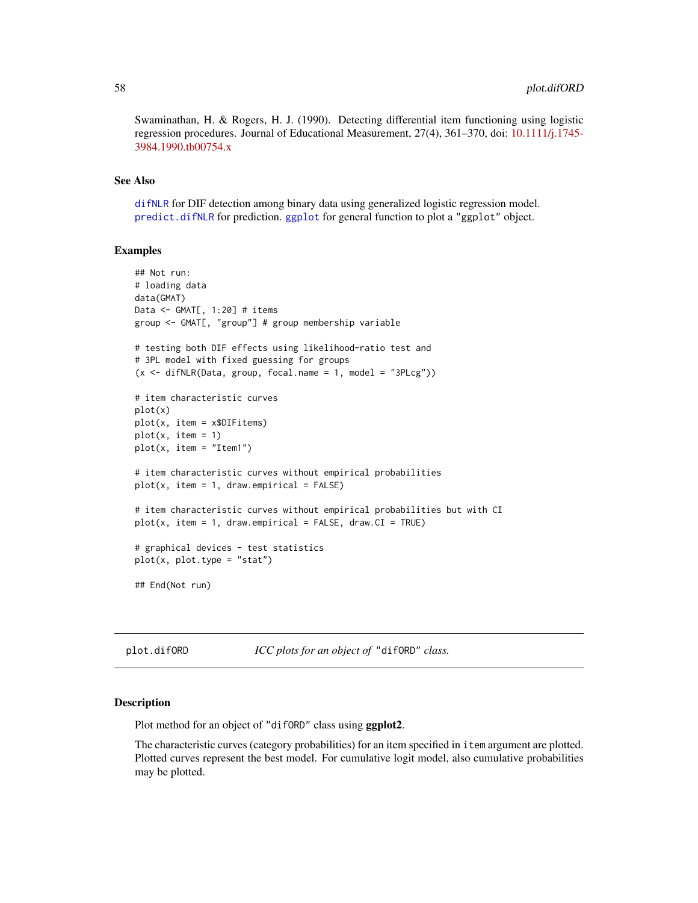Swaminathan, H. & Rogers, H. J. (1990). Detecting differential item functioning using logistic regression procedures. Journal of Educational Measurement, 27(4), 361–370, doi: 10.1111/j.1745-3984.1990.tb00754.x

## See Also

difNLR for DIF detection among binary data using generalized logistic regression model. predict.difNLR for prediction. ggplot for general function to plot a "ggplot" object.

## Examples

```
## Not run:
# loading data
data(GMAT)
Data <- GMAT[, 1:20] # items
group <- GMAT[, "group"] # group membership variable

# testing both DIF effects using likelihood-ratio test and
# 3PL model with fixed guessing for groups
(x <- difNLR(Data, group, focal.name = 1, model = "3PLcg"))

# item characteristic curves
plot(x)
plot(x, item = x$DIFitems)
plot(x, item = 1)
plot(x, item = "Item1")

# item characteristic curves without empirical probabilities
plot(x, item = 1, draw.empirical = FALSE)

# item characteristic curves without empirical probabilities but with CI
plot(x, item = 1, draw.empirical = FALSE, draw.CI = TRUE)

# graphical devices - test statistics
plot(x, plot.type = "stat")

## End(Not run)
```

---

# plot.difORD — *ICC plots for an object of "difORD" class.*

## Description

Plot method for an object of "difORD" class using **ggplot2**.

The characteristic curves (category probabilities) for an item specified in item argument are plotted. Plotted curves represent the best model. For cumulative logit model, also cumulative probabilities may be plotted.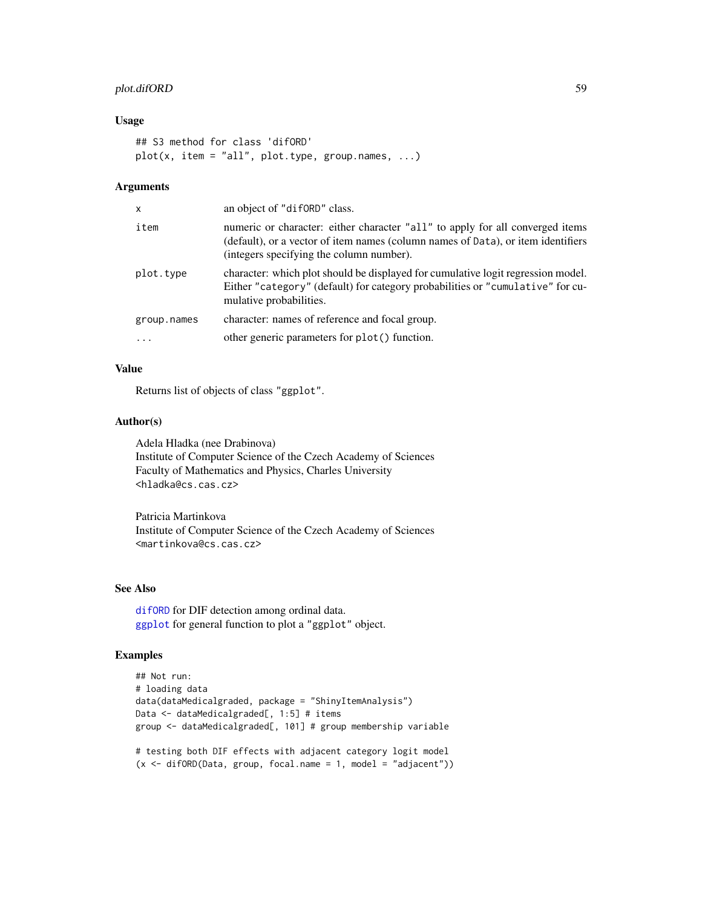### Usage

```
## S3 method for class 'difORD'
plot(x, item = "all", plot.type, group.names, ...)
```

### Arguments

| | |
|---|---|
| x | an object of "difORD" class. |
| item | numeric or character: either character "all" to apply for all converged items (default), or a vector of item names (column names of Data), or item identifiers (integers specifying the column number). |
| plot.type | character: which plot should be displayed for cumulative logit regression model. Either "category" (default) for category probabilities or "cumulative" for cumulative probabilities. |
| group.names | character: names of reference and focal group. |
| ... | other generic parameters for plot() function. |

### Value

Returns list of objects of class "ggplot".

### Author(s)

Adela Hladka (nee Drabinova)
Institute of Computer Science of the Czech Academy of Sciences
Faculty of Mathematics and Physics, Charles University
<hladka@cs.cas.cz>

Patricia Martinkova
Institute of Computer Science of the Czech Academy of Sciences
<martinkova@cs.cas.cz>

### See Also

difORD for DIF detection among ordinal data.
ggplot for general function to plot a "ggplot" object.

### Examples

```
## Not run:
# loading data
data(dataMedicalgraded, package = "ShinyItemAnalysis")
Data <- dataMedicalgraded[, 1:5] # items
group <- dataMedicalgraded[, 101] # group membership variable

# testing both DIF effects with adjacent category logit model
(x <- difORD(Data, group, focal.name = 1, model = "adjacent"))
```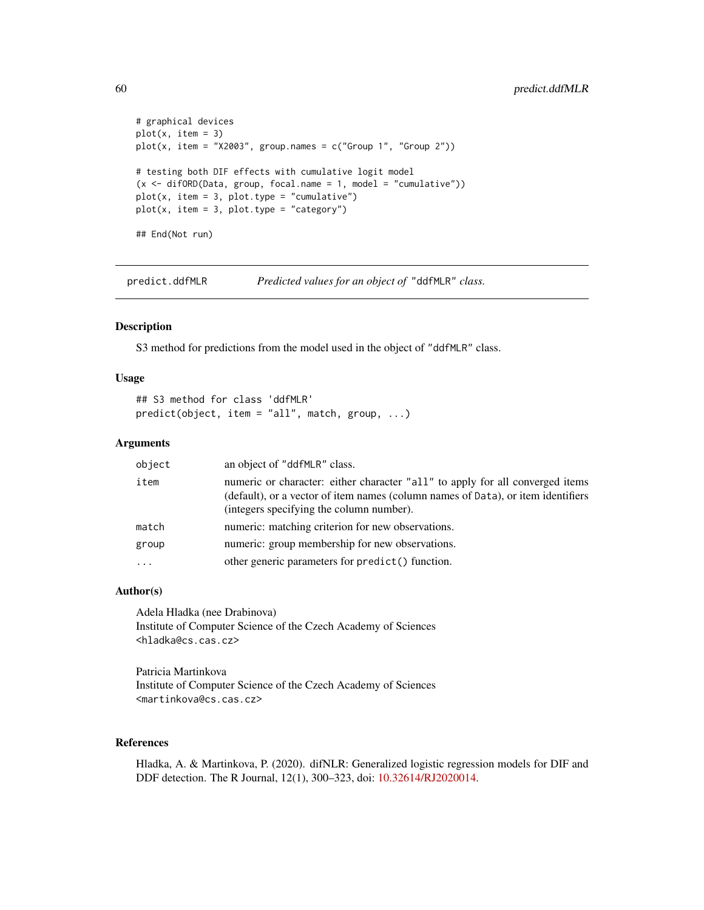```
# graphical devices
plot(x, item = 3)
plot(x, item = "X2003", group.names = c("Group 1", "Group 2"))

# testing both DIF effects with cumulative logit model
(x <- difORD(Data, group, focal.name = 1, model = "cumulative"))
plot(x, item = 3, plot.type = "cumulative")
plot(x, item = 3, plot.type = "category")

## End(Not run)
```

---

## predict.ddfMLR — *Predicted values for an object of "ddfMLR" class.*

### Description

S3 method for predictions from the model used in the object of "ddfMLR" class.

### Usage

```
## S3 method for class 'ddfMLR'
predict(object, item = "all", match, group, ...)
```

### Arguments

| | |
|---|---|
| object | an object of "ddfMLR" class. |
| item | numeric or character: either character "all" to apply for all converged items (default), or a vector of item names (column names of Data), or item identifiers (integers specifying the column number). |
| match | numeric: matching criterion for new observations. |
| group | numeric: group membership for new observations. |
| ... | other generic parameters for predict() function. |

### Author(s)

Adela Hladka (nee Drabinova)
Institute of Computer Science of the Czech Academy of Sciences
<hladka@cs.cas.cz>

Patricia Martinkova
Institute of Computer Science of the Czech Academy of Sciences
<martinkova@cs.cas.cz>

### References

Hladka, A. & Martinkova, P. (2020). difNLR: Generalized logistic regression models for DIF and DDF detection. The R Journal, 12(1), 300–323, doi: 10.32614/RJ2020014.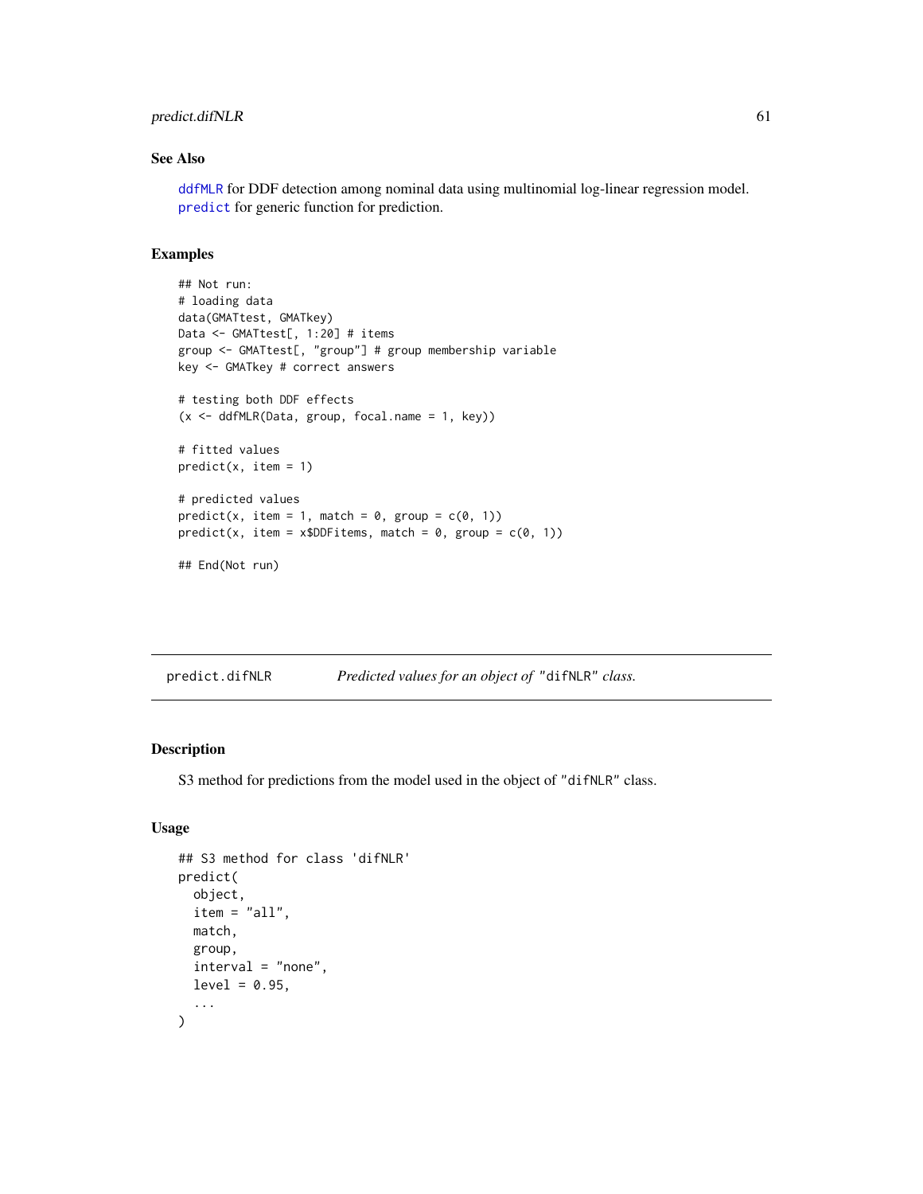### See Also

`ddfMLR` for DDF detection among nominal data using multinomial log-linear regression model.
`predict` for generic function for prediction.

### Examples

```
## Not run:
# loading data
data(GMATtest, GMATkey)
Data <- GMATtest[, 1:20] # items
group <- GMATtest[, "group"] # group membership variable
key <- GMATkey # correct answers

# testing both DDF effects
(x <- ddfMLR(Data, group, focal.name = 1, key))

# fitted values
predict(x, item = 1)

# predicted values
predict(x, item = 1, match = 0, group = c(0, 1))
predict(x, item = x$DDFitems, match = 0, group = c(0, 1))

## End(Not run)
```

---

## predict.difNLR — *Predicted values for an object of "difNLR" class.*

### Description

S3 method for predictions from the model used in the object of "difNLR" class.

### Usage

```
## S3 method for class 'difNLR'
predict(
  object,
  item = "all",
  match,
  group,
  interval = "none",
  level = 0.95,
  ...
)
```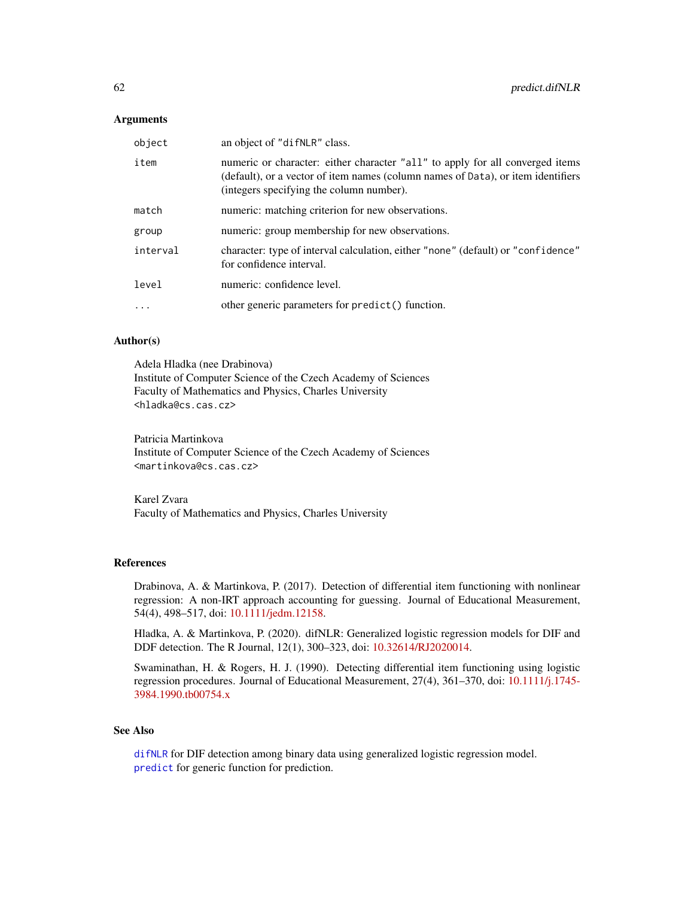### Arguments

| | |
|---|---|
| `object` | an object of `"difNLR"` class. |
| `item` | numeric or character: either character `"all"` to apply for all converged items (default), or a vector of item names (column names of `Data`), or item identifiers (integers specifying the column number). |
| `match` | numeric: matching criterion for new observations. |
| `group` | numeric: group membership for new observations. |
| `interval` | character: type of interval calculation, either `"none"` (default) or `"confidence"` for confidence interval. |
| `level` | numeric: confidence level. |
| `...` | other generic parameters for `predict()` function. |

### Author(s)

Adela Hladka (nee Drabinova)
Institute of Computer Science of the Czech Academy of Sciences
Faculty of Mathematics and Physics, Charles University
`<hladka@cs.cas.cz>`

Patricia Martinkova
Institute of Computer Science of the Czech Academy of Sciences
`<martinkova@cs.cas.cz>`

Karel Zvara
Faculty of Mathematics and Physics, Charles University

### References

Drabinova, A. & Martinkova, P. (2017). Detection of differential item functioning with nonlinear regression: A non-IRT approach accounting for guessing. Journal of Educational Measurement, 54(4), 498–517, doi: 10.1111/jedm.12158.

Hladka, A. & Martinkova, P. (2020). difNLR: Generalized logistic regression models for DIF and DDF detection. The R Journal, 12(1), 300–323, doi: 10.32614/RJ2020014.

Swaminathan, H. & Rogers, H. J. (1990). Detecting differential item functioning using logistic regression procedures. Journal of Educational Measurement, 27(4), 361–370, doi: 10.1111/j.1745-3984.1990.tb00754.x

### See Also

`difNLR` for DIF detection among binary data using generalized logistic regression model.
`predict` for generic function for prediction.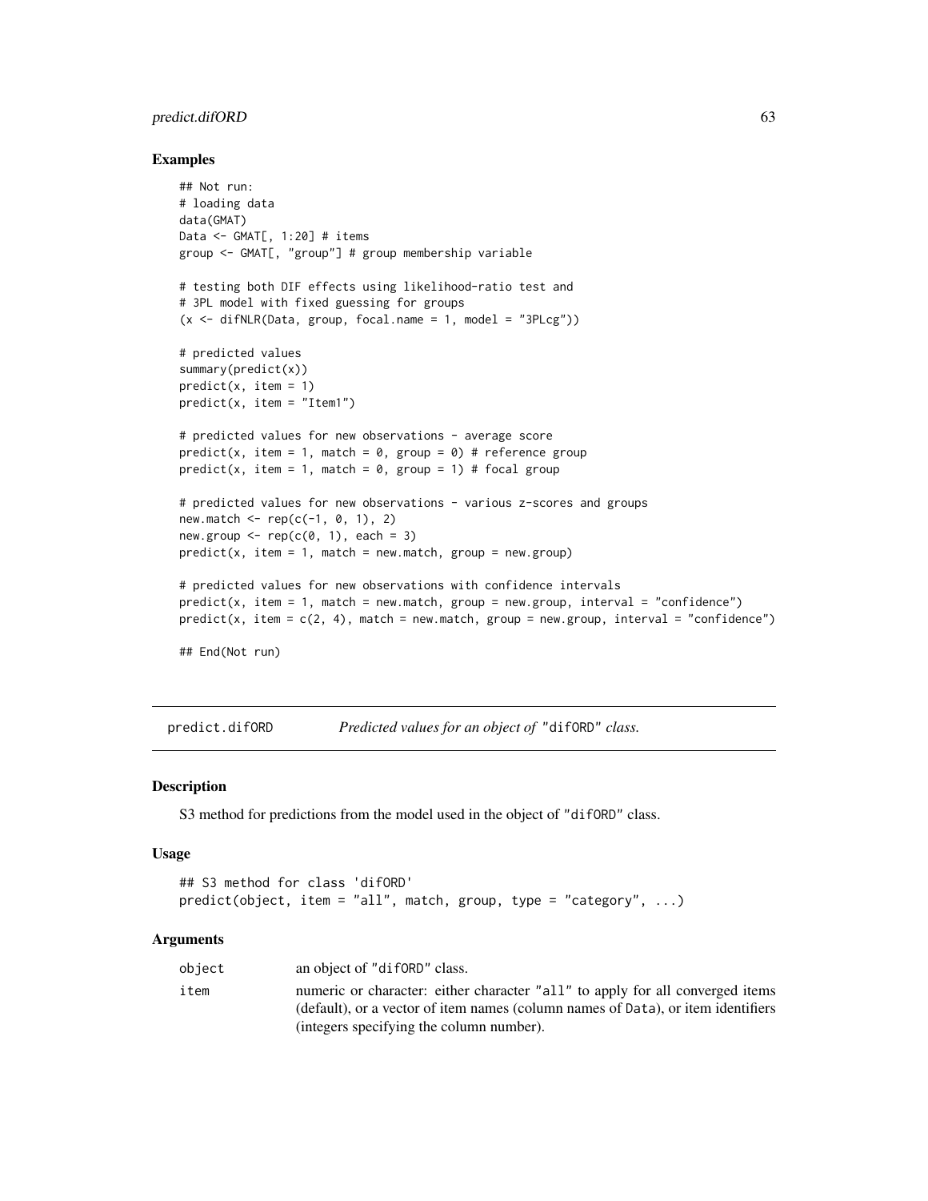### Examples

```
## Not run:
# loading data
data(GMAT)
Data <- GMAT[, 1:20] # items
group <- GMAT[, "group"] # group membership variable

# testing both DIF effects using likelihood-ratio test and
# 3PL model with fixed guessing for groups
(x <- difNLR(Data, group, focal.name = 1, model = "3PLcg"))

# predicted values
summary(predict(x))
predict(x, item = 1)
predict(x, item = "Item1")

# predicted values for new observations - average score
predict(x, item = 1, match = 0, group = 0) # reference group
predict(x, item = 1, match = 0, group = 1) # focal group

# predicted values for new observations - various z-scores and groups
new.match <- rep(c(-1, 0, 1), 2)
new.group <- rep(c(0, 1), each = 3)
predict(x, item = 1, match = new.match, group = new.group)

# predicted values for new observations with confidence intervals
predict(x, item = 1, match = new.match, group = new.group, interval = "confidence")
predict(x, item = c(2, 4), match = new.match, group = new.group, interval = "confidence")

## End(Not run)
```

## predict.difORD — *Predicted values for an object of "difORD" class.*

### Description

S3 method for predictions from the model used in the object of "difORD" class.

### Usage

```
## S3 method for class 'difORD'
predict(object, item = "all", match, group, type = "category", ...)
```

### Arguments

| | |
|---|---|
| object | an object of "difORD" class. |
| item | numeric or character: either character "all" to apply for all converged items (default), or a vector of item names (column names of Data), or item identifiers (integers specifying the column number). |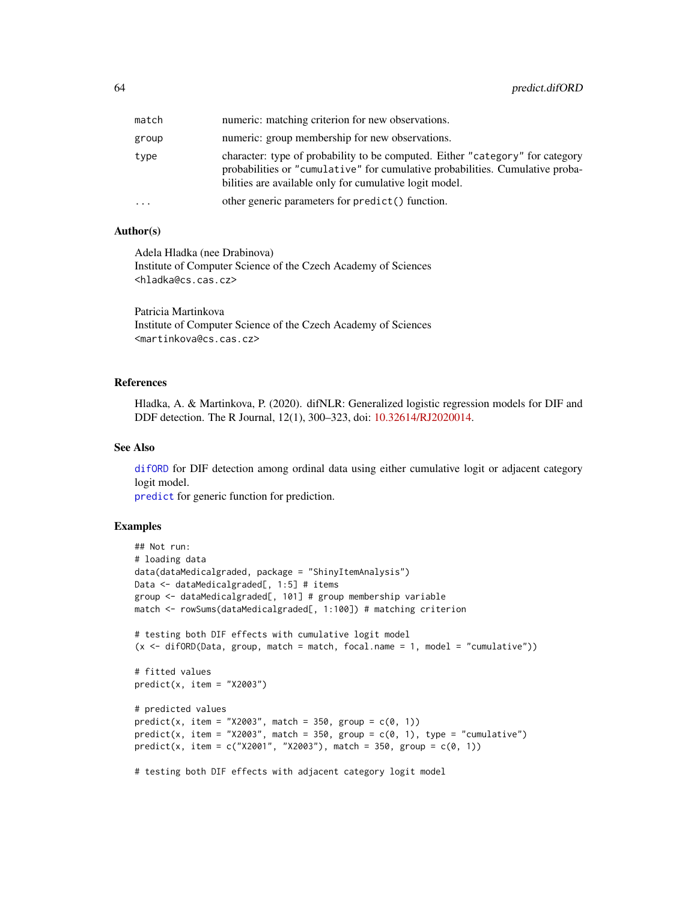| | |
|---|---|
| match | numeric: matching criterion for new observations. |
| group | numeric: group membership for new observations. |
| type | character: type of probability to be computed. Either "category" for category probabilities or "cumulative" for cumulative probabilities. Cumulative probabilities are available only for cumulative logit model. |
| ... | other generic parameters for predict() function. |

### Author(s)

Adela Hladka (nee Drabinova)
Institute of Computer Science of the Czech Academy of Sciences
<hladka@cs.cas.cz>

Patricia Martinkova
Institute of Computer Science of the Czech Academy of Sciences
<martinkova@cs.cas.cz>

### References

Hladka, A. & Martinkova, P. (2020). difNLR: Generalized logistic regression models for DIF and DDF detection. The R Journal, 12(1), 300–323, doi: 10.32614/RJ2020014.

### See Also

difORD for DIF detection among ordinal data using either cumulative logit or adjacent category logit model.
predict for generic function for prediction.

### Examples

```
## Not run:
# loading data
data(dataMedicalgraded, package = "ShinyItemAnalysis")
Data <- dataMedicalgraded[, 1:5] # items
group <- dataMedicalgraded[, 101] # group membership variable
match <- rowSums(dataMedicalgraded[, 1:100]) # matching criterion

# testing both DIF effects with cumulative logit model
(x <- difORD(Data, group, match = match, focal.name = 1, model = "cumulative"))

# fitted values
predict(x, item = "X2003")

# predicted values
predict(x, item = "X2003", match = 350, group = c(0, 1))
predict(x, item = "X2003", match = 350, group = c(0, 1), type = "cumulative")
predict(x, item = c("X2001", "X2003"), match = 350, group = c(0, 1))

# testing both DIF effects with adjacent category logit model
```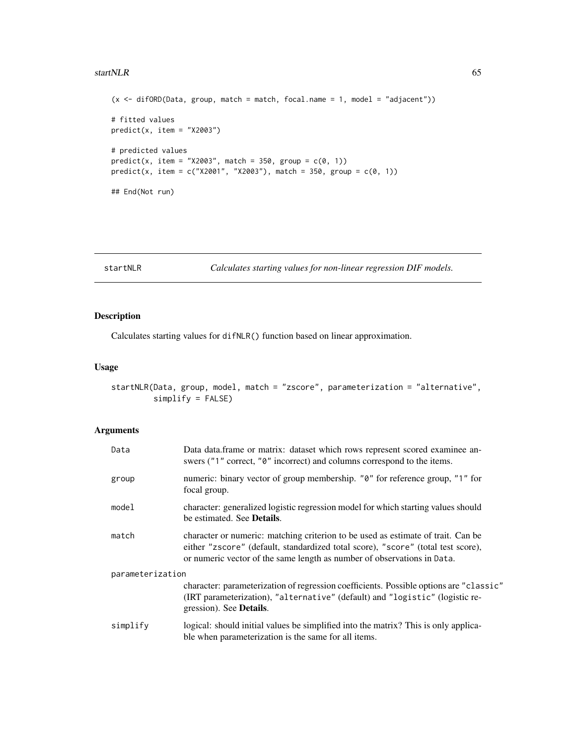```
(x <- difORD(Data, group, match = match, focal.name = 1, model = "adjacent"))

# fitted values
predict(x, item = "X2003")

# predicted values
predict(x, item = "X2003", match = 350, group = c(0, 1))
predict(x, item = c("X2001", "X2003"), match = 350, group = c(0, 1))

## End(Not run)
```

---

## startNLR — *Calculates starting values for non-linear regression DIF models.*

---

### Description

Calculates starting values for difNLR() function based on linear approximation.

### Usage

```
startNLR(Data, group, model, match = "zscore", parameterization = "alternative",
         simplify = FALSE)
```

### Arguments

| | |
|---|---|
| Data | Data data.frame or matrix: dataset which rows represent scored examinee answers ("1" correct, "0" incorrect) and columns correspond to the items. |
| group | numeric: binary vector of group membership. "0" for reference group, "1" for focal group. |
| model | character: generalized logistic regression model for which starting values should be estimated. See **Details**. |
| match | character or numeric: matching criterion to be used as estimate of trait. Can be either "zscore" (default, standardized total score), "score" (total test score), or numeric vector of the same length as number of observations in Data. |
| parameterization | character: parameterization of regression coefficients. Possible options are "classic" (IRT parameterization), "alternative" (default) and "logistic" (logistic regression). See **Details**. |
| simplify | logical: should initial values be simplified into the matrix? This is only applicable when parameterization is the same for all items. |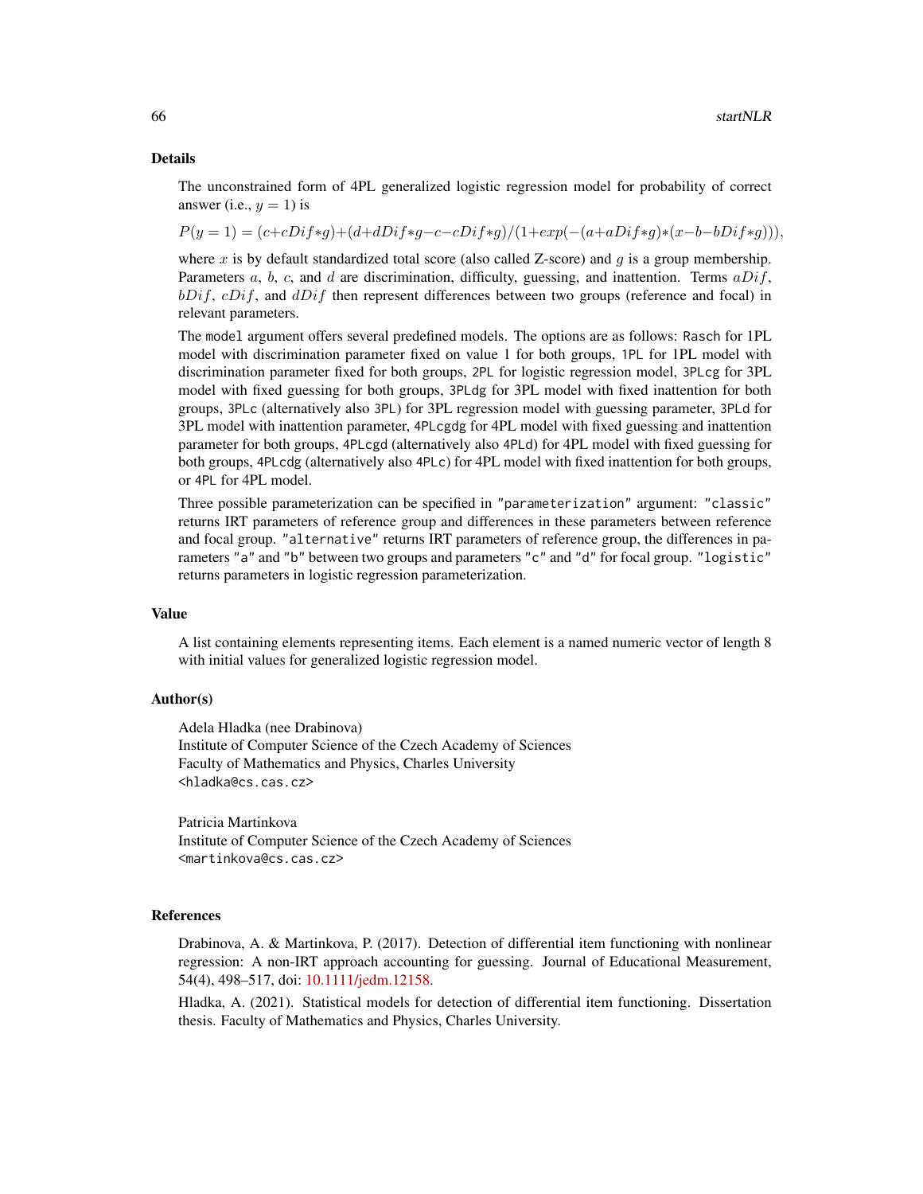### Details

The unconstrained form of 4PL generalized logistic regression model for probability of correct answer (i.e., $y = 1$) is

$$P(y = 1) = (c + cDif * g) + (d + dDif * g - c - cDif * g)/(1 + exp(-(a + aDif * g) * (x - b - bDif * g))),$$

where $x$ is by default standardized total score (also called Z-score) and $g$ is a group membership. Parameters $a$, $b$, $c$, and $d$ are discrimination, difficulty, guessing, and inattention. Terms $aDif$, $bDif$, $cDif$, and $dDif$ then represent differences between two groups (reference and focal) in relevant parameters.

The `model` argument offers several predefined models. The options are as follows: `Rasch` for 1PL model with discrimination parameter fixed on value 1 for both groups, `1PL` for 1PL model with discrimination parameter fixed for both groups, `2PL` for logistic regression model, `3PLcg` for 3PL model with fixed guessing for both groups, `3PLdg` for 3PL model with fixed inattention for both groups, `3PLc` (alternatively also `3PL`) for 3PL regression model with guessing parameter, `3PLd` for 3PL model with inattention parameter, `4PLcgdg` for 4PL model with fixed guessing and inattention parameter for both groups, `4PLcgd` (alternatively also `4PLd`) for 4PL model with fixed guessing for both groups, `4PLcdg` (alternatively also `4PLc`) for 4PL model with fixed inattention for both groups, or `4PL` for 4PL model.

Three possible parameterization can be specified in `"parameterization"` argument: `"classic"` returns IRT parameters of reference group and differences in these parameters between reference and focal group. `"alternative"` returns IRT parameters of reference group, the differences in parameters `"a"` and `"b"` between two groups and parameters `"c"` and `"d"` for focal group. `"logistic"` returns parameters in logistic regression parameterization.

### Value

A list containing elements representing items. Each element is a named numeric vector of length 8 with initial values for generalized logistic regression model.

### Author(s)

Adela Hladka (nee Drabinova)
Institute of Computer Science of the Czech Academy of Sciences
Faculty of Mathematics and Physics, Charles University
<hladka@cs.cas.cz>

Patricia Martinkova
Institute of Computer Science of the Czech Academy of Sciences
<martinkova@cs.cas.cz>

### References

Drabinova, A. & Martinkova, P. (2017). Detection of differential item functioning with nonlinear regression: A non-IRT approach accounting for guessing. Journal of Educational Measurement, 54(4), 498–517, doi: 10.1111/jedm.12158.

Hladka, A. (2021). Statistical models for detection of differential item functioning. Dissertation thesis. Faculty of Mathematics and Physics, Charles University.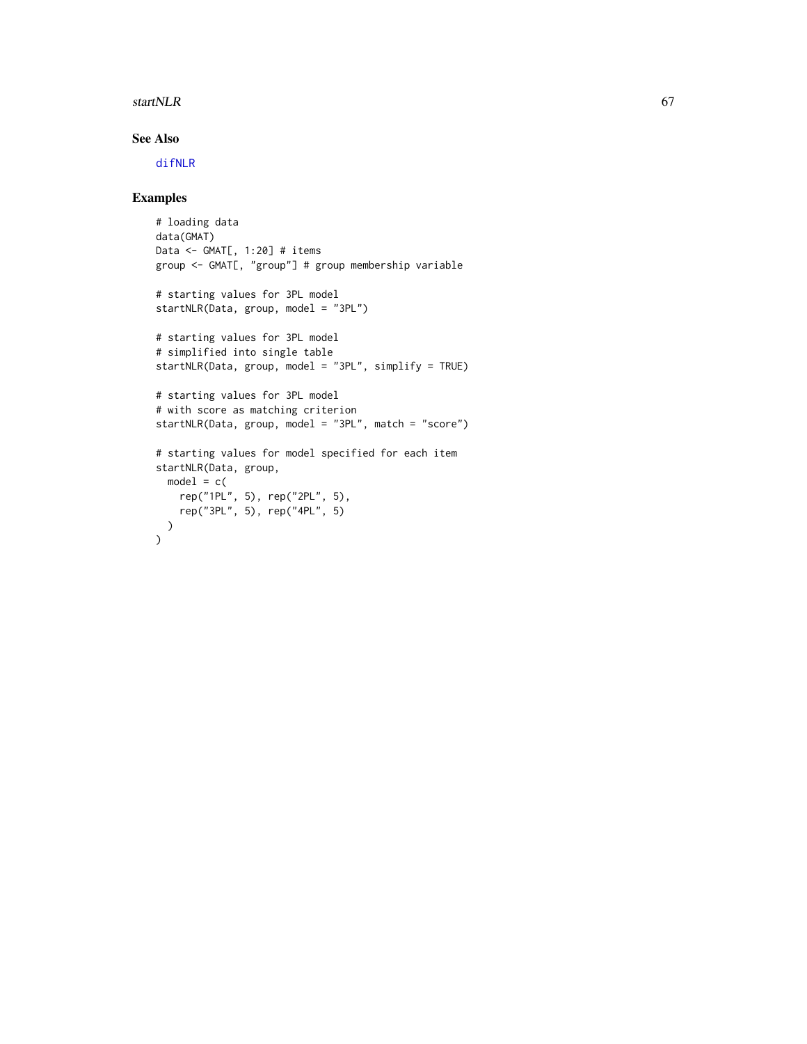## See Also

difNLR

## Examples

```
# loading data
data(GMAT)
Data <- GMAT[, 1:20] # items
group <- GMAT[, "group"] # group membership variable

# starting values for 3PL model
startNLR(Data, group, model = "3PL")

# starting values for 3PL model
# simplified into single table
startNLR(Data, group, model = "3PL", simplify = TRUE)

# starting values for 3PL model
# with score as matching criterion
startNLR(Data, group, model = "3PL", match = "score")

# starting values for model specified for each item
startNLR(Data, group,
  model = c(
    rep("1PL", 5), rep("2PL", 5),
    rep("3PL", 5), rep("4PL", 5)
  )
)
```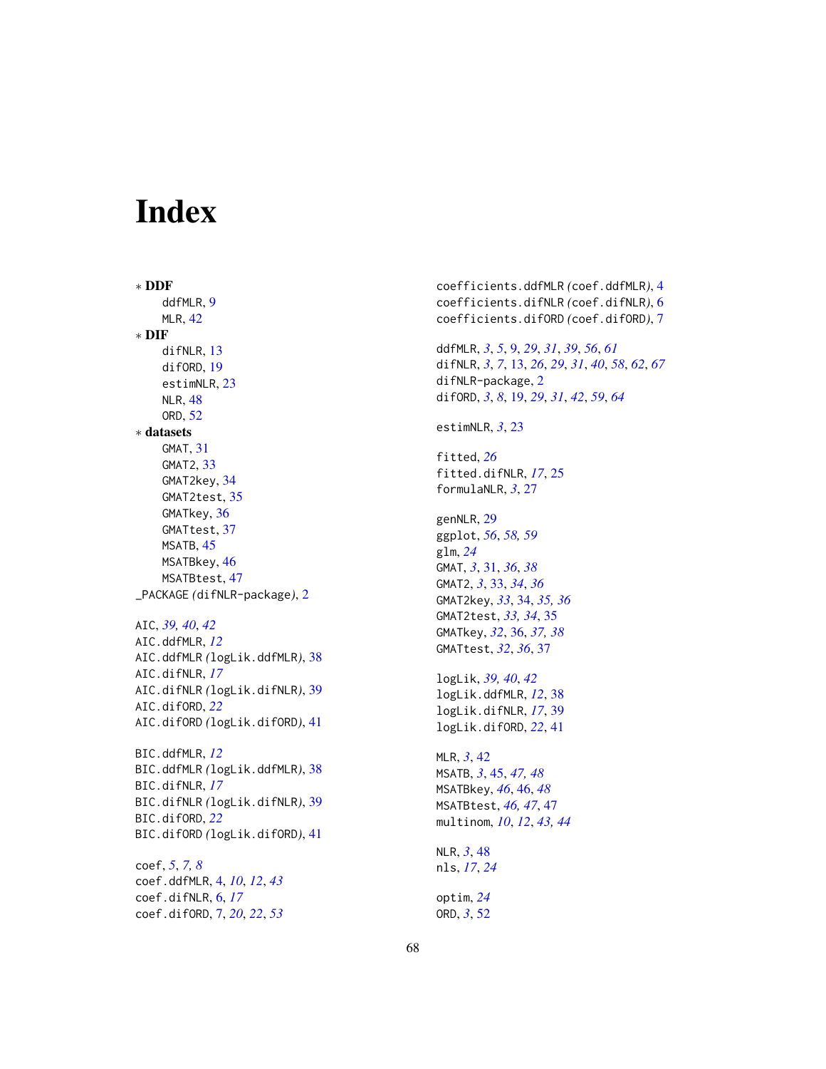# Index

* **DDF**
  - ddfMLR, 9
  - MLR, 42
* **DIF**
  - difNLR, 13
  - difORD, 19
  - estimNLR, 23
  - NLR, 48
  - ORD, 52
* **datasets**
  - GMAT, 31
  - GMAT2, 33
  - GMAT2key, 34
  - GMAT2test, 35
  - GMATkey, 36
  - GMATtest, 37
  - MSATB, 45
  - MSATBkey, 46
  - MSATBtest, 47

_PACKAGE *(*difNLR-package*)*, 2

AIC, *39, 40*, *42*
AIC.ddfMLR, *12*
AIC.ddfMLR *(*logLik.ddfMLR*)*, 38
AIC.difNLR, *17*
AIC.difNLR *(*logLik.difNLR*)*, 39
AIC.difORD, *22*
AIC.difORD *(*logLik.difORD*)*, 41

BIC.ddfMLR, *12*
BIC.ddfMLR *(*logLik.ddfMLR*)*, 38
BIC.difNLR, *17*
BIC.difNLR *(*logLik.difNLR*)*, 39
BIC.difORD, *22*
BIC.difORD *(*logLik.difORD*)*, 41

coef, *5*, *7, 8*
coef.ddfMLR, 4, *10*, *12*, *43*
coef.difNLR, 6, *17*
coef.difORD, 7, *20*, *22*, *53*
coefficients.ddfMLR *(*coef.ddfMLR*)*, 4
coefficients.difNLR *(*coef.difNLR*)*, 6
coefficients.difORD *(*coef.difORD*)*, 7

ddfMLR, *3*, *5*, 9, *29*, *31*, *39*, *56*, *61*
difNLR, *3*, *7*, 13, *26*, *29*, *31*, *40*, *58*, *62*, *67*
difNLR-package, 2
difORD, *3*, *8*, 19, *29*, *31*, *42*, *59*, *64*

estimNLR, *3*, 23

fitted, *26*
fitted.difNLR, *17*, 25
formulaNLR, *3*, 27

genNLR, 29
ggplot, *56*, *58, 59*
glm, *24*
GMAT, *3*, 31, *36*, *38*
GMAT2, *3*, 33, *34*, *36*
GMAT2key, *33*, 34, *35, 36*
GMAT2test, *33*, *34*, 35
GMATkey, *32*, 36, *37, 38*
GMATtest, *32*, *36*, 37

logLik, *39, 40*, *42*
logLik.ddfMLR, *12*, 38
logLik.difNLR, *17*, 39
logLik.difORD, *22*, 41

MLR, *3*, 42
MSATB, *3*, 45, *47, 48*
MSATBkey, *46*, 46, *48*
MSATBtest, *46, 47*, 47
multinom, *10*, *12*, *43, 44*

NLR, *3*, 48
nls, *17*, *24*

optim, *24*
ORD, *3*, 52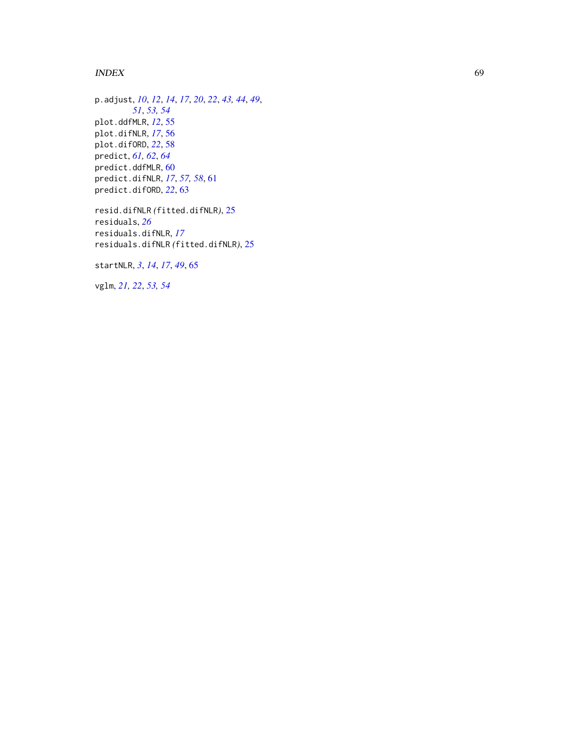p.adjust, *10*, *12*, *14*, *17*, *20*, *22*, *43, 44*, *49*, *51*, *53, 54*
plot.ddfMLR, *12*, 55
plot.difNLR, *17*, 56
plot.difORD, *22*, 58
predict, *61, 62*, *64*
predict.ddfMLR, 60
predict.difNLR, *17*, *57, 58*, 61
predict.difORD, *22*, 63

resid.difNLR *(*fitted.difNLR*)*, 25
residuals, *26*
residuals.difNLR, *17*
residuals.difNLR *(*fitted.difNLR*)*, 25

startNLR, *3*, *14*, *17*, *49*, 65

vglm, *21, 22*, *53, 54*